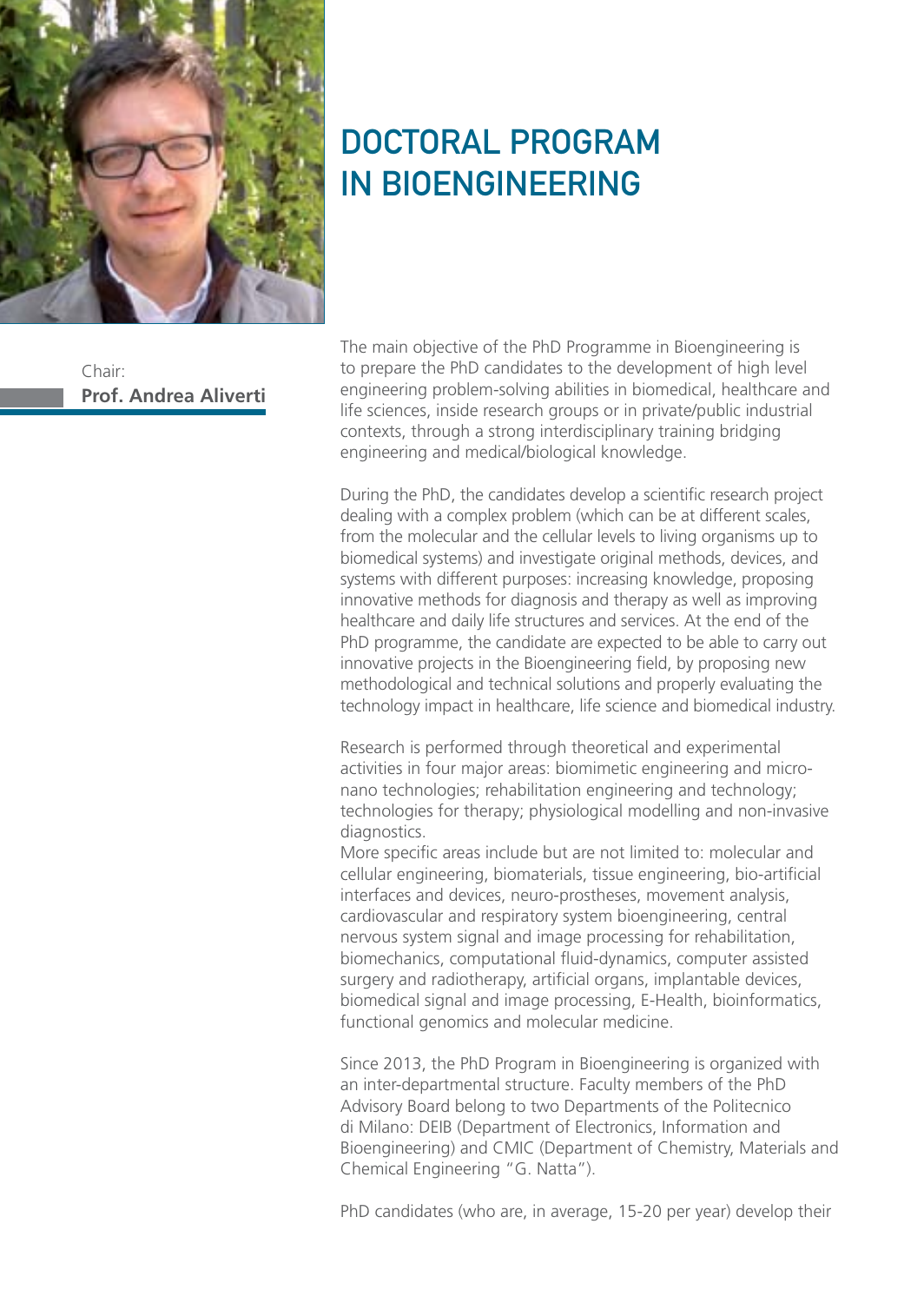# DOCTORAL PROGRAM IN BIOENGINEERING

Chair:
**Prof. Andrea Aliverti**

The main objective of the PhD Programme in Bioengineering is to prepare the PhD candidates to the development of high level engineering problem-solving abilities in biomedical, healthcare and life sciences, inside research groups or in private/public industrial contexts, through a strong interdisciplinary training bridging engineering and medical/biological knowledge.

During the PhD, the candidates develop a scientific research project dealing with a complex problem (which can be at different scales, from the molecular and the cellular levels to living organisms up to biomedical systems) and investigate original methods, devices, and systems with different purposes: increasing knowledge, proposing innovative methods for diagnosis and therapy as well as improving healthcare and daily life structures and services. At the end of the PhD programme, the candidate are expected to be able to carry out innovative projects in the Bioengineering field, by proposing new methodological and technical solutions and properly evaluating the technology impact in healthcare, life science and biomedical industry.

Research is performed through theoretical and experimental activities in four major areas: biomimetic engineering and micro-nano technologies; rehabilitation engineering and technology; technologies for therapy; physiological modelling and non-invasive diagnostics.
More specific areas include but are not limited to: molecular and cellular engineering, biomaterials, tissue engineering, bio-artificial interfaces and devices, neuro-prostheses, movement analysis, cardiovascular and respiratory system bioengineering, central nervous system signal and image processing for rehabilitation, biomechanics, computational fluid-dynamics, computer assisted surgery and radiotherapy, artificial organs, implantable devices, biomedical signal and image processing, E-Health, bioinformatics, functional genomics and molecular medicine.

Since 2013, the PhD Program in Bioengineering is organized with an inter-departmental structure. Faculty members of the PhD Advisory Board belong to two Departments of the Politecnico di Milano: DEIB (Department of Electronics, Information and Bioengineering) and CMIC (Department of Chemistry, Materials and Chemical Engineering "G. Natta").

PhD candidates (who are, in average, 15-20 per year) develop their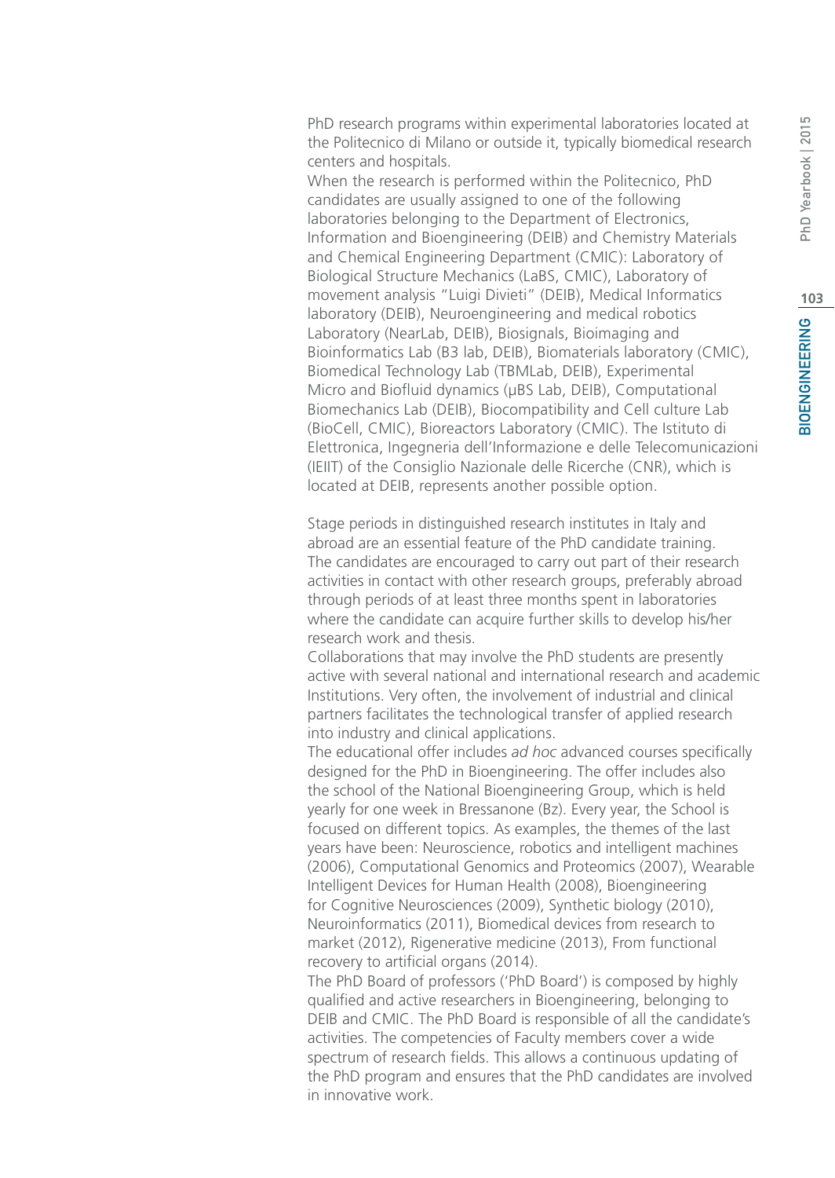PhD research programs within experimental laboratories located at the Politecnico di Milano or outside it, typically biomedical research centers and hospitals.

When the research is performed within the Politecnico, PhD candidates are usually assigned to one of the following laboratories belonging to the Department of Electronics, Information and Bioengineering (DEIB) and Chemistry Materials and Chemical Engineering Department (CMIC): Laboratory of Biological Structure Mechanics (LaBS, CMIC), Laboratory of movement analysis "Luigi Divieti" (DEIB), Medical Informatics laboratory (DEIB), Neuroengineering and medical robotics Laboratory (NearLab, DEIB), Biosignals, Bioimaging and Bioinformatics Lab (B3 lab, DEIB), Biomaterials laboratory (CMIC), Biomedical Technology Lab (TBMLab, DEIB), Experimental Micro and Biofluid dynamics (μBS Lab, DEIB), Computational Biomechanics Lab (DEIB), Biocompatibility and Cell culture Lab (BioCell, CMIC), Bioreactors Laboratory (CMIC). The Istituto di Elettronica, Ingegneria dell'Informazione e delle Telecomunicazioni (IEIIT) of the Consiglio Nazionale delle Ricerche (CNR), which is located at DEIB, represents another possible option.

Stage periods in distinguished research institutes in Italy and abroad are an essential feature of the PhD candidate training. The candidates are encouraged to carry out part of their research activities in contact with other research groups, preferably abroad through periods of at least three months spent in laboratories where the candidate can acquire further skills to develop his/her research work and thesis.

Collaborations that may involve the PhD students are presently active with several national and international research and academic Institutions. Very often, the involvement of industrial and clinical partners facilitates the technological transfer of applied research into industry and clinical applications.

The educational offer includes *ad hoc* advanced courses specifically designed for the PhD in Bioengineering. The offer includes also the school of the National Bioengineering Group, which is held yearly for one week in Bressanone (Bz). Every year, the School is focused on different topics. As examples, the themes of the last years have been: Neuroscience, robotics and intelligent machines (2006), Computational Genomics and Proteomics (2007), Wearable Intelligent Devices for Human Health (2008), Bioengineering for Cognitive Neurosciences (2009), Synthetic biology (2010), Neuroinformatics (2011), Biomedical devices from research to market (2012), Rigenerative medicine (2013), From functional recovery to artificial organs (2014).

The PhD Board of professors ('PhD Board') is composed by highly qualified and active researchers in Bioengineering, belonging to DEIB and CMIC. The PhD Board is responsible of all the candidate's activities. The competencies of Faculty members cover a wide spectrum of research fields. This allows a continuous updating of the PhD program and ensures that the PhD candidates are involved in innovative work.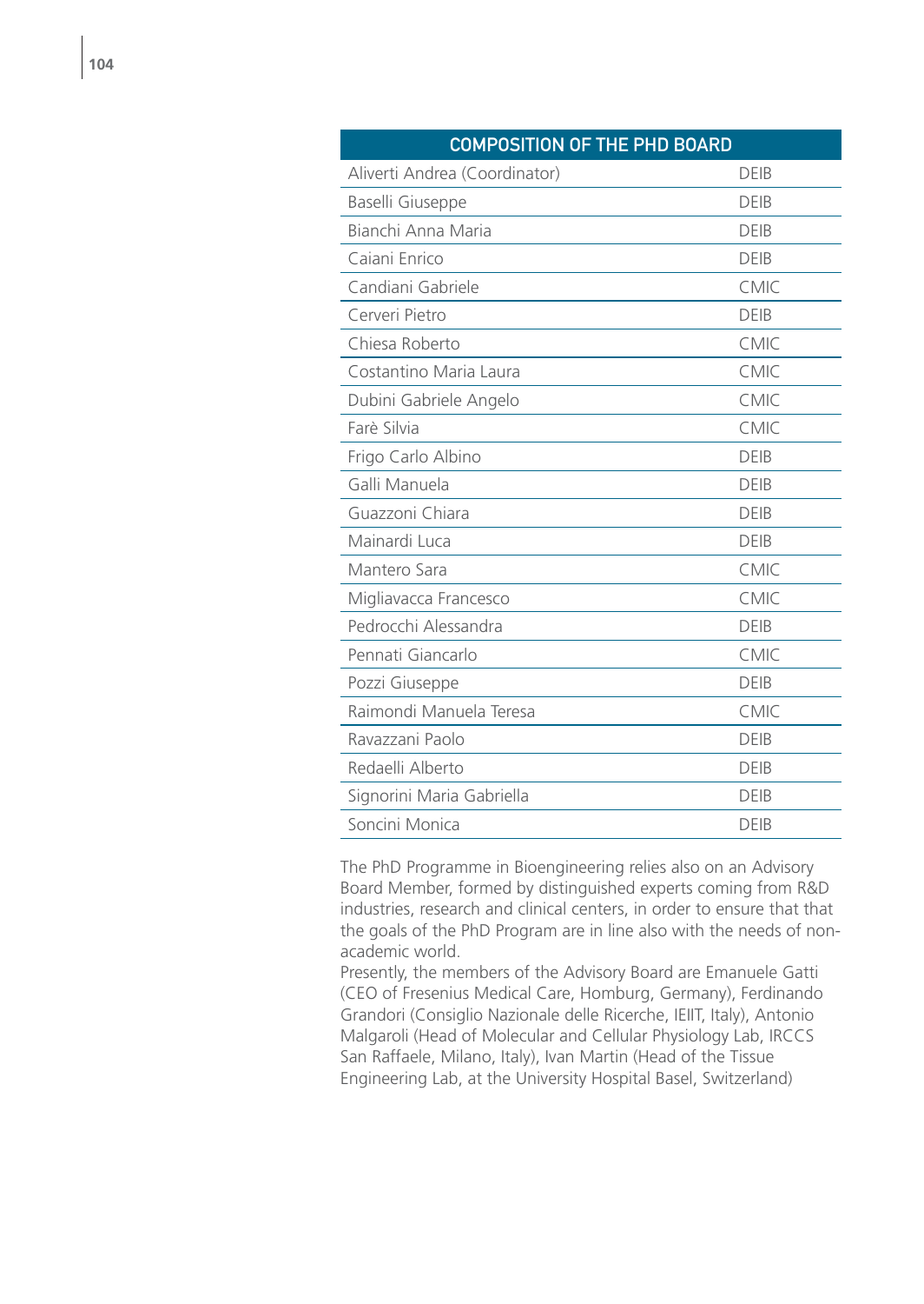| COMPOSITION OF THE PHD BOARD | |
|---|---|
| Aliverti Andrea (Coordinator) | DEIB |
| Baselli Giuseppe | DEIB |
| Bianchi Anna Maria | DEIB |
| Caiani Enrico | DEIB |
| Candiani Gabriele | CMIC |
| Cerveri Pietro | DEIB |
| Chiesa Roberto | CMIC |
| Costantino Maria Laura | CMIC |
| Dubini Gabriele Angelo | CMIC |
| Farè Silvia | CMIC |
| Frigo Carlo Albino | DEIB |
| Galli Manuela | DEIB |
| Guazzoni Chiara | DEIB |
| Mainardi Luca | DEIB |
| Mantero Sara | CMIC |
| Migliavacca Francesco | CMIC |
| Pedrocchi Alessandra | DEIB |
| Pennati Giancarlo | CMIC |
| Pozzi Giuseppe | DEIB |
| Raimondi Manuela Teresa | CMIC |
| Ravazzani Paolo | DEIB |
| Redaelli Alberto | DEIB |
| Signorini Maria Gabriella | DEIB |
| Soncini Monica | DEIB |

The PhD Programme in Bioengineering relies also on an Advisory Board Member, formed by distinguished experts coming from R&D industries, research and clinical centers, in order to ensure that that the goals of the PhD Program are in line also with the needs of non-academic world.

Presently, the members of the Advisory Board are Emanuele Gatti (CEO of Fresenius Medical Care, Homburg, Germany), Ferdinando Grandori (Consiglio Nazionale delle Ricerche, IEIIT, Italy), Antonio Malgaroli (Head of Molecular and Cellular Physiology Lab, IRCCS San Raffaele, Milano, Italy), Ivan Martin (Head of the Tissue Engineering Lab, at the University Hospital Basel, Switzerland)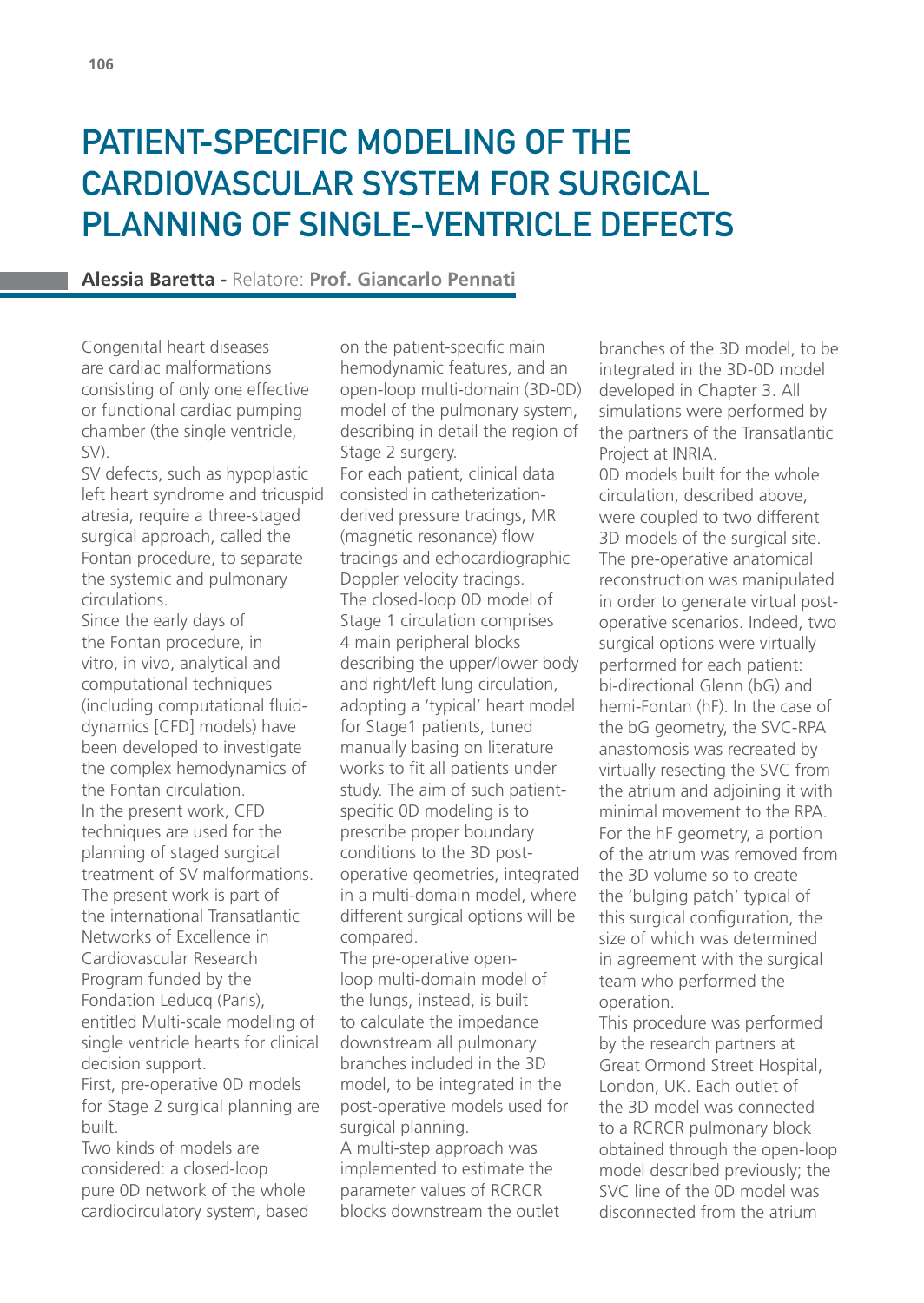# PATIENT-SPECIFIC MODELING OF THE CARDIOVASCULAR SYSTEM FOR SURGICAL PLANNING OF SINGLE-VENTRICLE DEFECTS

**Alessia Baretta -** Relatore: **Prof. Giancarlo Pennati**

Congenital heart diseases are cardiac malformations consisting of only one effective or functional cardiac pumping chamber (the single ventricle, SV).

SV defects, such as hypoplastic left heart syndrome and tricuspid atresia, require a three-staged surgical approach, called the Fontan procedure, to separate the systemic and pulmonary circulations.

Since the early days of the Fontan procedure, in vitro, in vivo, analytical and computational techniques (including computational fluid-dynamics [CFD] models) have been developed to investigate the complex hemodynamics of the Fontan circulation.

In the present work, CFD techniques are used for the planning of staged surgical treatment of SV malformations. The present work is part of the international Transatlantic Networks of Excellence in Cardiovascular Research Program funded by the Fondation Leducq (Paris), entitled Multi-scale modeling of single ventricle hearts for clinical decision support.

First, pre-operative 0D models for Stage 2 surgical planning are built.

Two kinds of models are considered: a closed-loop pure 0D network of the whole cardiocirculatory system, based on the patient-specific main hemodynamic features, and an open-loop multi-domain (3D-0D) model of the pulmonary system, describing in detail the region of Stage 2 surgery.

For each patient, clinical data consisted in catheterization-derived pressure tracings, MR (magnetic resonance) flow tracings and echocardiographic Doppler velocity tracings.

The closed-loop 0D model of Stage 1 circulation comprises 4 main peripheral blocks describing the upper/lower body and right/left lung circulation, adopting a 'typical' heart model for Stage1 patients, tuned manually basing on literature works to fit all patients under study. The aim of such patient-specific 0D modeling is to prescribe proper boundary conditions to the 3D post-operative geometries, integrated in a multi-domain model, where different surgical options will be compared.

The pre-operative open-loop multi-domain model of the lungs, instead, is built to calculate the impedance downstream all pulmonary branches included in the 3D model, to be integrated in the post-operative models used for surgical planning.

A multi-step approach was implemented to estimate the parameter values of RCRCR blocks downstream the outlet branches of the 3D model, to be integrated in the 3D-0D model developed in Chapter 3. All simulations were performed by the partners of the Transatlantic Project at INRIA.

0D models built for the whole circulation, described above, were coupled to two different 3D models of the surgical site. The pre-operative anatomical reconstruction was manipulated in order to generate virtual post-operative scenarios. Indeed, two surgical options were virtually performed for each patient: bi-directional Glenn (bG) and hemi-Fontan (hF). In the case of the bG geometry, the SVC-RPA anastomosis was recreated by virtually resecting the SVC from the atrium and adjoining it with minimal movement to the RPA. For the hF geometry, a portion of the atrium was removed from the 3D volume so to create the 'bulging patch' typical of this surgical configuration, the size of which was determined in agreement with the surgical team who performed the operation.

This procedure was performed by the research partners at Great Ormond Street Hospital, London, UK. Each outlet of the 3D model was connected to a RCRCR pulmonary block obtained through the open-loop model described previously; the SVC line of the 0D model was disconnected from the atrium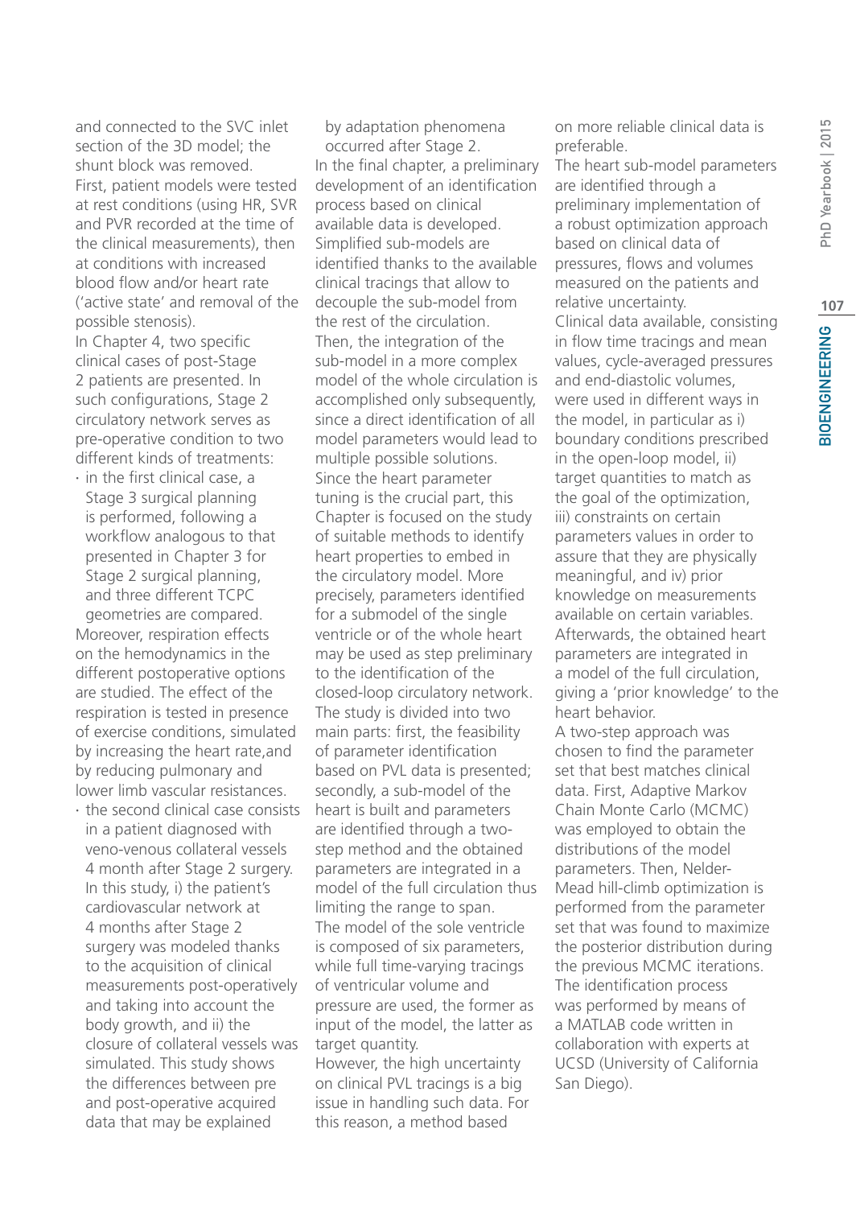and connected to the SVC inlet section of the 3D model; the shunt block was removed. First, patient models were tested at rest conditions (using HR, SVR and PVR recorded at the time of the clinical measurements), then at conditions with increased blood flow and/or heart rate ('active state' and removal of the possible stenosis).

In Chapter 4, two specific clinical cases of post-Stage 2 patients are presented. In such configurations, Stage 2 circulatory network serves as pre-operative condition to two different kinds of treatments:

- in the first clinical case, a Stage 3 surgical planning is performed, following a workflow analogous to that presented in Chapter 3 for Stage 2 surgical planning, and three different TCPC geometries are compared.

Moreover, respiration effects on the hemodynamics in the different postoperative options are studied. The effect of the respiration is tested in presence of exercise conditions, simulated by increasing the heart rate,and by reducing pulmonary and lower limb vascular resistances.

- the second clinical case consists in a patient diagnosed with veno-venous collateral vessels 4 month after Stage 2 surgery. In this study, i) the patient's cardiovascular network at 4 months after Stage 2 surgery was modeled thanks to the acquisition of clinical measurements post-operatively and taking into account the body growth, and ii) the closure of collateral vessels was simulated. This study shows the differences between pre and post-operative acquired data that may be explained by adaptation phenomena occurred after Stage 2.

In the final chapter, a preliminary development of an identification process based on clinical available data is developed. Simplified sub-models are identified thanks to the available clinical tracings that allow to decouple the sub-model from the rest of the circulation. Then, the integration of the sub-model in a more complex model of the whole circulation is accomplished only subsequently, since a direct identification of all model parameters would lead to multiple possible solutions. Since the heart parameter tuning is the crucial part, this Chapter is focused on the study of suitable methods to identify heart properties to embed in the circulatory model. More precisely, parameters identified for a submodel of the single ventricle or of the whole heart may be used as step preliminary to the identification of the closed-loop circulatory network. The study is divided into two main parts: first, the feasibility of parameter identification based on PVL data is presented; secondly, a sub-model of the heart is built and parameters are identified through a two-step method and the obtained parameters are integrated in a model of the full circulation thus limiting the range to span. The model of the sole ventricle is composed of six parameters, while full time-varying tracings of ventricular volume and pressure are used, the former as input of the model, the latter as target quantity.

However, the high uncertainty on clinical PVL tracings is a big issue in handling such data. For this reason, a method based on more reliable clinical data is preferable.

The heart sub-model parameters are identified through a preliminary implementation of a robust optimization approach based on clinical data of pressures, flows and volumes measured on the patients and relative uncertainty.

Clinical data available, consisting in flow time tracings and mean values, cycle-averaged pressures and end-diastolic volumes, were used in different ways in the model, in particular as i) boundary conditions prescribed in the open-loop model, ii) target quantities to match as the goal of the optimization, iii) constraints on certain parameters values in order to assure that they are physically meaningful, and iv) prior knowledge on measurements available on certain variables. Afterwards, the obtained heart parameters are integrated in a model of the full circulation, giving a 'prior knowledge' to the heart behavior.

A two-step approach was chosen to find the parameter set that best matches clinical data. First, Adaptive Markov Chain Monte Carlo (MCMC) was employed to obtain the distributions of the model parameters. Then, Nelder-Mead hill-climb optimization is performed from the parameter set that was found to maximize the posterior distribution during the previous MCMC iterations. The identification process was performed by means of a MATLAB code written in collaboration with experts at UCSD (University of California San Diego).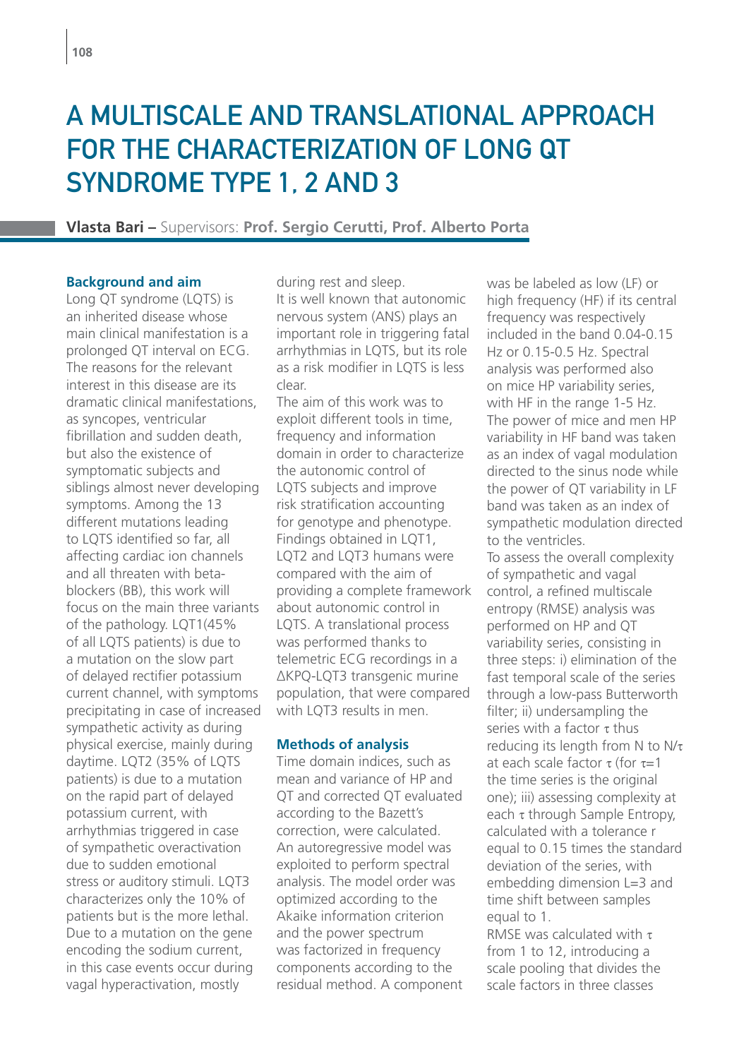# A MULTISCALE AND TRANSLATIONAL APPROACH FOR THE CHARACTERIZATION OF LONG QT SYNDROME TYPE 1, 2 AND 3

**Vlasta Bari** – Supervisors: **Prof. Sergio Cerutti, Prof. Alberto Porta**

## Background and aim

Long QT syndrome (LQTS) is an inherited disease whose main clinical manifestation is a prolonged QT interval on ECG. The reasons for the relevant interest in this disease are its dramatic clinical manifestations, as syncopes, ventricular fibrillation and sudden death, but also the existence of symptomatic subjects and siblings almost never developing symptoms. Among the 13 different mutations leading to LQTS identified so far, all affecting cardiac ion channels and all threaten with beta-blockers (BB), this work will focus on the main three variants of the pathology. LQT1(45% of all LQTS patients) is due to a mutation on the slow part of delayed rectifier potassium current channel, with symptoms precipitating in case of increased sympathetic activity as during physical exercise, mainly during daytime. LQT2 (35% of LQTS patients) is due to a mutation on the rapid part of delayed potassium current, with arrhythmias triggered in case of sympathetic overactivation due to sudden emotional stress or auditory stimuli. LQT3 characterizes only the 10% of patients but is the more lethal. Due to a mutation on the gene encoding the sodium current, in this case events occur during vagal hyperactivation, mostly during rest and sleep.

It is well known that autonomic nervous system (ANS) plays an important role in triggering fatal arrhythmias in LQTS, but its role as a risk modifier in LQTS is less clear.

The aim of this work was to exploit different tools in time, frequency and information domain in order to characterize the autonomic control of LQTS subjects and improve risk stratification accounting for genotype and phenotype. Findings obtained in LQT1, LQT2 and LQT3 humans were compared with the aim of providing a complete framework about autonomic control in LQTS. A translational process was performed thanks to telemetric ECG recordings in a ΔKPQ-LQT3 transgenic murine population, that were compared with LQT3 results in men.

## Methods of analysis

Time domain indices, such as mean and variance of HP and QT and corrected QT evaluated according to the Bazett's correction, were calculated. An autoregressive model was exploited to perform spectral analysis. The model order was optimized according to the Akaike information criterion and the power spectrum was factorized in frequency components according to the residual method. A component was be labeled as low (LF) or high frequency (HF) if its central frequency was respectively included in the band 0.04-0.15 Hz or 0.15-0.5 Hz. Spectral analysis was performed also on mice HP variability series, with HF in the range 1-5 Hz. The power of mice and men HP variability in HF band was taken as an index of vagal modulation directed to the sinus node while the power of QT variability in LF band was taken as an index of sympathetic modulation directed to the ventricles.

To assess the overall complexity of sympathetic and vagal control, a refined multiscale entropy (RMSE) analysis was performed on HP and QT variability series, consisting in three steps: i) elimination of the fast temporal scale of the series through a low-pass Butterworth filter; ii) undersampling the series with a factor $\tau$ thus reducing its length from N to $N/\tau$ at each scale factor $\tau$ (for $\tau=1$ the time series is the original one); iii) assessing complexity at each $\tau$ through Sample Entropy, calculated with a tolerance r equal to 0.15 times the standard deviation of the series, with embedding dimension L=3 and time shift between samples equal to 1.

RMSE was calculated with $\tau$ from 1 to 12, introducing a scale pooling that divides the scale factors in three classes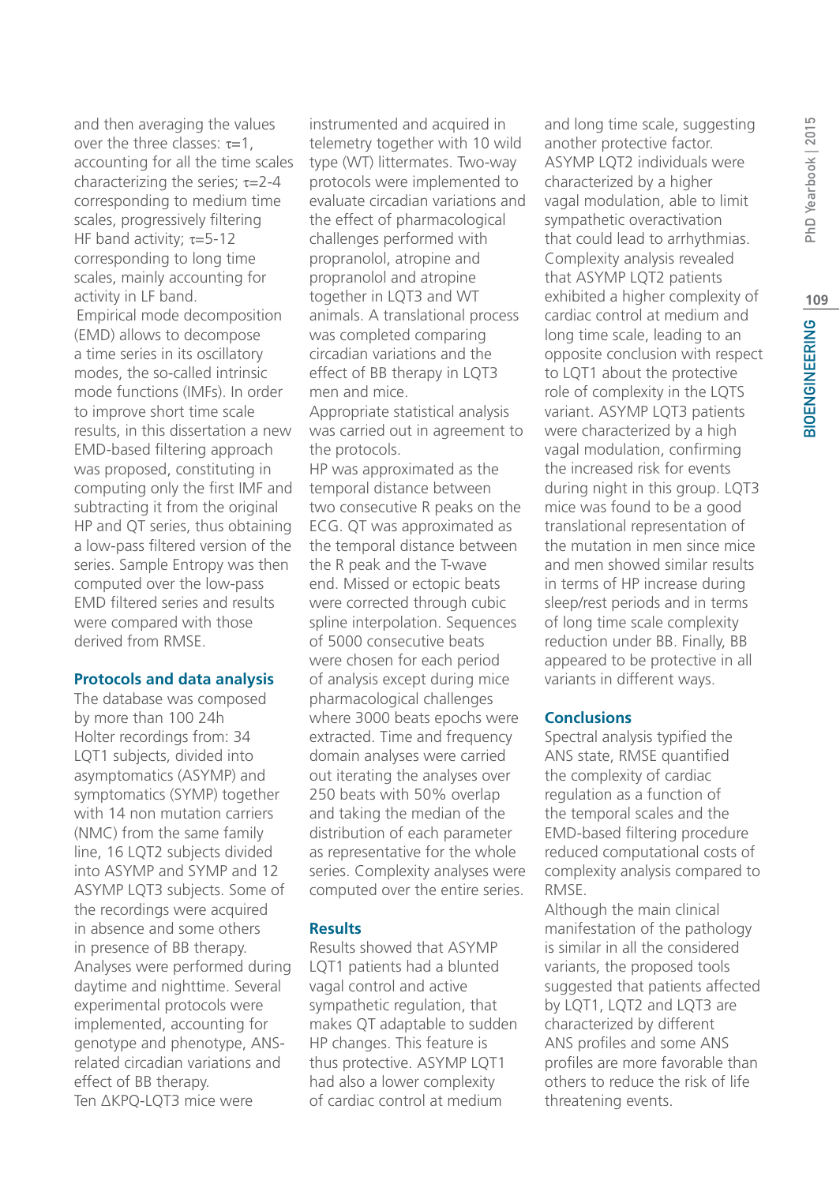and then averaging the values over the three classes: $\tau=1$, accounting for all the time scales characterizing the series; $\tau=2\text{-}4$ corresponding to medium time scales, progressively filtering HF band activity; $\tau=5\text{-}12$ corresponding to long time scales, mainly accounting for activity in LF band.

Empirical mode decomposition (EMD) allows to decompose a time series in its oscillatory modes, the so-called intrinsic mode functions (IMFs). In order to improve short time scale results, in this dissertation a new EMD-based filtering approach was proposed, constituting in computing only the first IMF and subtracting it from the original HP and QT series, thus obtaining a low-pass filtered version of the series. Sample Entropy was then computed over the low-pass EMD filtered series and results were compared with those derived from RMSE.

## Protocols and data analysis

The database was composed by more than 100 24h Holter recordings from: 34 LQT1 subjects, divided into asymptomatics (ASYMP) and symptomatics (SYMP) together with 14 non mutation carriers (NMC) from the same family line, 16 LQT2 subjects divided into ASYMP and SYMP and 12 ASYMP LQT3 subjects. Some of the recordings were acquired in absence and some others in presence of BB therapy. Analyses were performed during daytime and nighttime. Several experimental protocols were implemented, accounting for genotype and phenotype, ANS-related circadian variations and effect of BB therapy.

Ten ΔKPQ-LQT3 mice were instrumented and acquired in telemetry together with 10 wild type (WT) littermates. Two-way protocols were implemented to evaluate circadian variations and the effect of pharmacological challenges performed with propranolol, atropine and propranolol and atropine together in LQT3 and WT animals. A translational process was completed comparing circadian variations and the effect of BB therapy in LQT3 men and mice.

Appropriate statistical analysis was carried out in agreement to the protocols.

HP was approximated as the temporal distance between two consecutive R peaks on the ECG. QT was approximated as the temporal distance between the R peak and the T-wave end. Missed or ectopic beats were corrected through cubic spline interpolation. Sequences of 5000 consecutive beats were chosen for each period of analysis except during mice pharmacological challenges where 3000 beats epochs were extracted. Time and frequency domain analyses were carried out iterating the analyses over 250 beats with 50% overlap and taking the median of the distribution of each parameter as representative for the whole series. Complexity analyses were computed over the entire series.

## Results

Results showed that ASYMP LQT1 patients had a blunted vagal control and active sympathetic regulation, that makes QT adaptable to sudden HP changes. This feature is thus protective. ASYMP LQT1 had also a lower complexity of cardiac control at medium and long time scale, suggesting another protective factor. ASYMP LQT2 individuals were characterized by a higher vagal modulation, able to limit sympathetic overactivation that could lead to arrhythmias. Complexity analysis revealed that ASYMP LQT2 patients exhibited a higher complexity of cardiac control at medium and long time scale, leading to an opposite conclusion with respect to LQT1 about the protective role of complexity in the LQTS variant. ASYMP LQT3 patients were characterized by a high vagal modulation, confirming the increased risk for events during night in this group. LQT3 mice was found to be a good translational representation of the mutation in men since mice and men showed similar results in terms of HP increase during sleep/rest periods and in terms of long time scale complexity reduction under BB. Finally, BB appeared to be protective in all variants in different ways.

## Conclusions

Spectral analysis typified the ANS state, RMSE quantified the complexity of cardiac regulation as a function of the temporal scales and the EMD-based filtering procedure reduced computational costs of complexity analysis compared to RMSE.

Although the main clinical manifestation of the pathology is similar in all the considered variants, the proposed tools suggested that patients affected by LQT1, LQT2 and LQT3 are characterized by different ANS profiles and some ANS profiles are more favorable than others to reduce the risk of life threatening events.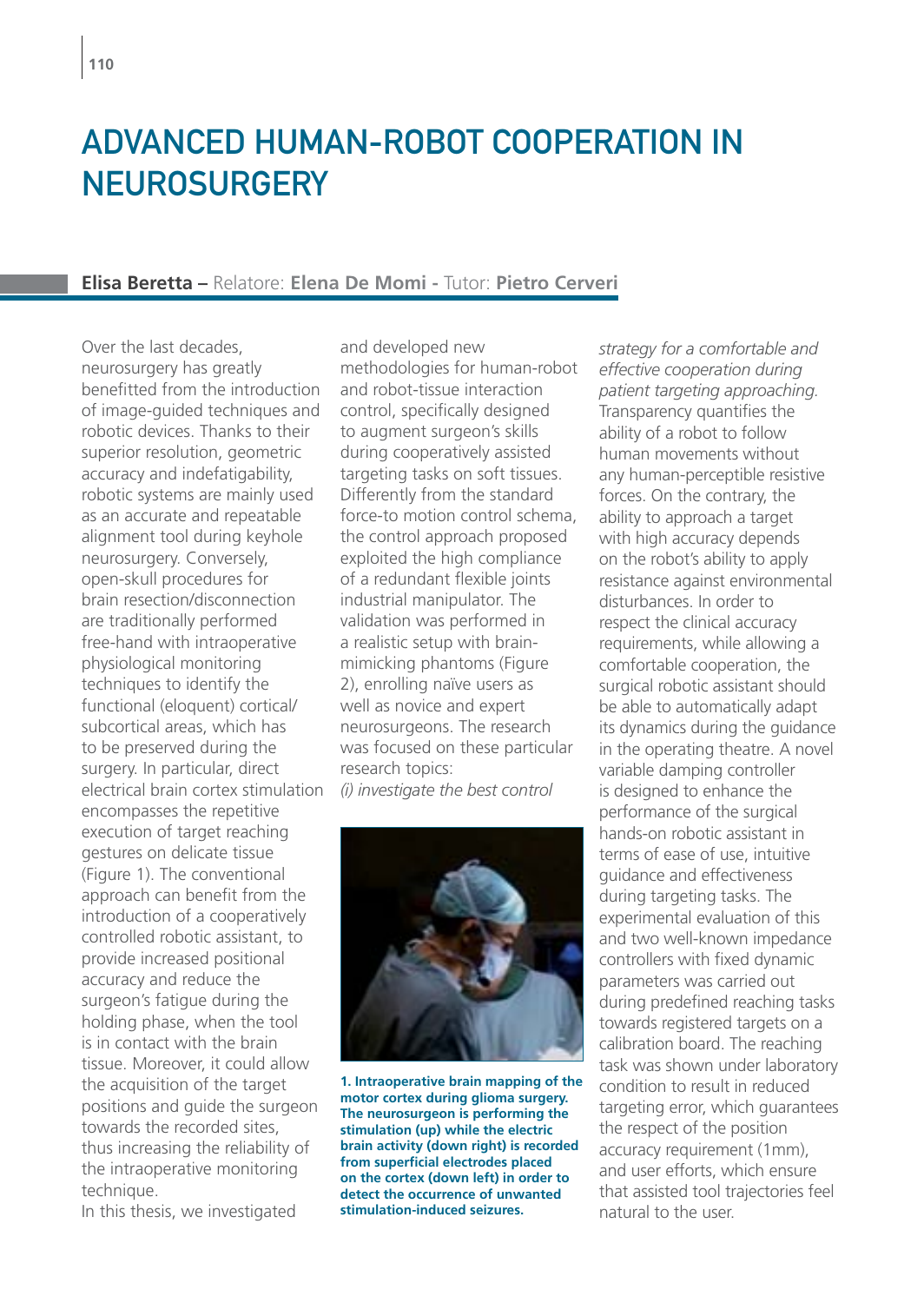# ADVANCED HUMAN-ROBOT COOPERATION IN NEUROSURGERY

**Elisa Beretta –** Relatore: **Elena De Momi -** Tutor: **Pietro Cerveri**

Over the last decades, neurosurgery has greatly benefitted from the introduction of image-guided techniques and robotic devices. Thanks to their superior resolution, geometric accuracy and indefatigability, robotic systems are mainly used as an accurate and repeatable alignment tool during keyhole neurosurgery. Conversely, open-skull procedures for brain resection/disconnection are traditionally performed free-hand with intraoperative physiological monitoring techniques to identify the functional (eloquent) cortical/subcortical areas, which has to be preserved during the surgery. In particular, direct electrical brain cortex stimulation encompasses the repetitive execution of target reaching gestures on delicate tissue (Figure 1). The conventional approach can benefit from the introduction of a cooperatively controlled robotic assistant, to provide increased positional accuracy and reduce the surgeon's fatigue during the holding phase, when the tool is in contact with the brain tissue. Moreover, it could allow the acquisition of the target positions and guide the surgeon towards the recorded sites, thus increasing the reliability of the intraoperative monitoring technique.

In this thesis, we investigated and developed new methodologies for human-robot and robot-tissue interaction control, specifically designed to augment surgeon's skills during cooperatively assisted targeting tasks on soft tissues. Differently from the standard force-to motion control schema, the control approach proposed exploited the high compliance of a redundant flexible joints industrial manipulator. The validation was performed in a realistic setup with brain-mimicking phantoms (Figure 2), enrolling naïve users as well as novice and expert neurosurgeons. The research was focused on these particular research topics:

*(i) investigate the best control strategy for a comfortable and effective cooperation during patient targeting approaching.* Transparency quantifies the ability of a robot to follow human movements without any human-perceptible resistive forces. On the contrary, the ability to approach a target with high accuracy depends on the robot's ability to apply resistance against environmental disturbances. In order to respect the clinical accuracy requirements, while allowing a comfortable cooperation, the surgical robotic assistant should be able to automatically adapt its dynamics during the guidance in the operating theatre. A novel variable damping controller is designed to enhance the performance of the surgical hands-on robotic assistant in terms of ease of use, intuitive guidance and effectiveness during targeting tasks. The experimental evaluation of this and two well-known impedance controllers with fixed dynamic parameters was carried out during predefined reaching tasks towards registered targets on a calibration board. The reaching task was shown under laboratory condition to result in reduced targeting error, which guarantees the respect of the position accuracy requirement (1mm), and user efforts, which ensure that assisted tool trajectories feel natural to the user.

**1. Intraoperative brain mapping of the motor cortex during glioma surgery. The neurosurgeon is performing the stimulation (up) while the electric brain activity (down right) is recorded from superficial electrodes placed on the cortex (down left) in order to detect the occurrence of unwanted stimulation-induced seizures.**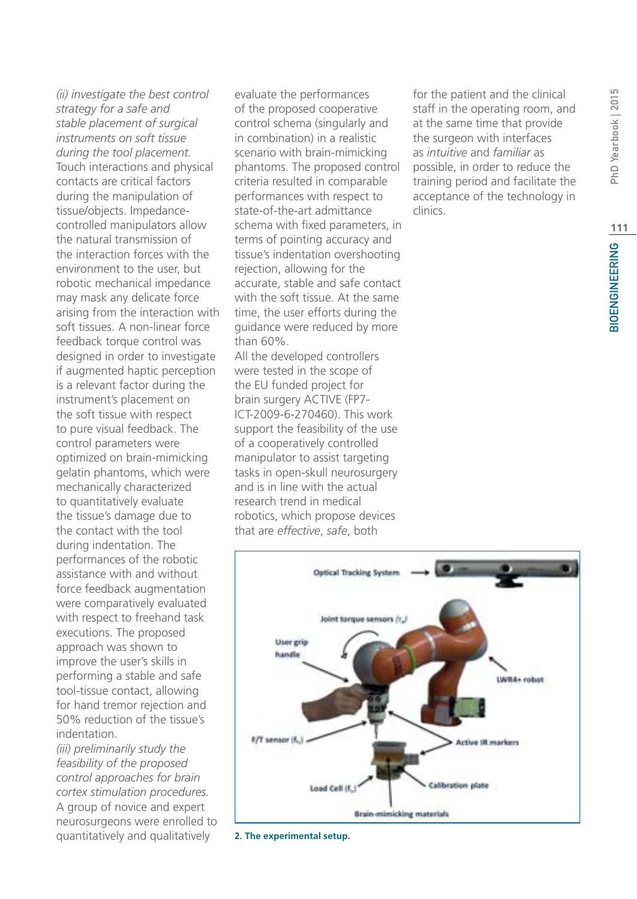*(ii) investigate the best control strategy for a safe and stable placement of surgical instruments on soft tissue during the tool placement.* Touch interactions and physical contacts are critical factors during the manipulation of tissue/objects. Impedance-controlled manipulators allow the natural transmission of the interaction forces with the environment to the user, but robotic mechanical impedance may mask any delicate force arising from the interaction with soft tissues. A non-linear force feedback torque control was designed in order to investigate if augmented haptic perception is a relevant factor during the instrument's placement on the soft tissue with respect to pure visual feedback. The control parameters were optimized on brain-mimicking gelatin phantoms, which were mechanically characterized to quantitatively evaluate the tissue's damage due to the contact with the tool during indentation. The performances of the robotic assistance with and without force feedback augmentation were comparatively evaluated with respect to freehand task executions. The proposed approach was shown to improve the user's skills in performing a stable and safe tool-tissue contact, allowing for hand tremor rejection and 50% reduction of the tissue's indentation.

*(iii) preliminarily study the feasibility of the proposed control approaches for brain cortex stimulation procedures.* A group of novice and expert neurosurgeons were enrolled to quantitatively and qualitatively evaluate the performances of the proposed cooperative control schema (singularly and in combination) in a realistic scenario with brain-mimicking phantoms. The proposed control criteria resulted in comparable performances with respect to state-of-the-art admittance schema with fixed parameters, in terms of pointing accuracy and tissue's indentation overshooting rejection, allowing for the accurate, stable and safe contact with the soft tissue. At the same time, the user efforts during the guidance were reduced by more than 60%.

All the developed controllers were tested in the scope of the EU funded project for brain surgery ACTIVE (FP7-ICT-2009-6-270460). This work support the feasibility of the use of a cooperatively controlled manipulator to assist targeting tasks in open-skull neurosurgery and is in line with the actual research trend in medical robotics, which propose devices that are *effective*, *safe*, both for the patient and the clinical staff in the operating room, and at the same time that provide the surgeon with interfaces as *intuitive* and *familiar* as possible, in order to reduce the training period and facilitate the acceptance of the technology in clinics.

**2. The experimental setup.**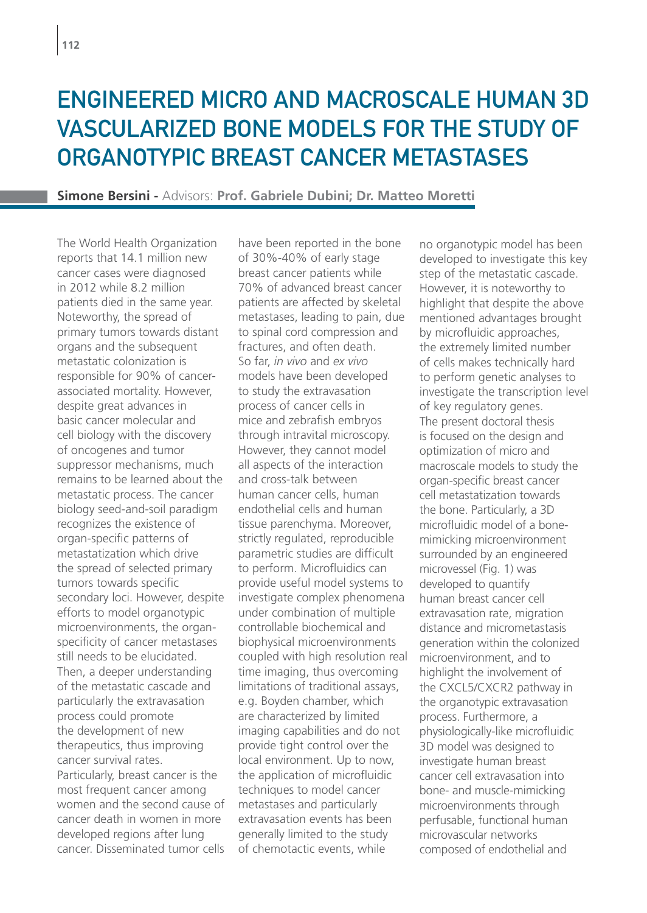# ENGINEERED MICRO AND MACROSCALE HUMAN 3D VASCULARIZED BONE MODELS FOR THE STUDY OF ORGANOTYPIC BREAST CANCER METASTASES

**Simone Bersini -** Advisors: **Prof. Gabriele Dubini; Dr. Matteo Moretti**

The World Health Organization reports that 14.1 million new cancer cases were diagnosed in 2012 while 8.2 million patients died in the same year. Noteworthy, the spread of primary tumors towards distant organs and the subsequent metastatic colonization is responsible for 90% of cancer-associated mortality. However, despite great advances in basic cancer molecular and cell biology with the discovery of oncogenes and tumor suppressor mechanisms, much remains to be learned about the metastatic process. The cancer biology seed-and-soil paradigm recognizes the existence of organ-specific patterns of metastatization which drive the spread of selected primary tumors towards specific secondary loci. However, despite efforts to model organotypic microenvironments, the organ-specificity of cancer metastases still needs to be elucidated. Then, a deeper understanding of the metastatic cascade and particularly the extravasation process could promote the development of new therapeutics, thus improving cancer survival rates.
Particularly, breast cancer is the most frequent cancer among women and the second cause of cancer death in women in more developed regions after lung cancer. Disseminated tumor cells have been reported in the bone of 30%-40% of early stage breast cancer patients while 70% of advanced breast cancer patients are affected by skeletal metastases, leading to pain, due to spinal cord compression and fractures, and often death.
So far, *in vivo* and *ex vivo* models have been developed to study the extravasation process of cancer cells in mice and zebrafish embryos through intravital microscopy. However, they cannot model all aspects of the interaction and cross-talk between human cancer cells, human endothelial cells and human tissue parenchyma. Moreover, strictly regulated, reproducible parametric studies are difficult to perform. Microfluidics can provide useful model systems to investigate complex phenomena under combination of multiple controllable biochemical and biophysical microenvironments coupled with high resolution real time imaging, thus overcoming limitations of traditional assays, e.g. Boyden chamber, which are characterized by limited imaging capabilities and do not provide tight control over the local environment. Up to now, the application of microfluidic techniques to model cancer metastases and particularly extravasation events has been generally limited to the study of chemotactic events, while no organotypic model has been developed to investigate this key step of the metastatic cascade.
However, it is noteworthy to highlight that despite the above mentioned advantages brought by microfluidic approaches, the extremely limited number of cells makes technically hard to perform genetic analyses to investigate the transcription level of key regulatory genes.
The present doctoral thesis is focused on the design and optimization of micro and macroscale models to study the organ-specific breast cancer cell metastatization towards the bone. Particularly, a 3D microfluidic model of a bone-mimicking microenvironment surrounded by an engineered microvessel (Fig. 1) was developed to quantify human breast cancer cell extravasation rate, migration distance and micrometastasis generation within the colonized microenvironment, and to highlight the involvement of the CXCL5/CXCR2 pathway in the organotypic extravasation process. Furthermore, a physiologically-like microfluidic 3D model was designed to investigate human breast cancer cell extravasation into bone- and muscle-mimicking microenvironments through perfusable, functional human microvascular networks composed of endothelial and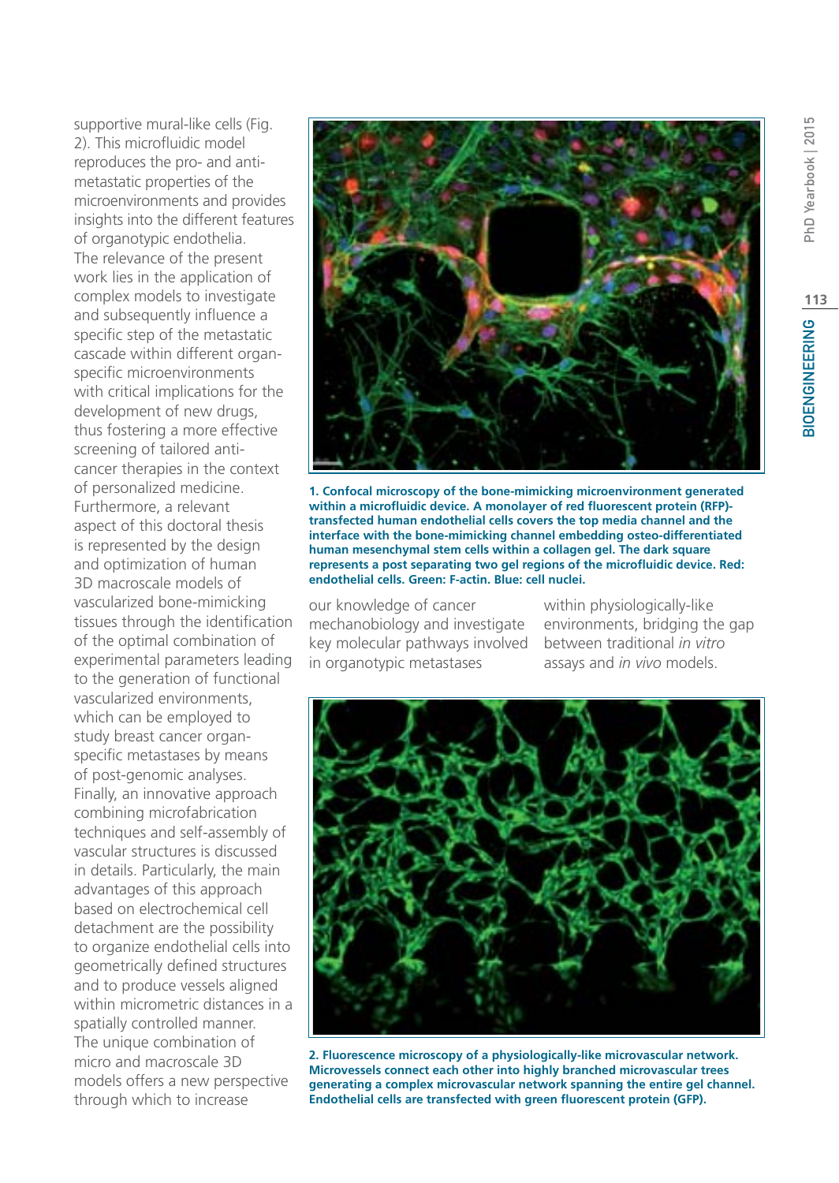supportive mural-like cells (Fig. 2). This microfluidic model reproduces the pro- and anti-metastatic properties of the microenvironments and provides insights into the different features of organotypic endothelia.
The relevance of the present work lies in the application of complex models to investigate and subsequently influence a specific step of the metastatic cascade within different organ-specific microenvironments with critical implications for the development of new drugs, thus fostering a more effective screening of tailored anti-cancer therapies in the context of personalized medicine.
Furthermore, a relevant aspect of this doctoral thesis is represented by the design and optimization of human 3D macroscale models of vascularized bone-mimicking tissues through the identification of the optimal combination of experimental parameters leading to the generation of functional vascularized environments, which can be employed to study breast cancer organ-specific metastases by means of post-genomic analyses.
Finally, an innovative approach combining microfabrication techniques and self-assembly of vascular structures is discussed in details. Particularly, the main advantages of this approach based on electrochemical cell detachment are the possibility to organize endothelial cells into geometrically defined structures and to produce vessels aligned within micrometric distances in a spatially controlled manner.
The unique combination of micro and macroscale 3D models offers a new perspective through which to increase our knowledge of cancer mechanobiology and investigate key molecular pathways involved in organotypic metastases within physiologically-like environments, bridging the gap between traditional *in vitro* assays and *in vivo* models.

**1. Confocal microscopy of the bone-mimicking microenvironment generated within a microfluidic device. A monolayer of red fluorescent protein (RFP)-transfected human endothelial cells covers the top media channel and the interface with the bone-mimicking channel embedding osteo-differentiated human mesenchymal stem cells within a collagen gel. The dark square represents a post separating two gel regions of the microfluidic device. Red: endothelial cells. Green: F-actin. Blue: cell nuclei.**

**2. Fluorescence microscopy of a physiologically-like microvascular network. Microvessels connect each other into highly branched microvascular trees generating a complex microvascular network spanning the entire gel channel. Endothelial cells are transfected with green fluorescent protein (GFP).**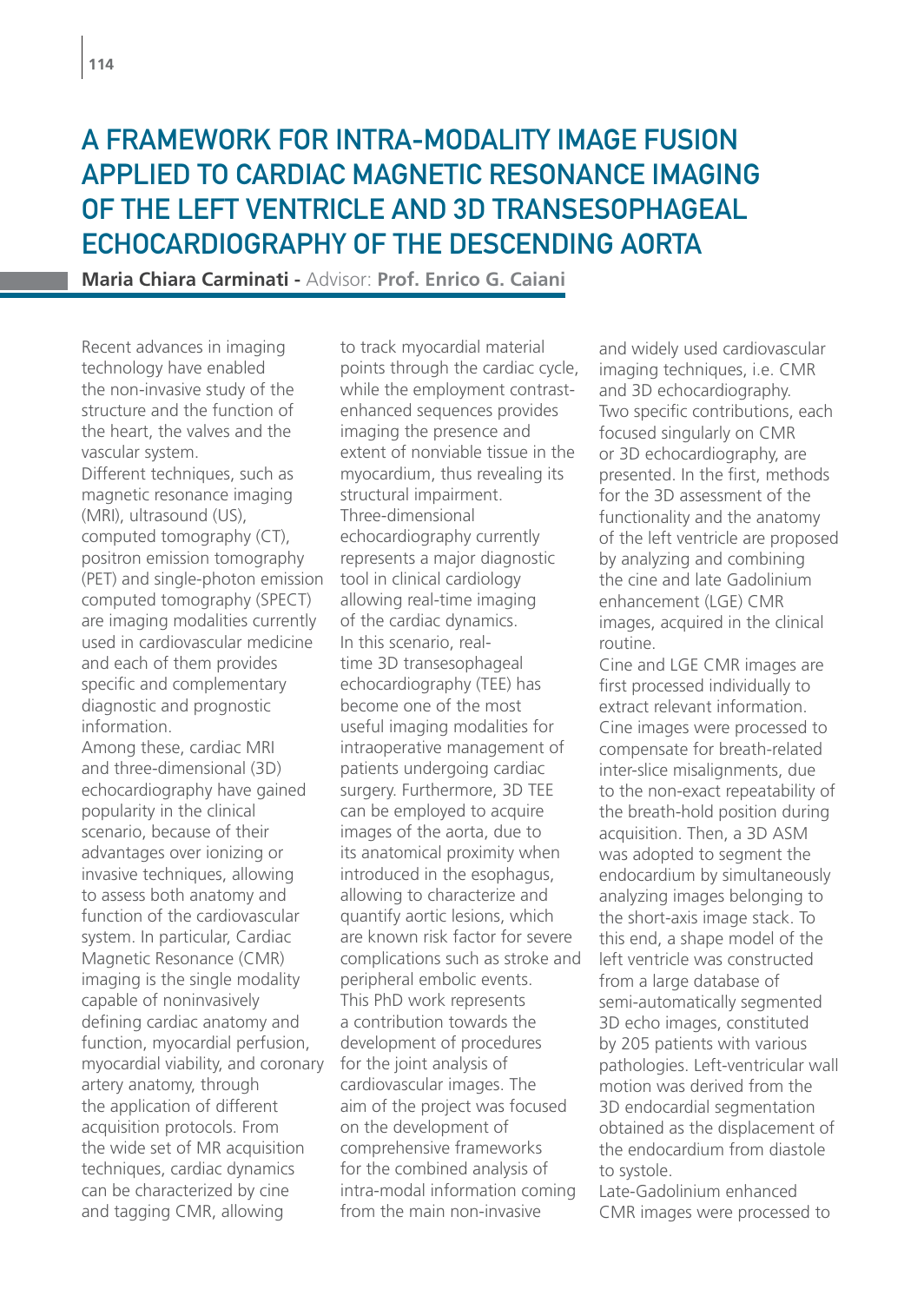# A FRAMEWORK FOR INTRA-MODALITY IMAGE FUSION APPLIED TO CARDIAC MAGNETIC RESONANCE IMAGING OF THE LEFT VENTRICLE AND 3D TRANSESOPHAGEAL ECHOCARDIOGRAPHY OF THE DESCENDING AORTA

**Maria Chiara Carminati -** Advisor: **Prof. Enrico G. Caiani**

Recent advances in imaging technology have enabled the non-invasive study of the structure and the function of the heart, the valves and the vascular system.

Different techniques, such as magnetic resonance imaging (MRI), ultrasound (US), computed tomography (CT), positron emission tomography (PET) and single-photon emission computed tomography (SPECT) are imaging modalities currently used in cardiovascular medicine and each of them provides specific and complementary diagnostic and prognostic information.

Among these, cardiac MRI and three-dimensional (3D) echocardiography have gained popularity in the clinical scenario, because of their advantages over ionizing or invasive techniques, allowing to assess both anatomy and function of the cardiovascular system. In particular, Cardiac Magnetic Resonance (CMR) imaging is the single modality capable of noninvasively defining cardiac anatomy and function, myocardial perfusion, myocardial viability, and coronary artery anatomy, through the application of different acquisition protocols. From the wide set of MR acquisition techniques, cardiac dynamics can be characterized by cine and tagging CMR, allowing to track myocardial material points through the cardiac cycle, while the employment contrast-enhanced sequences provides imaging the presence and extent of nonviable tissue in the myocardium, thus revealing its structural impairment.

Three-dimensional echocardiography currently represents a major diagnostic tool in clinical cardiology allowing real-time imaging of the cardiac dynamics.

In this scenario, real-time 3D transesophageal echocardiography (TEE) has become one of the most useful imaging modalities for intraoperative management of patients undergoing cardiac surgery. Furthermore, 3D TEE can be employed to acquire images of the aorta, due to its anatomical proximity when introduced in the esophagus, allowing to characterize and quantify aortic lesions, which are known risk factor for severe complications such as stroke and peripheral embolic events.

This PhD work represents a contribution towards the development of procedures for the joint analysis of cardiovascular images. The aim of the project was focused on the development of comprehensive frameworks for the combined analysis of intra-modal information coming from the main non-invasive and widely used cardiovascular imaging techniques, i.e. CMR and 3D echocardiography.

Two specific contributions, each focused singularly on CMR or 3D echocardiography, are presented. In the first, methods for the 3D assessment of the functionality and the anatomy of the left ventricle are proposed by analyzing and combining the cine and late Gadolinium enhancement (LGE) CMR images, acquired in the clinical routine.

Cine and LGE CMR images are first processed individually to extract relevant information. Cine images were processed to compensate for breath-related inter-slice misalignments, due to the non-exact repeatability of the breath-hold position during acquisition. Then, a 3D ASM was adopted to segment the endocardium by simultaneously analyzing images belonging to the short-axis image stack. To this end, a shape model of the left ventricle was constructed from a large database of semi-automatically segmented 3D echo images, constituted by 205 patients with various pathologies. Left-ventricular wall motion was derived from the 3D endocardial segmentation obtained as the displacement of the endocardium from diastole to systole.

Late-Gadolinium enhanced CMR images were processed to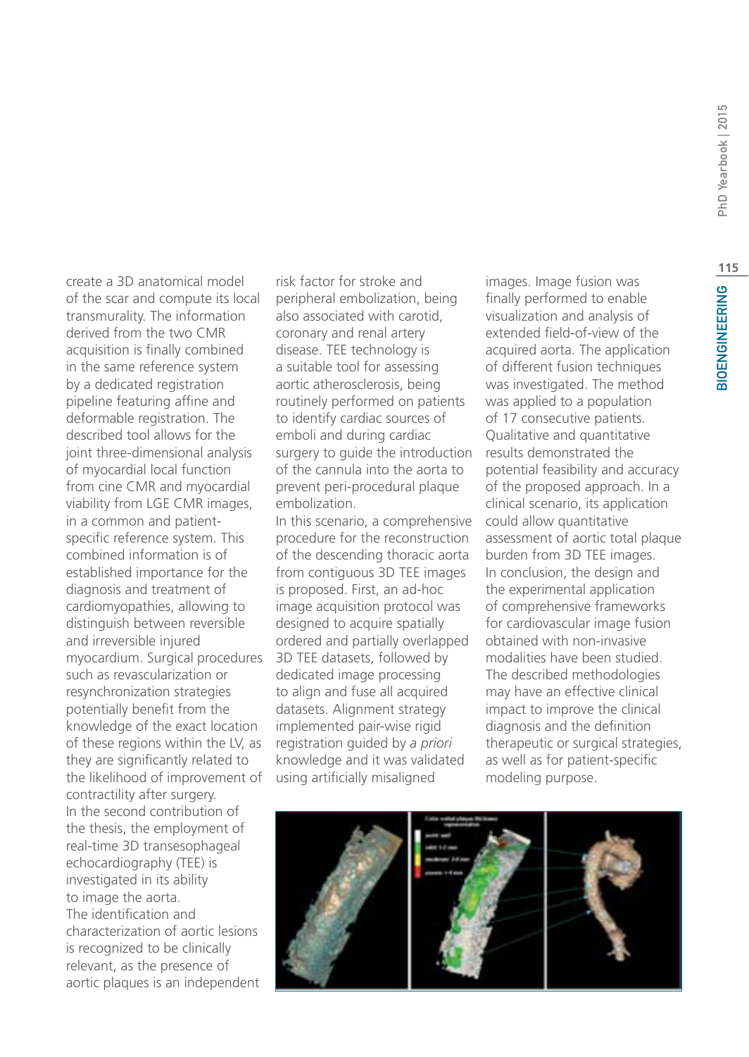create a 3D anatomical model of the scar and compute its local transmurality. The information derived from the two CMR acquisition is finally combined in the same reference system by a dedicated registration pipeline featuring affine and deformable registration. The described tool allows for the joint three-dimensional analysis of myocardial local function from cine CMR and myocardial viability from LGE CMR images, in a common and patient-specific reference system. This combined information is of established importance for the diagnosis and treatment of cardiomyopathies, allowing to distinguish between reversible and irreversible injured myocardium. Surgical procedures such as revascularization or resynchronization strategies potentially benefit from the knowledge of the exact location of these regions within the LV, as they are significantly related to the likelihood of improvement of contractility after surgery.

In the second contribution of the thesis, the employment of real-time 3D transesophageal echocardiography (TEE) is investigated in its ability to image the aorta.

The identification and characterization of aortic lesions is recognized to be clinically relevant, as the presence of aortic plaques is an independent risk factor for stroke and peripheral embolization, being also associated with carotid, coronary and renal artery disease. TEE technology is a suitable tool for assessing aortic atherosclerosis, being routinely performed on patients to identify cardiac sources of emboli and during cardiac surgery to guide the introduction of the cannula into the aorta to prevent peri-procedural plaque embolization.

In this scenario, a comprehensive procedure for the reconstruction of the descending thoracic aorta from contiguous 3D TEE images is proposed. First, an ad-hoc image acquisition protocol was designed to acquire spatially ordered and partially overlapped 3D TEE datasets, followed by dedicated image processing to align and fuse all acquired datasets. Alignment strategy implemented pair-wise rigid registration guided by *a priori* knowledge and it was validated using artificially misaligned images. Image fusion was finally performed to enable visualization and analysis of extended field-of-view of the acquired aorta. The application of different fusion techniques was investigated. The method was applied to a population of 17 consecutive patients. Qualitative and quantitative results demonstrated the potential feasibility and accuracy of the proposed approach. In a clinical scenario, its application could allow quantitative assessment of aortic total plaque burden from 3D TEE images.

In conclusion, the design and the experimental application of comprehensive frameworks for cardiovascular image fusion obtained with non-invasive modalities have been studied. The described methodologies may have an effective clinical impact to improve the clinical diagnosis and the definition therapeutic or surgical strategies, as well as for patient-specific modeling purpose.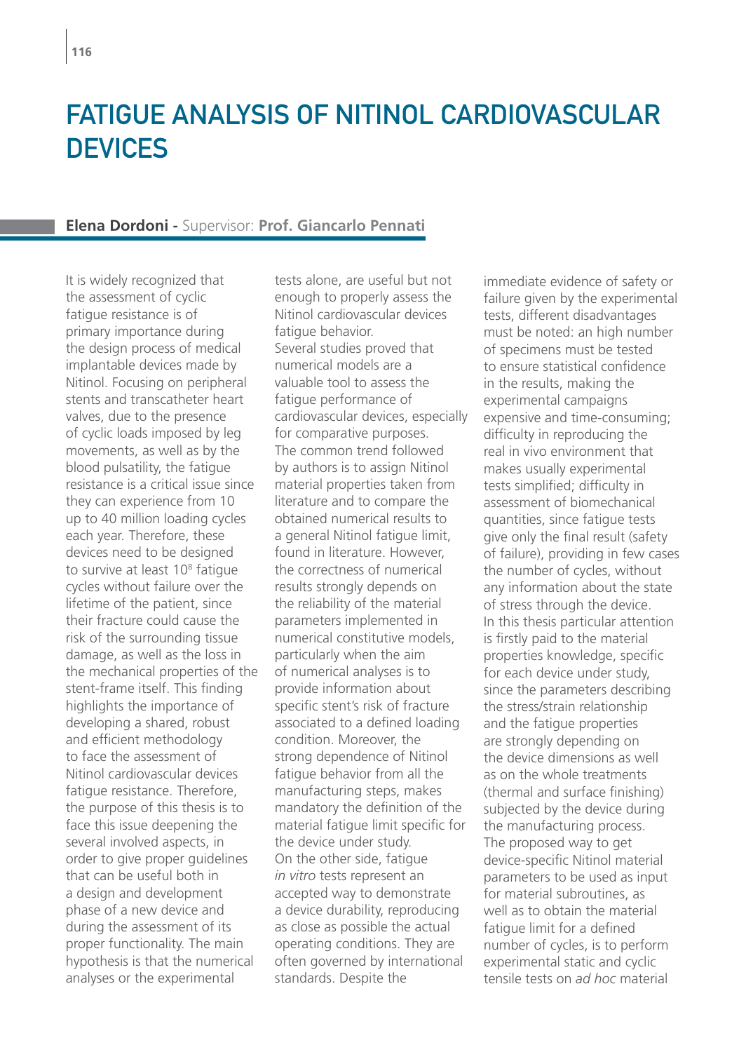# FATIGUE ANALYSIS OF NITINOL CARDIOVASCULAR DEVICES

**Elena Dordoni -** Supervisor: **Prof. Giancarlo Pennati**

It is widely recognized that the assessment of cyclic fatigue resistance is of primary importance during the design process of medical implantable devices made by Nitinol. Focusing on peripheral stents and transcatheter heart valves, due to the presence of cyclic loads imposed by leg movements, as well as by the blood pulsatility, the fatigue resistance is a critical issue since they can experience from 10 up to 40 million loading cycles each year. Therefore, these devices need to be designed to survive at least $10^8$ fatigue cycles without failure over the lifetime of the patient, since their fracture could cause the risk of the surrounding tissue damage, as well as the loss in the mechanical properties of the stent-frame itself. This finding highlights the importance of developing a shared, robust and efficient methodology to face the assessment of Nitinol cardiovascular devices fatigue resistance. Therefore, the purpose of this thesis is to face this issue deepening the several involved aspects, in order to give proper guidelines that can be useful both in a design and development phase of a new device and during the assessment of its proper functionality. The main hypothesis is that the numerical analyses or the experimental tests alone, are useful but not enough to properly assess the Nitinol cardiovascular devices fatigue behavior.

Several studies proved that numerical models are a valuable tool to assess the fatigue performance of cardiovascular devices, especially for comparative purposes. The common trend followed by authors is to assign Nitinol material properties taken from literature and to compare the obtained numerical results to a general Nitinol fatigue limit, found in literature. However, the correctness of numerical results strongly depends on the reliability of the material parameters implemented in numerical constitutive models, particularly when the aim of numerical analyses is to provide information about specific stent's risk of fracture associated to a defined loading condition. Moreover, the strong dependence of Nitinol fatigue behavior from all the manufacturing steps, makes mandatory the definition of the material fatigue limit specific for the device under study.

On the other side, fatigue *in vitro* tests represent an accepted way to demonstrate a device durability, reproducing as close as possible the actual operating conditions. They are often governed by international standards. Despite the immediate evidence of safety or failure given by the experimental tests, different disadvantages must be noted: an high number of specimens must be tested to ensure statistical confidence in the results, making the experimental campaigns expensive and time-consuming; difficulty in reproducing the real in vivo environment that makes usually experimental tests simplified; difficulty in assessment of biomechanical quantities, since fatigue tests give only the final result (safety of failure), providing in few cases the number of cycles, without any information about the state of stress through the device.

In this thesis particular attention is firstly paid to the material properties knowledge, specific for each device under study, since the parameters describing the stress/strain relationship and the fatigue properties are strongly depending on the device dimensions as well as on the whole treatments (thermal and surface finishing) subjected by the device during the manufacturing process. The proposed way to get device-specific Nitinol material parameters to be used as input for material subroutines, as well as to obtain the material fatigue limit for a defined number of cycles, is to perform experimental static and cyclic tensile tests on *ad hoc* material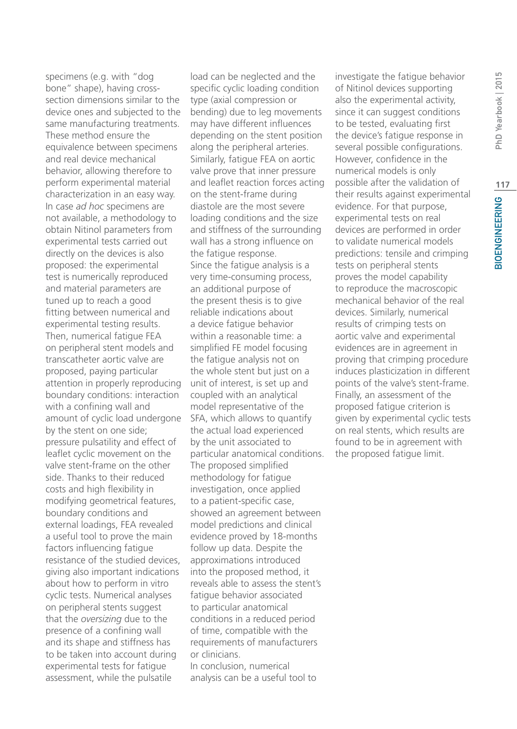specimens (e.g. with "dog bone" shape), having cross-section dimensions similar to the device ones and subjected to the same manufacturing treatments. These method ensure the equivalence between specimens and real device mechanical behavior, allowing therefore to perform experimental material characterization in an easy way. In case *ad hoc* specimens are not available, a methodology to obtain Nitinol parameters from experimental tests carried out directly on the devices is also proposed: the experimental test is numerically reproduced and material parameters are tuned up to reach a good fitting between numerical and experimental testing results. Then, numerical fatigue FEA on peripheral stent models and transcatheter aortic valve are proposed, paying particular attention in properly reproducing boundary conditions: interaction with a confining wall and amount of cyclic load undergone by the stent on one side; pressure pulsatility and effect of leaflet cyclic movement on the valve stent-frame on the other side. Thanks to their reduced costs and high flexibility in modifying geometrical features, boundary conditions and external loadings, FEA revealed a useful tool to prove the main factors influencing fatigue resistance of the studied devices, giving also important indications about how to perform in vitro cyclic tests. Numerical analyses on peripheral stents suggest that the *oversizing* due to the presence of a confining wall and its shape and stiffness has to be taken into account during experimental tests for fatigue assessment, while the pulsatile load can be neglected and the specific cyclic loading condition type (axial compression or bending) due to leg movements may have different influences depending on the stent position along the peripheral arteries. Similarly, fatigue FEA on aortic valve prove that inner pressure and leaflet reaction forces acting on the stent-frame during diastole are the most severe loading conditions and the size and stiffness of the surrounding wall has a strong influence on the fatigue response.

Since the fatigue analysis is a very time-consuming process, an additional purpose of the present thesis is to give reliable indications about a device fatigue behavior within a reasonable time: a simplified FE model focusing the fatigue analysis not on the whole stent but just on a unit of interest, is set up and coupled with an analytical model representative of the SFA, which allows to quantify the actual load experienced by the unit associated to particular anatomical conditions. The proposed simplified methodology for fatigue investigation, once applied to a patient-specific case, showed an agreement between model predictions and clinical evidence proved by 18-months follow up data. Despite the approximations introduced into the proposed method, it reveals able to assess the stent's fatigue behavior associated to particular anatomical conditions in a reduced period of time, compatible with the requirements of manufacturers or clinicians.

In conclusion, numerical analysis can be a useful tool to investigate the fatigue behavior of Nitinol devices supporting also the experimental activity, since it can suggest conditions to be tested, evaluating first the device's fatigue response in several possible configurations. However, confidence in the numerical models is only possible after the validation of their results against experimental evidence. For that purpose, experimental tests on real devices are performed in order to validate numerical models predictions: tensile and crimping tests on peripheral stents proves the model capability to reproduce the macroscopic mechanical behavior of the real devices. Similarly, numerical results of crimping tests on aortic valve and experimental evidences are in agreement in proving that crimping procedure induces plasticization in different points of the valve's stent-frame. Finally, an assessment of the proposed fatigue criterion is given by experimental cyclic tests on real stents, which results are found to be in agreement with the proposed fatigue limit.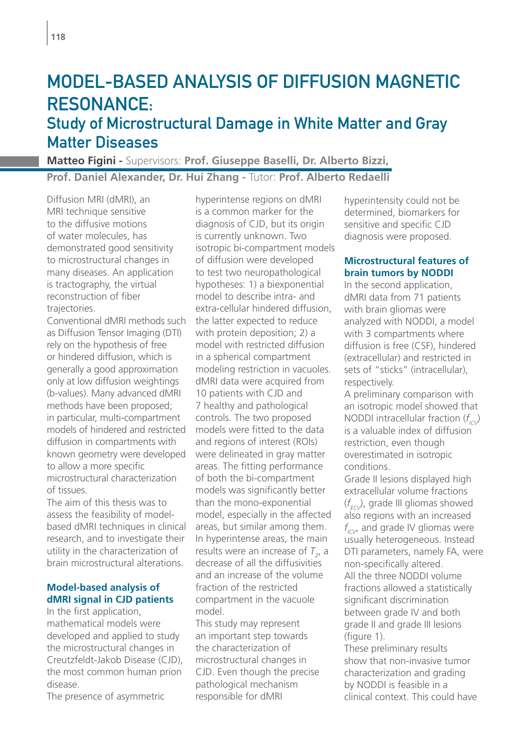# MODEL-BASED ANALYSIS OF DIFFUSION MAGNETIC RESONANCE:

## Study of Microstructural Damage in White Matter and Gray Matter Diseases

**Matteo Figini -** Supervisors: **Prof. Giuseppe Baselli, Dr. Alberto Bizzi, Prof. Daniel Alexander, Dr. Hui Zhang -** Tutor: **Prof. Alberto Redaelli**

Diffusion MRI (dMRI), an MRI technique sensitive to the diffusive motions of water molecules, has demonstrated good sensitivity to microstructural changes in many diseases. An application is tractography, the virtual reconstruction of fiber trajectories.

Conventional dMRI methods such as Diffusion Tensor Imaging (DTI) rely on the hypothesis of free or hindered diffusion, which is generally a good approximation only at low diffusion weightings (b-values). Many advanced dMRI methods have been proposed; in particular, multi-compartment models of hindered and restricted diffusion in compartments with known geometry were developed to allow a more specific microstructural characterization of tissues.

The aim of this thesis was to assess the feasibility of model-based dMRI techniques in clinical research, and to investigate their utility in the characterization of brain microstructural alterations.

### Model-based analysis of dMRI signal in CJD patients

In the first application, mathematical models were developed and applied to study the microstructural changes in Creutzfeldt-Jakob Disease (CJD), the most common human prion disease.

The presence of asymmetric hyperintense regions on dMRI is a common marker for the diagnosis of CJD, but its origin is currently unknown. Two isotropic bi-compartment models of diffusion were developed to test two neuropathological hypotheses: 1) a biexponential model to describe intra- and extra-cellular hindered diffusion, the latter expected to reduce with protein deposition; 2) a model with restricted diffusion in a spherical compartment modeling restriction in vacuoles. dMRI data were acquired from 10 patients with CJD and 7 healthy and pathological controls. The two proposed models were fitted to the data and regions of interest (ROIs) were delineated in gray matter areas. The fitting performance of both the bi-compartment models was significantly better than the mono-exponential model, especially in the affected areas, but similar among them. In hyperintense areas, the main results were an increase of $T_2$, a decrease of all the diffusivities and an increase of the volume fraction of the restricted compartment in the vacuole model.

This study may represent an important step towards the characterization of microstructural changes in CJD. Even though the precise pathological mechanism responsible for dMRI hyperintensity could not be determined, biomarkers for sensitive and specific CJD diagnosis were proposed.

### Microstructural features of brain tumors by NODDI

In the second application, dMRI data from 71 patients with brain gliomas were analyzed with NODDI, a model with 3 compartments where diffusion is free (CSF), hindered (extracellular) and restricted in sets of "sticks" (intracellular), respectively.

A preliminary comparison with an isotropic model showed that NODDI intracellular fraction ($f_{ICV}$) is a valuable index of diffusion restriction, even though overestimated in isotropic conditions.

Grade II lesions displayed high extracellular volume fractions ($f_{ECV}$), grade III gliomas showed also regions with an increased $f_{ICV}$, and grade IV gliomas were usually heterogeneous. Instead DTI parameters, namely FA, were non-specifically altered.

All the three NODDI volume fractions allowed a statistically significant discrimination between grade IV and both grade II and grade III lesions (figure 1).

These preliminary results show that non-invasive tumor characterization and grading by NODDI is feasible in a clinical context. This could have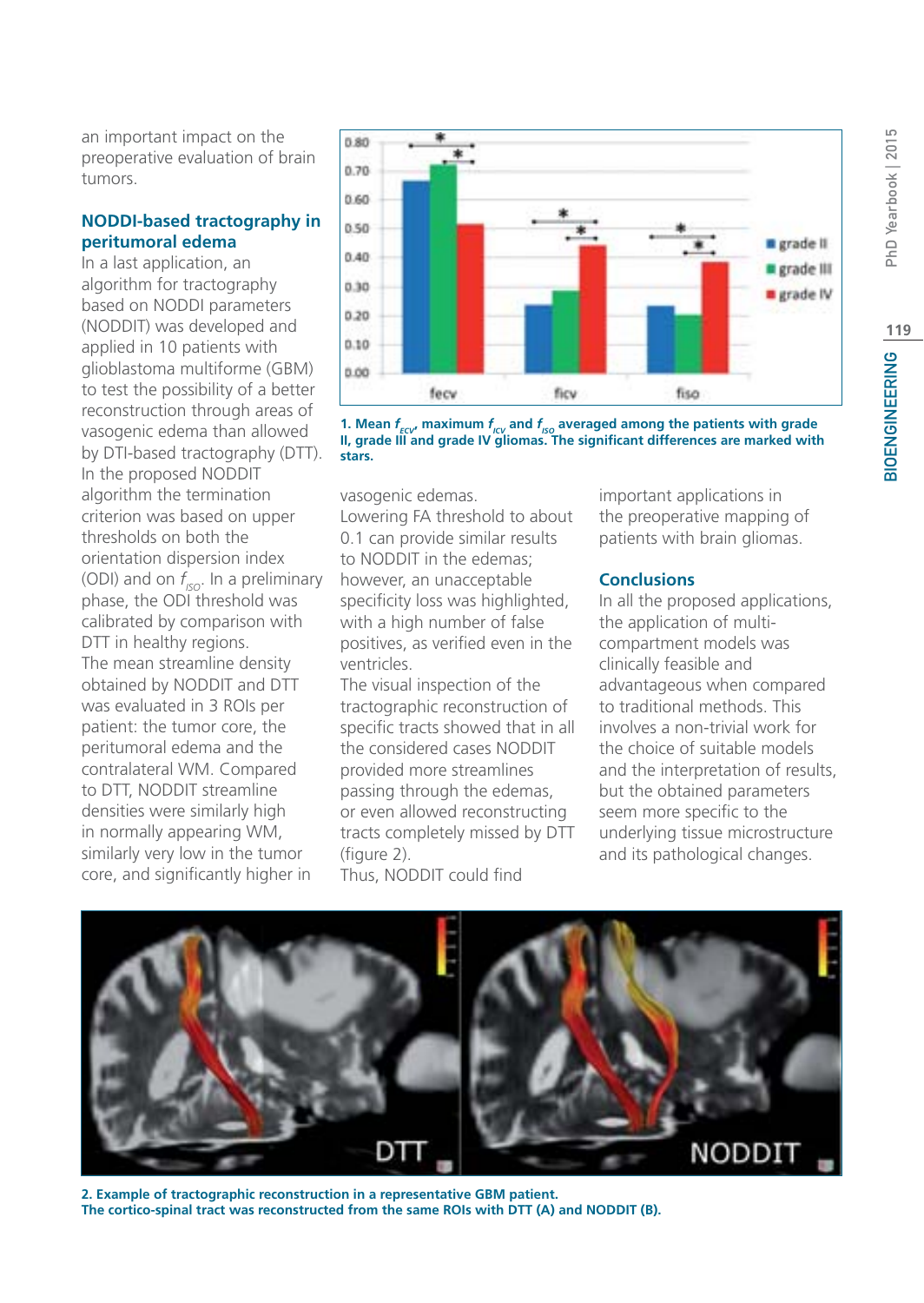an important impact on the preoperative evaluation of brain tumors.

### NODDI-based tractography in peritumoral edema

In a last application, an algorithm for tractography based on NODDI parameters (NODDIT) was developed and applied in 10 patients with glioblastoma multiforme (GBM) to test the possibility of a better reconstruction through areas of vasogenic edema than allowed by DTI-based tractography (DTT). In the proposed NODDIT algorithm the termination criterion was based on upper thresholds on both the orientation dispersion index (ODI) and on $f_{ISO}$. In a preliminary phase, the ODI threshold was calibrated by comparison with DTT in healthy regions. The mean streamline density obtained by NODDIT and DTT was evaluated in 3 ROIs per patient: the tumor core, the peritumoral edema and the contralateral WM. Compared to DTT, NODDIT streamline densities were similarly high in normally appearing WM, similarly very low in the tumor core, and significantly higher in vasogenic edemas. Lowering FA threshold to about 0.1 can provide similar results to NODDIT in the edemas; however, an unacceptable specificity loss was highlighted, with a high number of false positives, as verified even in the ventricles. The visual inspection of the tractographic reconstruction of specific tracts showed that in all the considered cases NODDIT provided more streamlines passing through the edemas, or even allowed reconstructing tracts completely missed by DTT (figure 2). Thus, NODDIT could find important applications in the preoperative mapping of patients with brain gliomas.

**1. Mean $f_{ECV}$, maximum $f_{ICV}$ and $f_{ISO}$ averaged among the patients with grade II, grade III and grade IV gliomas. The significant differences are marked with stars.**

### Conclusions

In all the proposed applications, the application of multi-compartment models was clinically feasible and advantageous when compared to traditional methods. This involves a non-trivial work for the choice of suitable models and the interpretation of results, but the obtained parameters seem more specific to the underlying tissue microstructure and its pathological changes.

**2. Example of tractographic reconstruction in a representative GBM patient. The cortico-spinal tract was reconstructed from the same ROIs with DTT (A) and NODDIT (B).**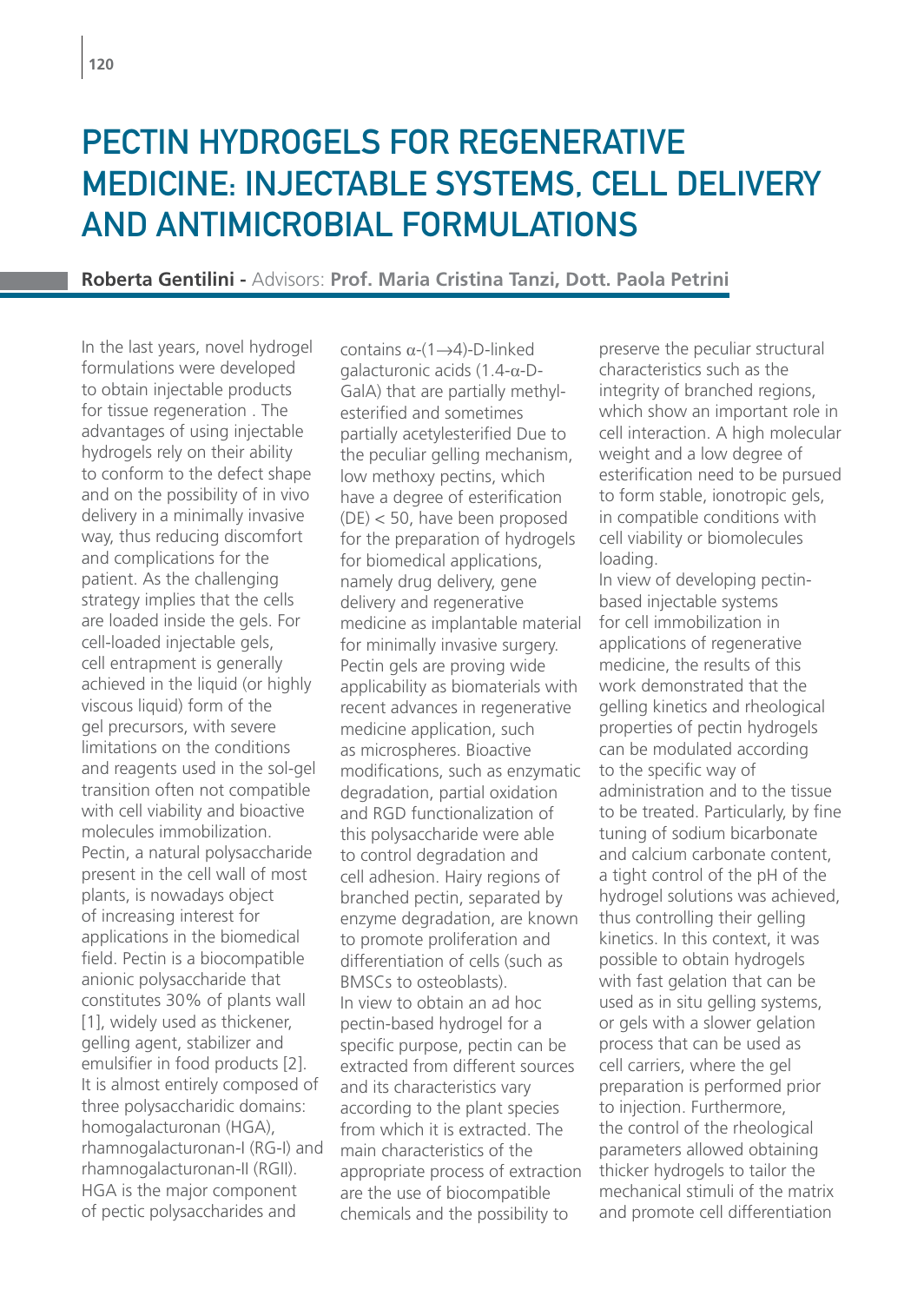# PECTIN HYDROGELS FOR REGENERATIVE MEDICINE: INJECTABLE SYSTEMS, CELL DELIVERY AND ANTIMICROBIAL FORMULATIONS

**Roberta Gentilini -** Advisors: **Prof. Maria Cristina Tanzi, Dott. Paola Petrini**

In the last years, novel hydrogel formulations were developed to obtain injectable products for tissue regeneration . The advantages of using injectable hydrogels rely on their ability to conform to the defect shape and on the possibility of in vivo delivery in a minimally invasive way, thus reducing discomfort and complications for the patient. As the challenging strategy implies that the cells are loaded inside the gels. For cell-loaded injectable gels, cell entrapment is generally achieved in the liquid (or highly viscous liquid) form of the gel precursors, with severe limitations on the conditions and reagents used in the sol-gel transition often not compatible with cell viability and bioactive molecules immobilization. Pectin, a natural polysaccharide present in the cell wall of most plants, is nowadays object of increasing interest for applications in the biomedical field. Pectin is a biocompatible anionic polysaccharide that constitutes 30% of plants wall [1], widely used as thickener, gelling agent, stabilizer and emulsifier in food products [2]. It is almost entirely composed of three polysaccharidic domains: homogalacturonan (HGA), rhamnogalacturonan-I (RG-I) and rhamnogalacturonan-II (RGII). HGA is the major component of pectic polysaccharides and contains α-(1→4)-D-linked galacturonic acids (1.4-α-D-GalA) that are partially methyl-esterified and sometimes partially acetylesterified Due to the peculiar gelling mechanism, low methoxy pectins, which have a degree of esterification (DE) < 50, have been proposed for the preparation of hydrogels for biomedical applications, namely drug delivery, gene delivery and regenerative medicine as implantable material for minimally invasive surgery. Pectin gels are proving wide applicability as biomaterials with recent advances in regenerative medicine application, such as microspheres. Bioactive modifications, such as enzymatic degradation, partial oxidation and RGD functionalization of this polysaccharide were able to control degradation and cell adhesion. Hairy regions of branched pectin, separated by enzyme degradation, are known to promote proliferation and differentiation of cells (such as BMSCs to osteoblasts).

In view to obtain an ad hoc pectin-based hydrogel for a specific purpose, pectin can be extracted from different sources and its characteristics vary according to the plant species from which it is extracted. The main characteristics of the appropriate process of extraction are the use of biocompatible chemicals and the possibility to preserve the peculiar structural characteristics such as the integrity of branched regions, which show an important role in cell interaction. A high molecular weight and a low degree of esterification need to be pursued to form stable, ionotropic gels, in compatible conditions with cell viability or biomolecules loading.

In view of developing pectin-based injectable systems for cell immobilization in applications of regenerative medicine, the results of this work demonstrated that the gelling kinetics and rheological properties of pectin hydrogels can be modulated according to the specific way of administration and to the tissue to be treated. Particularly, by fine tuning of sodium bicarbonate and calcium carbonate content, a tight control of the pH of the hydrogel solutions was achieved, thus controlling their gelling kinetics. In this context, it was possible to obtain hydrogels with fast gelation that can be used as in situ gelling systems, or gels with a slower gelation process that can be used as cell carriers, where the gel preparation is performed prior to injection. Furthermore, the control of the rheological parameters allowed obtaining thicker hydrogels to tailor the mechanical stimuli of the matrix and promote cell differentiation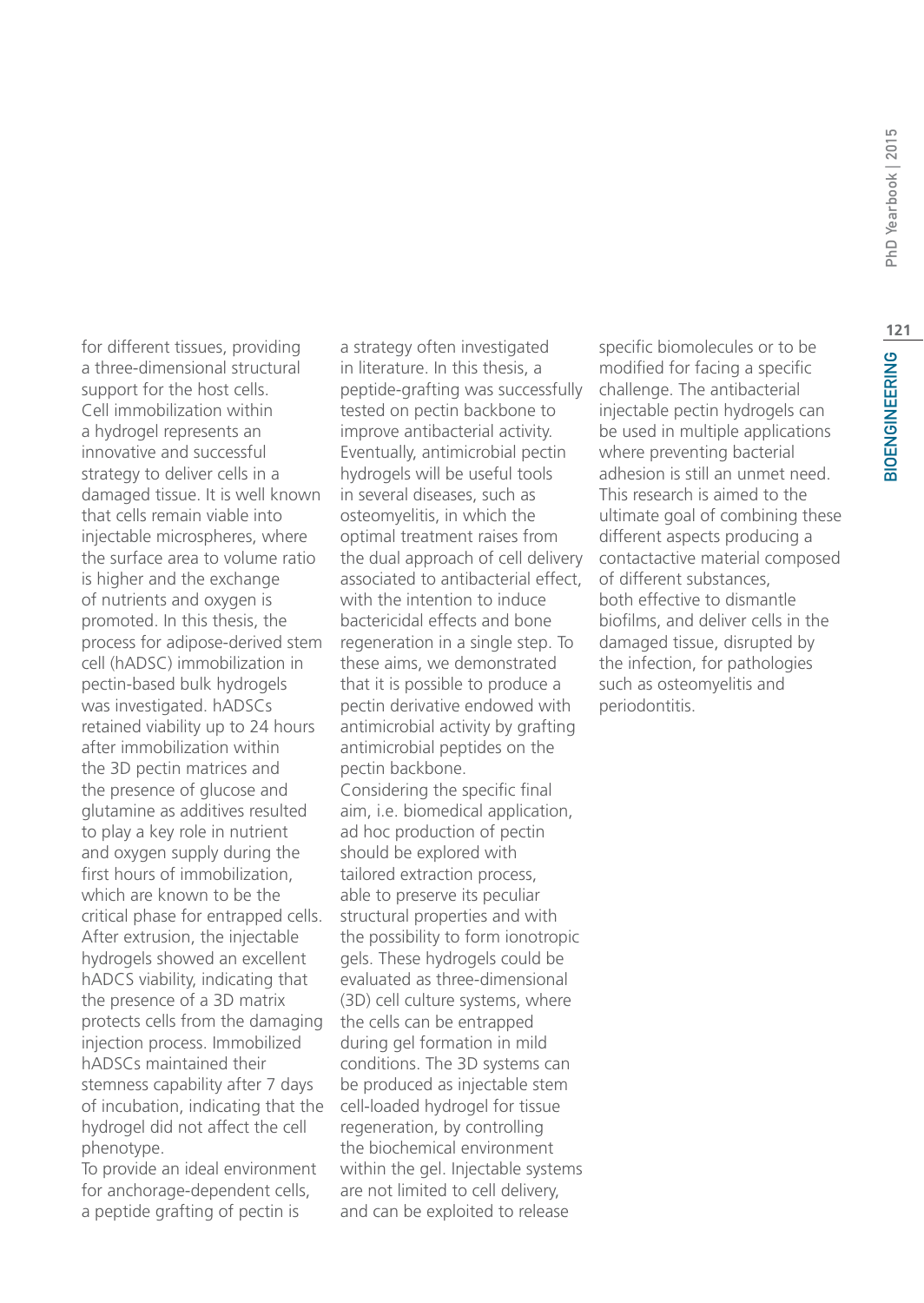for different tissues, providing a three-dimensional structural support for the host cells. Cell immobilization within a hydrogel represents an innovative and successful strategy to deliver cells in a damaged tissue. It is well known that cells remain viable into injectable microspheres, where the surface area to volume ratio is higher and the exchange of nutrients and oxygen is promoted. In this thesis, the process for adipose-derived stem cell (hADSC) immobilization in pectin-based bulk hydrogels was investigated. hADSCs retained viability up to 24 hours after immobilization within the 3D pectin matrices and the presence of glucose and glutamine as additives resulted to play a key role in nutrient and oxygen supply during the first hours of immobilization, which are known to be the critical phase for entrapped cells. After extrusion, the injectable hydrogels showed an excellent hADCS viability, indicating that the presence of a 3D matrix protects cells from the damaging injection process. Immobilized hADSCs maintained their stemness capability after 7 days of incubation, indicating that the hydrogel did not affect the cell phenotype.

To provide an ideal environment for anchorage-dependent cells, a peptide grafting of pectin is a strategy often investigated in literature. In this thesis, a peptide-grafting was successfully tested on pectin backbone to improve antibacterial activity. Eventually, antimicrobial pectin hydrogels will be useful tools in several diseases, such as osteomyelitis, in which the optimal treatment raises from the dual approach of cell delivery associated to antibacterial effect, with the intention to induce bactericidal effects and bone regeneration in a single step. To these aims, we demonstrated that it is possible to produce a pectin derivative endowed with antimicrobial activity by grafting antimicrobial peptides on the pectin backbone.

Considering the specific final aim, i.e. biomedical application, ad hoc production of pectin should be explored with tailored extraction process, able to preserve its peculiar structural properties and with the possibility to form ionotropic gels. These hydrogels could be evaluated as three-dimensional (3D) cell culture systems, where the cells can be entrapped during gel formation in mild conditions. The 3D systems can be produced as injectable stem cell-loaded hydrogel for tissue regeneration, by controlling the biochemical environment within the gel. Injectable systems are not limited to cell delivery, and can be exploited to release specific biomolecules or to be modified for facing a specific challenge. The antibacterial injectable pectin hydrogels can be used in multiple applications where preventing bacterial adhesion is still an unmet need. This research is aimed to the ultimate goal of combining these different aspects producing a contactactive material composed of different substances, both effective to dismantle biofilms, and deliver cells in the damaged tissue, disrupted by the infection, for pathologies such as osteomyelitis and periodontitis.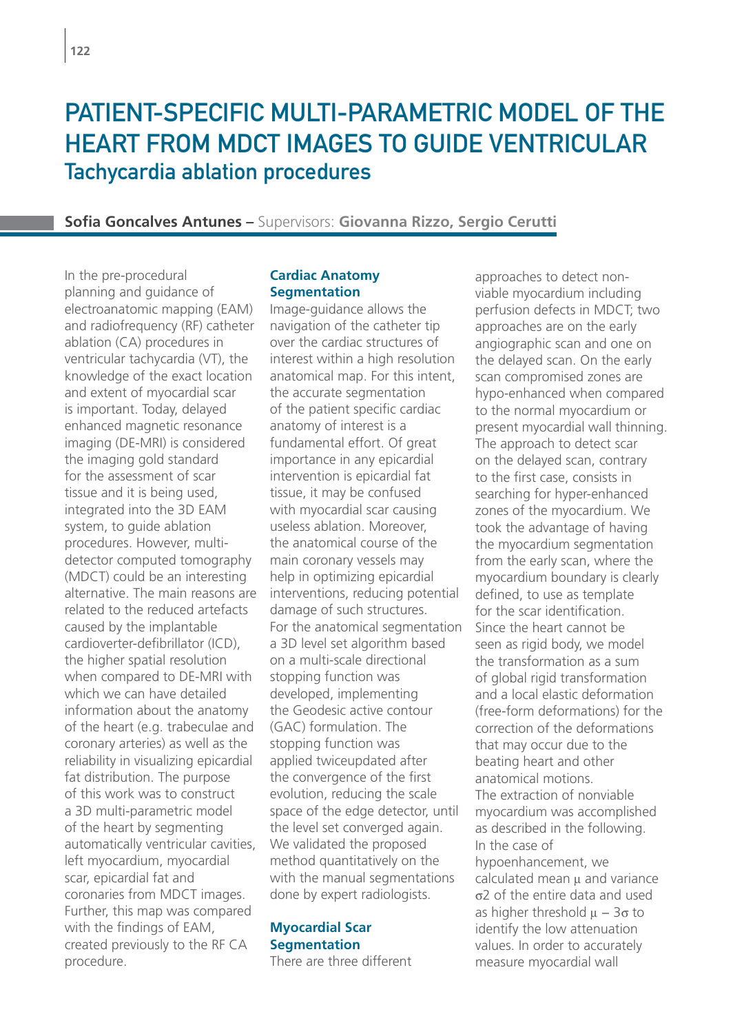# PATIENT-SPECIFIC MULTI-PARAMETRIC MODEL OF THE HEART FROM MDCT IMAGES TO GUIDE VENTRICULAR Tachycardia ablation procedures

**Sofia Goncalves Antunes –** Supervisors: **Giovanna Rizzo, Sergio Cerutti**

In the pre-procedural planning and guidance of electroanatomic mapping (EAM) and radiofrequency (RF) catheter ablation (CA) procedures in ventricular tachycardia (VT), the knowledge of the exact location and extent of myocardial scar is important. Today, delayed enhanced magnetic resonance imaging (DE-MRI) is considered the imaging gold standard for the assessment of scar tissue and it is being used, integrated into the 3D EAM system, to guide ablation procedures. However, multi-detector computed tomography (MDCT) could be an interesting alternative. The main reasons are related to the reduced artefacts caused by the implantable cardioverter-defibrillator (ICD), the higher spatial resolution when compared to DE-MRI with which we can have detailed information about the anatomy of the heart (e.g. trabeculae and coronary arteries) as well as the reliability in visualizing epicardial fat distribution. The purpose of this work was to construct a 3D multi-parametric model of the heart by segmenting automatically ventricular cavities, left myocardium, myocardial scar, epicardial fat and coronaries from MDCT images. Further, this map was compared with the findings of EAM, created previously to the RF CA procedure.

## Cardiac Anatomy Segmentation

Image-guidance allows the navigation of the catheter tip over the cardiac structures of interest within a high resolution anatomical map. For this intent, the accurate segmentation of the patient specific cardiac anatomy of interest is a fundamental effort. Of great importance in any epicardial intervention is epicardial fat tissue, it may be confused with myocardial scar causing useless ablation. Moreover, the anatomical course of the main coronary vessels may help in optimizing epicardial interventions, reducing potential damage of such structures. For the anatomical segmentation a 3D level set algorithm based on a multi-scale directional stopping function was developed, implementing the Geodesic active contour (GAC) formulation. The stopping function was applied twiceupdated after the convergence of the first evolution, reducing the scale space of the edge detector, until the level set converged again. We validated the proposed method quantitatively on the with the manual segmentations done by expert radiologists.

## Myocardial Scar Segmentation

There are three different approaches to detect non-viable myocardium including perfusion defects in MDCT; two approaches are on the early angiographic scan and one on the delayed scan. On the early scan compromised zones are hypo-enhanced when compared to the normal myocardium or present myocardial wall thinning. The approach to detect scar on the delayed scan, contrary to the first case, consists in searching for hyper-enhanced zones of the myocardium. We took the advantage of having the myocardium segmentation from the early scan, where the myocardium boundary is clearly defined, to use as template for the scar identification. Since the heart cannot be seen as rigid body, we model the transformation as a sum of global rigid transformation and a local elastic deformation (free-form deformations) for the correction of the deformations that may occur due to the beating heart and other anatomical motions.

The extraction of nonviable myocardium was accomplished as described in the following. In the case of hypoenhancement, we calculated mean $\mu$ and variance $\sigma 2$ of the entire data and used as higher threshold $\mu - 3\sigma$ to identify the low attenuation values. In order to accurately measure myocardial wall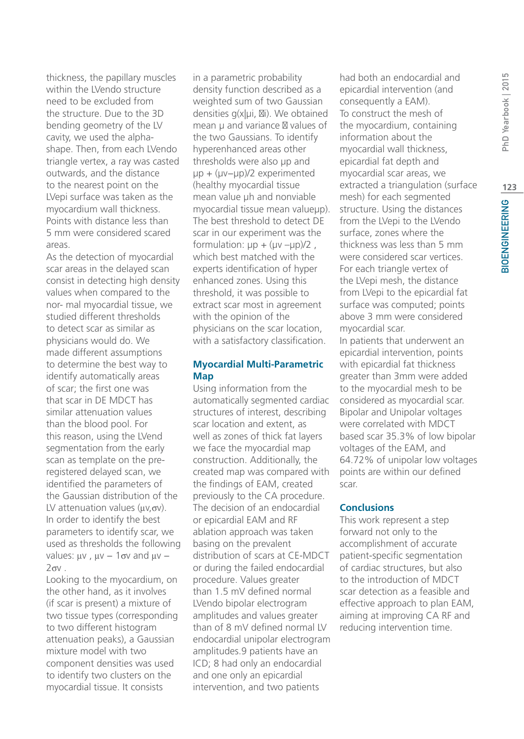thickness, the papillary muscles within the LVendo structure need to be excluded from the structure. Due to the 3D bending geometry of the LV cavity, we used the alpha-shape. Then, from each LVendo triangle vertex, a ray was casted outwards, and the distance to the nearest point on the LVepi surface was taken as the myocardium wall thickness. Points with distance less than 5 mm were considered scared areas.

As the detection of myocardial scar areas in the delayed scan consist in detecting high density values when compared to the nor- mal myocardial tissue, we studied different thresholds to detect scar as similar as physicians would do. We made different assumptions to determine the best way to identify automatically areas of scar; the first one was that scar in DE MDCT has similar attenuation values than the blood pool. For this reason, using the LVend segmentation from the early scan as template on the pre-registered delayed scan, we identified the parameters of the Gaussian distribution of the LV attenuation values ($\mu v, \sigma v$). In order to identify the best parameters to identify scar, we used as thresholds the following values: $\mu v$ , $\mu v - 1\sigma v$ and $\mu v - 2\sigma v$ .

Looking to the myocardium, on the other hand, as it involves (if scar is present) a mixture of two tissue types (corresponding to two different histogram attenuation peaks), a Gaussian mixture model with two component densities was used to identify two clusters on the myocardial tissue. It consists in a parametric probability density function described as a weighted sum of two Gaussian densities $g(x|\mu i, \Sigma i)$. We obtained mean $\mu$ and variance $\Sigma$ values of the two Gaussians. To identify hyperenhanced areas other thresholds were also $\mu p$ and $\mu p + (\mu v - \mu p)/2$ experimented (healthy myocardial tissue mean value $\mu h$ and nonviable myocardial tissue mean value$\mu p$). The best threshold to detect DE scar in our experiment was the formulation: $\mu p + (\mu v - \mu p)/2$ , which best matched with the experts identification of hyper enhanced zones. Using this threshold, it was possible to extract scar most in agreement with the opinion of the physicians on the scar location, with a satisfactory classification.

## Myocardial Multi-Parametric Map

Using information from the automatically segmented cardiac structures of interest, describing scar location and extent, as well as zones of thick fat layers we face the myocardial map construction. Additionally, the created map was compared with the findings of EAM, created previously to the CA procedure. The decision of an endocardial or epicardial EAM and RF ablation approach was taken basing on the prevalent distribution of scars at CE-MDCT or during the failed endocardial procedure. Values greater than 1.5 mV defined normal LVendo bipolar electrogram amplitudes and values greater than of 8 mV defined normal LV endocardial unipolar electrogram amplitudes.9 patients have an ICD; 8 had only an endocardial and one only an epicardial intervention, and two patients had both an endocardial and epicardial intervention (and consequently a EAM).

To construct the mesh of the myocardium, containing information about the myocardial wall thickness, epicardial fat depth and myocardial scar areas, we extracted a triangulation (surface mesh) for each segmented structure. Using the distances from the LVepi to the LVendo surface, zones where the thickness was less than 5 mm were considered scar vertices. For each triangle vertex of the LVepi mesh, the distance from LVepi to the epicardial fat surface was computed; points above 3 mm were considered myocardial scar.

In patients that underwent an epicardial intervention, points with epicardial fat thickness greater than 3mm were added to the myocardial mesh to be considered as myocardial scar. Bipolar and Unipolar voltages were correlated with MDCT based scar 35.3% of low bipolar voltages of the EAM, and 64.72% of unipolar low voltages points are within our defined scar.

## Conclusions

This work represent a step forward not only to the accomplishment of accurate patient-specific segmentation of cardiac structures, but also to the introduction of MDCT scar detection as a feasible and effective approach to plan EAM, aiming at improving CA RF and reducing intervention time.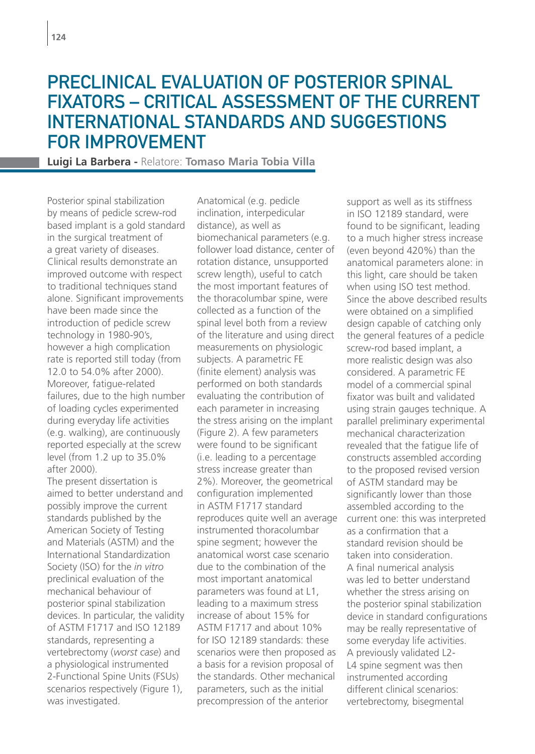# PRECLINICAL EVALUATION OF POSTERIOR SPINAL FIXATORS – CRITICAL ASSESSMENT OF THE CURRENT INTERNATIONAL STANDARDS AND SUGGESTIONS FOR IMPROVEMENT

**Luigi La Barbera -** Relatore: **Tomaso Maria Tobia Villa**

Posterior spinal stabilization by means of pedicle screw-rod based implant is a gold standard in the surgical treatment of a great variety of diseases. Clinical results demonstrate an improved outcome with respect to traditional techniques stand alone. Significant improvements have been made since the introduction of pedicle screw technology in 1980-90's, however a high complication rate is reported still today (from 12.0 to 54.0% after 2000). Moreover, fatigue-related failures, due to the high number of loading cycles experimented during everyday life activities (e.g. walking), are continuously reported especially at the screw level (from 1.2 up to 35.0% after 2000).

The present dissertation is aimed to better understand and possibly improve the current standards published by the American Society of Testing and Materials (ASTM) and the International Standardization Society (ISO) for the *in vitro* preclinical evaluation of the mechanical behaviour of posterior spinal stabilization devices. In particular, the validity of ASTM F1717 and ISO 12189 standards, representing a vertebrectomy (*worst case*) and a physiological instrumented 2-Functional Spine Units (FSUs) scenarios respectively (Figure 1), was investigated. Anatomical (e.g. pedicle inclination, interpedicular distance), as well as biomechanical parameters (e.g. follower load distance, center of rotation distance, unsupported screw length), useful to catch the most important features of the thoracolumbar spine, were collected as a function of the spinal level both from a review of the literature and using direct measurements on physiologic subjects. A parametric FE (finite element) analysis was performed on both standards evaluating the contribution of each parameter in increasing the stress arising on the implant (Figure 2). A few parameters were found to be significant (i.e. leading to a percentage stress increase greater than 2%). Moreover, the geometrical configuration implemented in ASTM F1717 standard reproduces quite well an average instrumented thoracolumbar spine segment; however the anatomical worst case scenario due to the combination of the most important anatomical parameters was found at L1, leading to a maximum stress increase of about 15% for ASTM F1717 and about 10% for ISO 12189 standards: these scenarios were then proposed as a basis for a revision proposal of the standards. Other mechanical parameters, such as the initial precompression of the anterior support as well as its stiffness in ISO 12189 standard, were found to be significant, leading to a much higher stress increase (even beyond 420%) than the anatomical parameters alone: in this light, care should be taken when using ISO test method. Since the above described results were obtained on a simplified design capable of catching only the general features of a pedicle screw-rod based implant, a more realistic design was also considered. A parametric FE model of a commercial spinal fixator was built and validated using strain gauges technique. A parallel preliminary experimental mechanical characterization revealed that the fatigue life of constructs assembled according to the proposed revised version of ASTM standard may be significantly lower than those assembled according to the current one: this was interpreted as a confirmation that a standard revision should be taken into consideration.

A final numerical analysis was led to better understand whether the stress arising on the posterior spinal stabilization device in standard configurations may be really representative of some everyday life activities. A previously validated L2-L4 spine segment was then instrumented according different clinical scenarios: vertebrectomy, bisegmental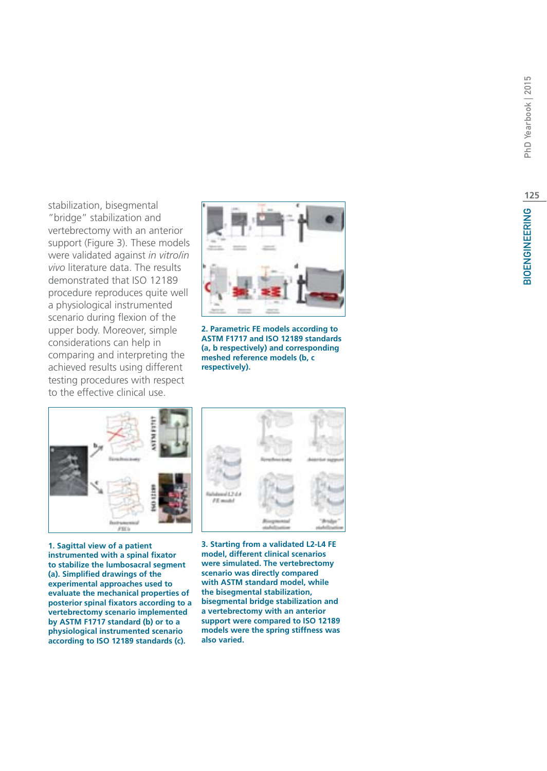stabilization, bisegmental "bridge" stabilization and vertebrectomy with an anterior support (Figure 3). These models were validated against *in vitro*/*in vivo* literature data. The results demonstrated that ISO 12189 procedure reproduces quite well a physiological instrumented scenario during flexion of the upper body. Moreover, simple considerations can help in comparing and interpreting the achieved results using different testing procedures with respect to the effective clinical use.

**2. Parametric FE models according to ASTM F1717 and ISO 12189 standards (a, b respectively) and corresponding meshed reference models (b, c respectively).**

**1. Sagittal view of a patient instrumented with a spinal fixator to stabilize the lumbosacral segment (a). Simplified drawings of the experimental approaches used to evaluate the mechanical properties of posterior spinal fixators according to a vertebrectomy scenario implemented by ASTM F1717 standard (b) or to a physiological instrumented scenario according to ISO 12189 standards (c).**

**3. Starting from a validated L2-L4 FE model, different clinical scenarios were simulated. The vertebrectomy scenario was directly compared with ASTM standard model, while the bisegmental stabilization, bisegmental bridge stabilization and a vertebrectomy with an anterior support were compared to ISO 12189 models were the spring stiffness was also varied.**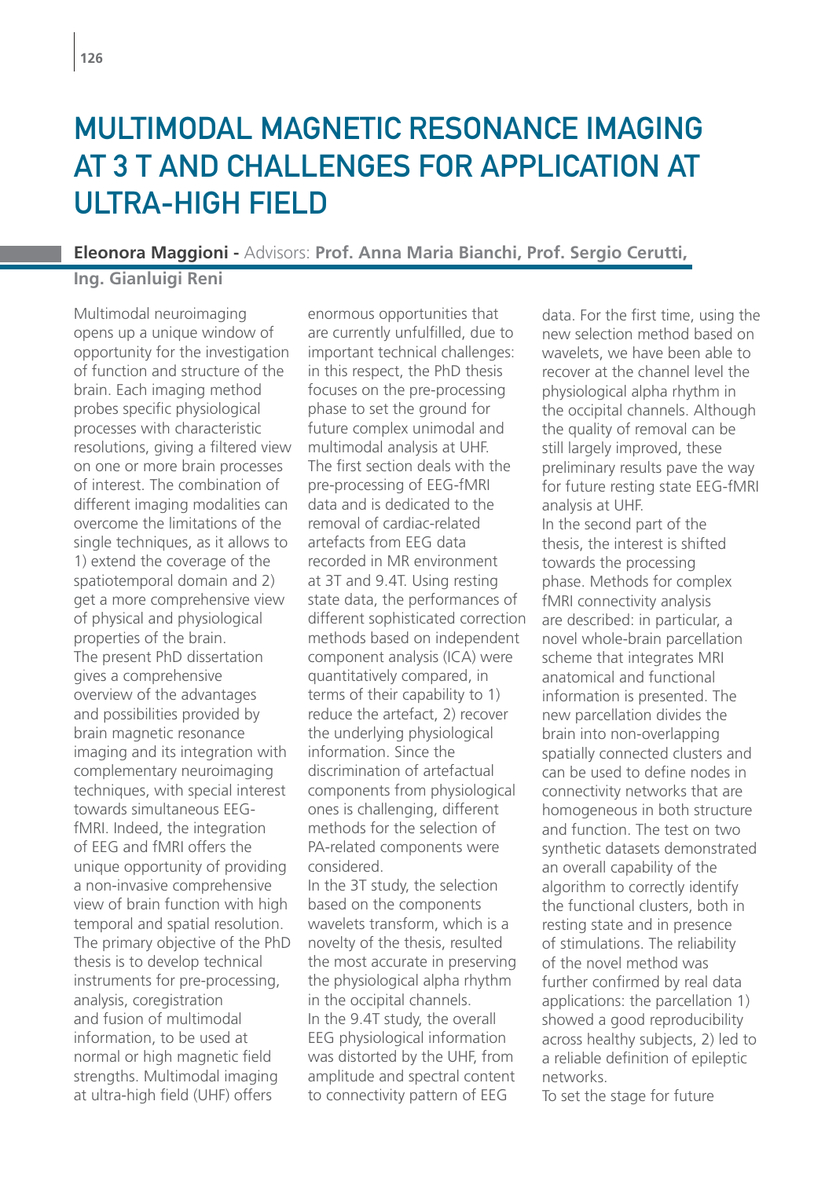# MULTIMODAL MAGNETIC RESONANCE IMAGING AT 3 T AND CHALLENGES FOR APPLICATION AT ULTRA-HIGH FIELD

**Eleonora Maggioni -** Advisors: **Prof. Anna Maria Bianchi, Prof. Sergio Cerutti, Ing. Gianluigi Reni**

Multimodal neuroimaging opens up a unique window of opportunity for the investigation of function and structure of the brain. Each imaging method probes specific physiological processes with characteristic resolutions, giving a filtered view on one or more brain processes of interest. The combination of different imaging modalities can overcome the limitations of the single techniques, as it allows to 1) extend the coverage of the spatiotemporal domain and 2) get a more comprehensive view of physical and physiological properties of the brain.

The present PhD dissertation gives a comprehensive overview of the advantages and possibilities provided by brain magnetic resonance imaging and its integration with complementary neuroimaging techniques, with special interest towards simultaneous EEG-fMRI. Indeed, the integration of EEG and fMRI offers the unique opportunity of providing a non-invasive comprehensive view of brain function with high temporal and spatial resolution. The primary objective of the PhD thesis is to develop technical instruments for pre-processing, analysis, coregistration and fusion of multimodal information, to be used at normal or high magnetic field strengths. Multimodal imaging at ultra-high field (UHF) offers enormous opportunities that are currently unfulfilled, due to important technical challenges: in this respect, the PhD thesis focuses on the pre-processing phase to set the ground for future complex unimodal and multimodal analysis at UHF.

The first section deals with the pre-processing of EEG-fMRI data and is dedicated to the removal of cardiac-related artefacts from EEG data recorded in MR environment at 3T and 9.4T. Using resting state data, the performances of different sophisticated correction methods based on independent component analysis (ICA) were quantitatively compared, in terms of their capability to 1) reduce the artefact, 2) recover the underlying physiological information. Since the discrimination of artefactual components from physiological ones is challenging, different methods for the selection of PA-related components were considered.

In the 3T study, the selection based on the components wavelets transform, which is a novelty of the thesis, resulted the most accurate in preserving the physiological alpha rhythm in the occipital channels.

In the 9.4T study, the overall EEG physiological information was distorted by the UHF, from amplitude and spectral content to connectivity pattern of EEG data. For the first time, using the new selection method based on wavelets, we have been able to recover at the channel level the physiological alpha rhythm in the occipital channels. Although the quality of removal can be still largely improved, these preliminary results pave the way for future resting state EEG-fMRI analysis at UHF.

In the second part of the thesis, the interest is shifted towards the processing phase. Methods for complex fMRI connectivity analysis are described: in particular, a novel whole-brain parcellation scheme that integrates MRI anatomical and functional information is presented. The new parcellation divides the brain into non-overlapping spatially connected clusters and can be used to define nodes in connectivity networks that are homogeneous in both structure and function. The test on two synthetic datasets demonstrated an overall capability of the algorithm to correctly identify the functional clusters, both in resting state and in presence of stimulations. The reliability of the novel method was further confirmed by real data applications: the parcellation 1) showed a good reproducibility across healthy subjects, 2) led to a reliable definition of epileptic networks.

To set the stage for future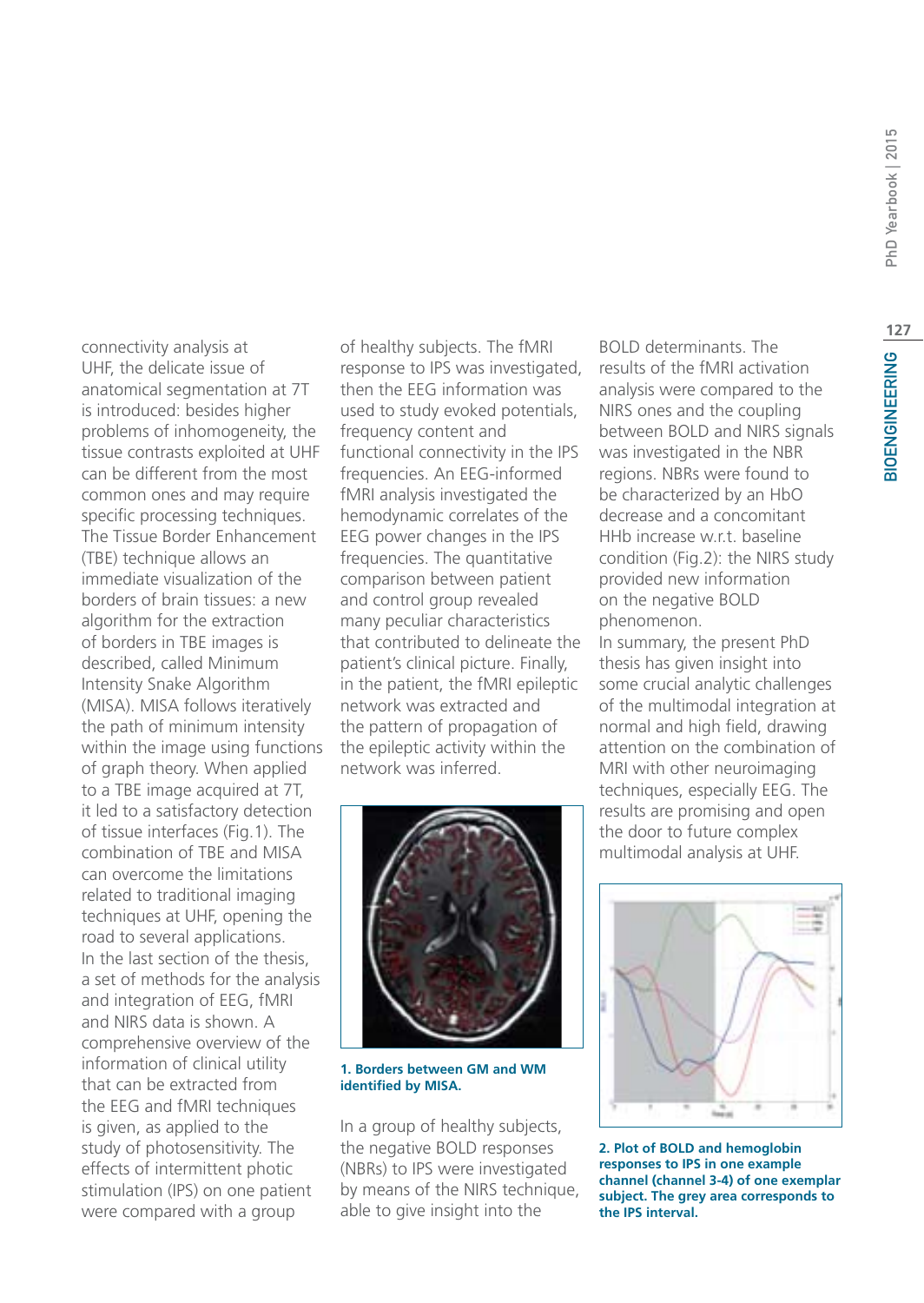connectivity analysis at UHF, the delicate issue of anatomical segmentation at 7T is introduced: besides higher problems of inhomogeneity, the tissue contrasts exploited at UHF can be different from the most common ones and may require specific processing techniques. The Tissue Border Enhancement (TBE) technique allows an immediate visualization of the borders of brain tissues: a new algorithm for the extraction of borders in TBE images is described, called Minimum Intensity Snake Algorithm (MISA). MISA follows iteratively the path of minimum intensity within the image using functions of graph theory. When applied to a TBE image acquired at 7T, it led to a satisfactory detection of tissue interfaces (Fig.1). The combination of TBE and MISA can overcome the limitations related to traditional imaging techniques at UHF, opening the road to several applications.

In the last section of the thesis, a set of methods for the analysis and integration of EEG, fMRI and NIRS data is shown. A comprehensive overview of the information of clinical utility that can be extracted from the EEG and fMRI techniques is given, as applied to the study of photosensitivity. The effects of intermittent photic stimulation (IPS) on one patient were compared with a group of healthy subjects. The fMRI response to IPS was investigated, then the EEG information was used to study evoked potentials, frequency content and functional connectivity in the IPS frequencies. An EEG-informed fMRI analysis investigated the hemodynamic correlates of the EEG power changes in the IPS frequencies. The quantitative comparison between patient and control group revealed many peculiar characteristics that contributed to delineate the patient's clinical picture. Finally, in the patient, the fMRI epileptic network was extracted and the pattern of propagation of the epileptic activity within the network was inferred.

**1. Borders between GM and WM identified by MISA.**

In a group of healthy subjects, the negative BOLD responses (NBRs) to IPS were investigated by means of the NIRS technique, able to give insight into the BOLD determinants. The results of the fMRI activation analysis were compared to the NIRS ones and the coupling between BOLD and NIRS signals was investigated in the NBR regions. NBRs were found to be characterized by an HbO decrease and a concomitant HHb increase w.r.t. baseline condition (Fig.2): the NIRS study provided new information on the negative BOLD phenomenon.

In summary, the present PhD thesis has given insight into some crucial analytic challenges of the multimodal integration at normal and high field, drawing attention on the combination of MRI with other neuroimaging techniques, especially EEG. The results are promising and open the door to future complex multimodal analysis at UHF.

**2. Plot of BOLD and hemoglobin responses to IPS in one example channel (channel 3-4) of one exemplar subject. The grey area corresponds to the IPS interval.**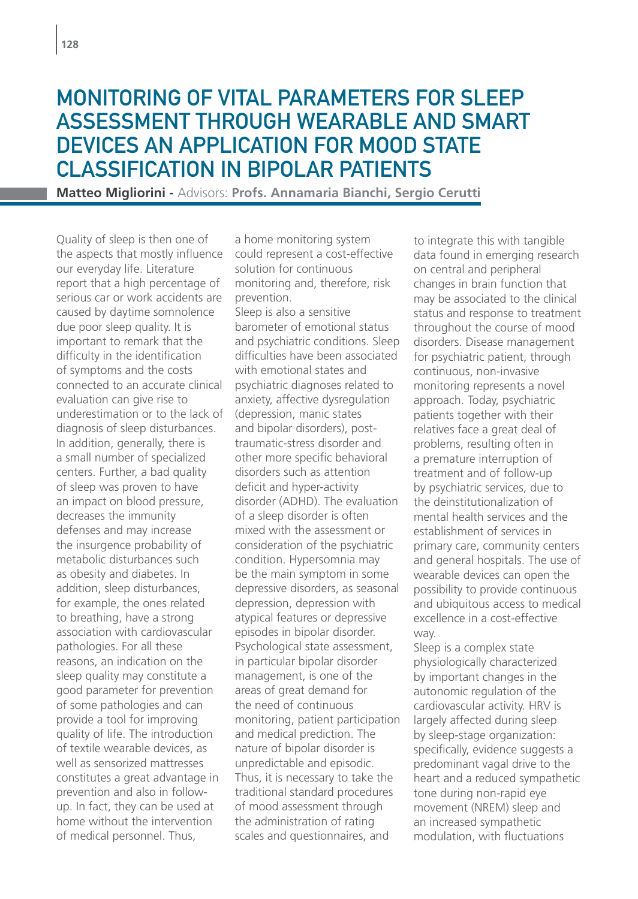# MONITORING OF VITAL PARAMETERS FOR SLEEP ASSESSMENT THROUGH WEARABLE AND SMART DEVICES AN APPLICATION FOR MOOD STATE CLASSIFICATION IN BIPOLAR PATIENTS

**Matteo Migliorini -** Advisors: **Profs. Annamaria Bianchi, Sergio Cerutti**

Quality of sleep is then one of the aspects that mostly influence our everyday life. Literature report that a high percentage of serious car or work accidents are caused by daytime somnolence due poor sleep quality. It is important to remark that the difficulty in the identification of symptoms and the costs connected to an accurate clinical evaluation can give rise to underestimation or to the lack of diagnosis of sleep disturbances. In addition, generally, there is a small number of specialized centers. Further, a bad quality of sleep was proven to have an impact on blood pressure, decreases the immunity defenses and may increase the insurgence probability of metabolic disturbances such as obesity and diabetes. In addition, sleep disturbances, for example, the ones related to breathing, have a strong association with cardiovascular pathologies. For all these reasons, an indication on the sleep quality may constitute a good parameter for prevention of some pathologies and can provide a tool for improving quality of life. The introduction of textile wearable devices, as well as sensorized mattresses constitutes a great advantage in prevention and also in follow-up. In fact, they can be used at home without the intervention of medical personnel. Thus, a home monitoring system could represent a cost-effective solution for continuous monitoring and, therefore, risk prevention.

Sleep is also a sensitive barometer of emotional status and psychiatric conditions. Sleep difficulties have been associated with emotional states and psychiatric diagnoses related to anxiety, affective dysregulation (depression, manic states and bipolar disorders), post-traumatic-stress disorder and other more specific behavioral disorders such as attention deficit and hyper-activity disorder (ADHD). The evaluation of a sleep disorder is often mixed with the assessment or consideration of the psychiatric condition. Hypersomnia may be the main symptom in some depressive disorders, as seasonal depression, depression with atypical features or depressive episodes in bipolar disorder. Psychological state assessment, in particular bipolar disorder management, is one of the areas of great demand for the need of continuous monitoring, patient participation and medical prediction. The nature of bipolar disorder is unpredictable and episodic. Thus, it is necessary to take the traditional standard procedures of mood assessment through the administration of rating scales and questionnaires, and to integrate this with tangible data found in emerging research on central and peripheral changes in brain function that may be associated to the clinical status and response to treatment throughout the course of mood disorders. Disease management for psychiatric patient, through continuous, non-invasive monitoring represents a novel approach. Today, psychiatric patients together with their relatives face a great deal of problems, resulting often in a premature interruption of treatment and of follow-up by psychiatric services, due to the deinstitutionalization of mental health services and the establishment of services in primary care, community centers and general hospitals. The use of wearable devices can open the possibility to provide continuous and ubiquitous access to medical excellence in a cost-effective way.

Sleep is a complex state physiologically characterized by important changes in the autonomic regulation of the cardiovascular activity. HRV is largely affected during sleep by sleep-stage organization: specifically, evidence suggests a predominant vagal drive to the heart and a reduced sympathetic tone during non-rapid eye movement (NREM) sleep and an increased sympathetic modulation, with fluctuations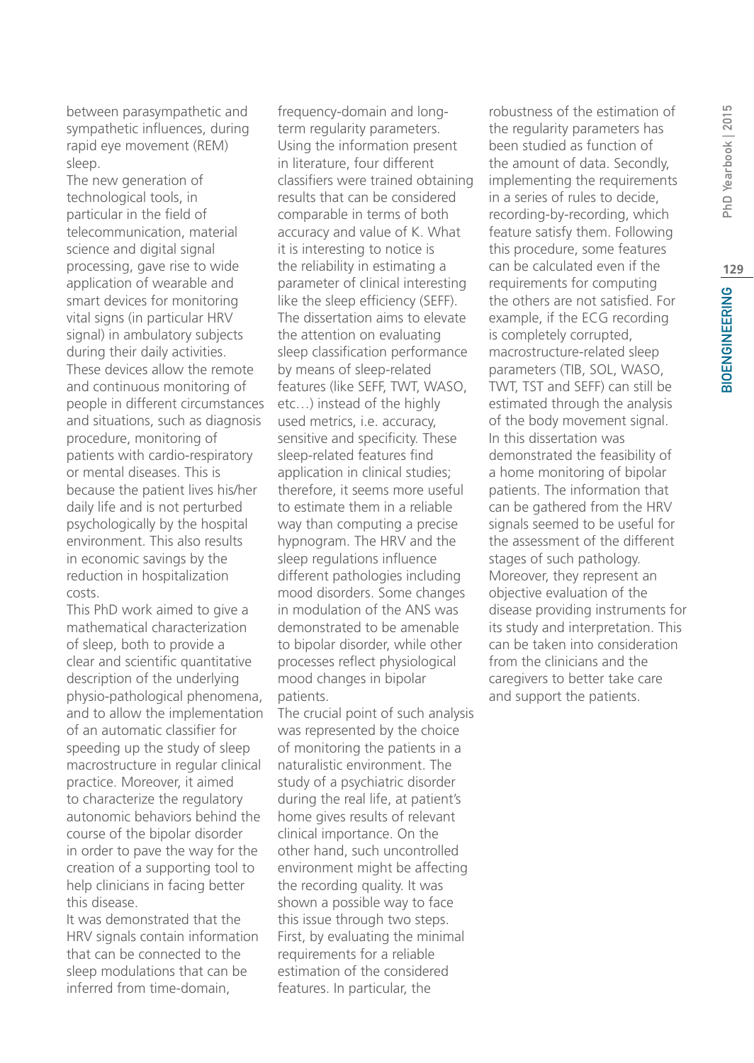between parasympathetic and sympathetic influences, during rapid eye movement (REM) sleep.

The new generation of technological tools, in particular in the field of telecommunication, material science and digital signal processing, gave rise to wide application of wearable and smart devices for monitoring vital signs (in particular HRV signal) in ambulatory subjects during their daily activities. These devices allow the remote and continuous monitoring of people in different circumstances and situations, such as diagnosis procedure, monitoring of patients with cardio-respiratory or mental diseases. This is because the patient lives his/her daily life and is not perturbed psychologically by the hospital environment. This also results in economic savings by the reduction in hospitalization costs.

This PhD work aimed to give a mathematical characterization of sleep, both to provide a clear and scientific quantitative description of the underlying physio-pathological phenomena, and to allow the implementation of an automatic classifier for speeding up the study of sleep macrostructure in regular clinical practice. Moreover, it aimed to characterize the regulatory autonomic behaviors behind the course of the bipolar disorder in order to pave the way for the creation of a supporting tool to help clinicians in facing better this disease.

It was demonstrated that the HRV signals contain information that can be connected to the sleep modulations that can be inferred from time-domain, frequency-domain and long-term regularity parameters. Using the information present in literature, four different classifiers were trained obtaining results that can be considered comparable in terms of both accuracy and value of K. What it is interesting to notice is the reliability in estimating a parameter of clinical interesting like the sleep efficiency (SEFF). The dissertation aims to elevate the attention on evaluating sleep classification performance by means of sleep-related features (like SEFF, TWT, WASO, etc…) instead of the highly used metrics, i.e. accuracy, sensitive and specificity. These sleep-related features find application in clinical studies; therefore, it seems more useful to estimate them in a reliable way than computing a precise hypnogram. The HRV and the sleep regulations influence different pathologies including mood disorders. Some changes in modulation of the ANS was demonstrated to be amenable to bipolar disorder, while other processes reflect physiological mood changes in bipolar patients.

The crucial point of such analysis was represented by the choice of monitoring the patients in a naturalistic environment. The study of a psychiatric disorder during the real life, at patient's home gives results of relevant clinical importance. On the other hand, such uncontrolled environment might be affecting the recording quality. It was shown a possible way to face this issue through two steps. First, by evaluating the minimal requirements for a reliable estimation of the considered features. In particular, the robustness of the estimation of the regularity parameters has been studied as function of the amount of data. Secondly, implementing the requirements in a series of rules to decide, recording-by-recording, which feature satisfy them. Following this procedure, some features can be calculated even if the requirements for computing the others are not satisfied. For example, if the ECG recording is completely corrupted, macrostructure-related sleep parameters (TIB, SOL, WASO, TWT, TST and SEFF) can still be estimated through the analysis of the body movement signal.

In this dissertation was demonstrated the feasibility of a home monitoring of bipolar patients. The information that can be gathered from the HRV signals seemed to be useful for the assessment of the different stages of such pathology. Moreover, they represent an objective evaluation of the disease providing instruments for its study and interpretation. This can be taken into consideration from the clinicians and the caregivers to better take care and support the patients.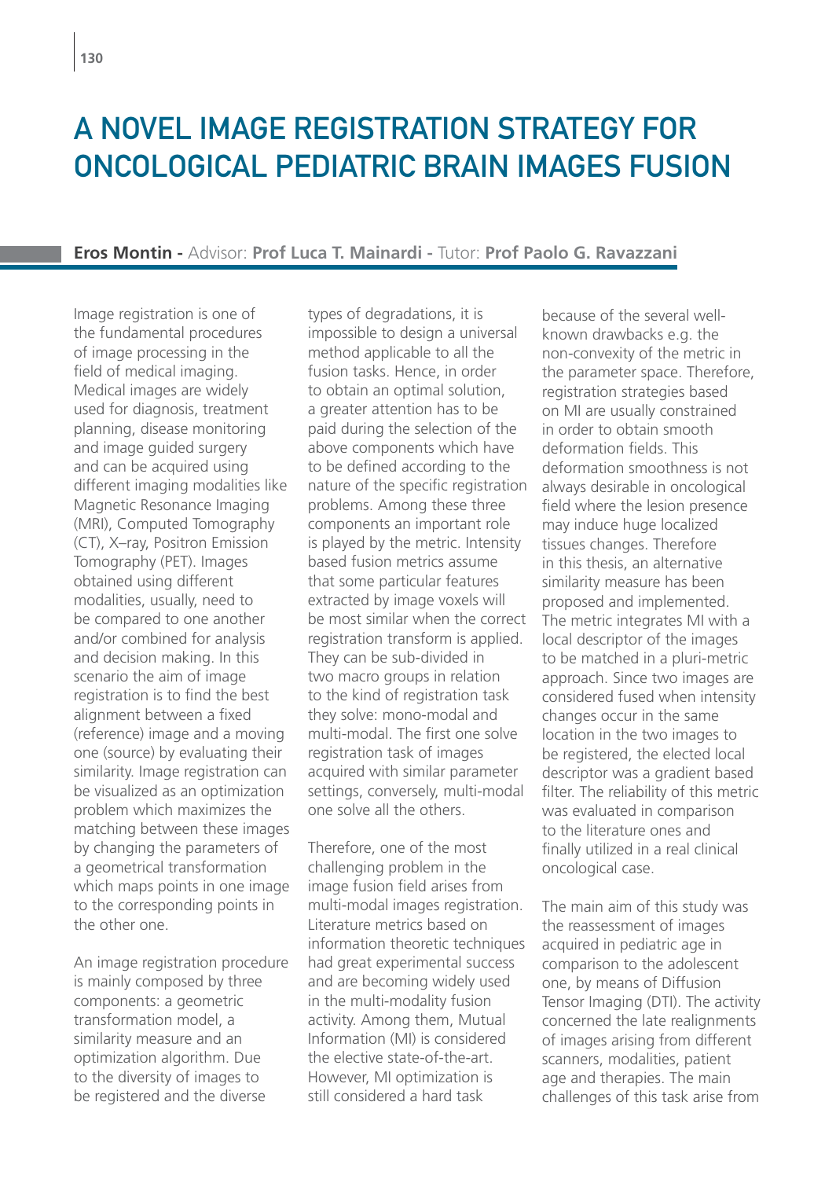# A NOVEL IMAGE REGISTRATION STRATEGY FOR ONCOLOGICAL PEDIATRIC BRAIN IMAGES FUSION

**Eros Montin -** Advisor: **Prof Luca T. Mainardi -** Tutor: **Prof Paolo G. Ravazzani**

Image registration is one of the fundamental procedures of image processing in the field of medical imaging. Medical images are widely used for diagnosis, treatment planning, disease monitoring and image guided surgery and can be acquired using different imaging modalities like Magnetic Resonance Imaging (MRI), Computed Tomography (CT), X–ray, Positron Emission Tomography (PET). Images obtained using different modalities, usually, need to be compared to one another and/or combined for analysis and decision making. In this scenario the aim of image registration is to find the best alignment between a fixed (reference) image and a moving one (source) by evaluating their similarity. Image registration can be visualized as an optimization problem which maximizes the matching between these images by changing the parameters of a geometrical transformation which maps points in one image to the corresponding points in the other one.

An image registration procedure is mainly composed by three components: a geometric transformation model, a similarity measure and an optimization algorithm. Due to the diversity of images to be registered and the diverse types of degradations, it is impossible to design a universal method applicable to all the fusion tasks. Hence, in order to obtain an optimal solution, a greater attention has to be paid during the selection of the above components which have to be defined according to the nature of the specific registration problems. Among these three components an important role is played by the metric. Intensity based fusion metrics assume that some particular features extracted by image voxels will be most similar when the correct registration transform is applied. They can be sub-divided in two macro groups in relation to the kind of registration task they solve: mono-modal and multi-modal. The first one solve registration task of images acquired with similar parameter settings, conversely, multi-modal one solve all the others.

Therefore, one of the most challenging problem in the image fusion field arises from multi-modal images registration. Literature metrics based on information theoretic techniques had great experimental success and are becoming widely used in the multi-modality fusion activity. Among them, Mutual Information (MI) is considered the elective state-of-the-art. However, MI optimization is still considered a hard task because of the several well-known drawbacks e.g. the non-convexity of the metric in the parameter space. Therefore, registration strategies based on MI are usually constrained in order to obtain smooth deformation fields. This deformation smoothness is not always desirable in oncological field where the lesion presence may induce huge localized tissues changes. Therefore in this thesis, an alternative similarity measure has been proposed and implemented. The metric integrates MI with a local descriptor of the images to be matched in a pluri-metric approach. Since two images are considered fused when intensity changes occur in the same location in the two images to be registered, the elected local descriptor was a gradient based filter. The reliability of this metric was evaluated in comparison to the literature ones and finally utilized in a real clinical oncological case.

The main aim of this study was the reassessment of images acquired in pediatric age in comparison to the adolescent one, by means of Diffusion Tensor Imaging (DTI). The activity concerned the late realignments of images arising from different scanners, modalities, patient age and therapies. The main challenges of this task arise from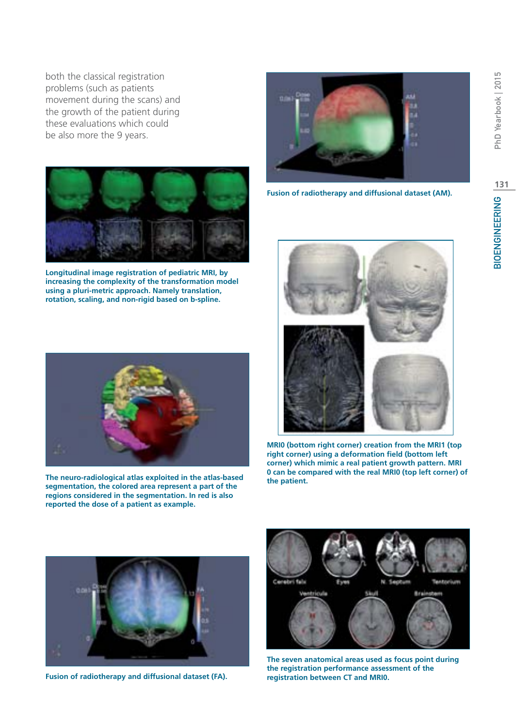both the classical registration problems (such as patients movement during the scans) and the growth of the patient during these evaluations which could be also more the 9 years.

**Longitudinal image registration of pediatric MRI, by increasing the complexity of the transformation model using a pluri-metric approach. Namely translation, rotation, scaling, and non-rigid based on b-spline.**

**The neuro-radiological atlas exploited in the atlas-based segmentation, the colored area represent a part of the regions considered in the segmentation. In red is also reported the dose of a patient as example.**

**Fusion of radiotherapy and diffusional dataset (FA).**

**Fusion of radiotherapy and diffusional dataset (AM).**

**MRI0 (bottom right corner) creation from the MRI1 (top right corner) using a deformation field (bottom left corner) which mimic a real patient growth pattern. MRI 0 can be compared with the real MRI0 (top left corner) of the patient.**

**The seven anatomical areas used as focus point during the registration performance assessment of the registration between CT and MRI0.**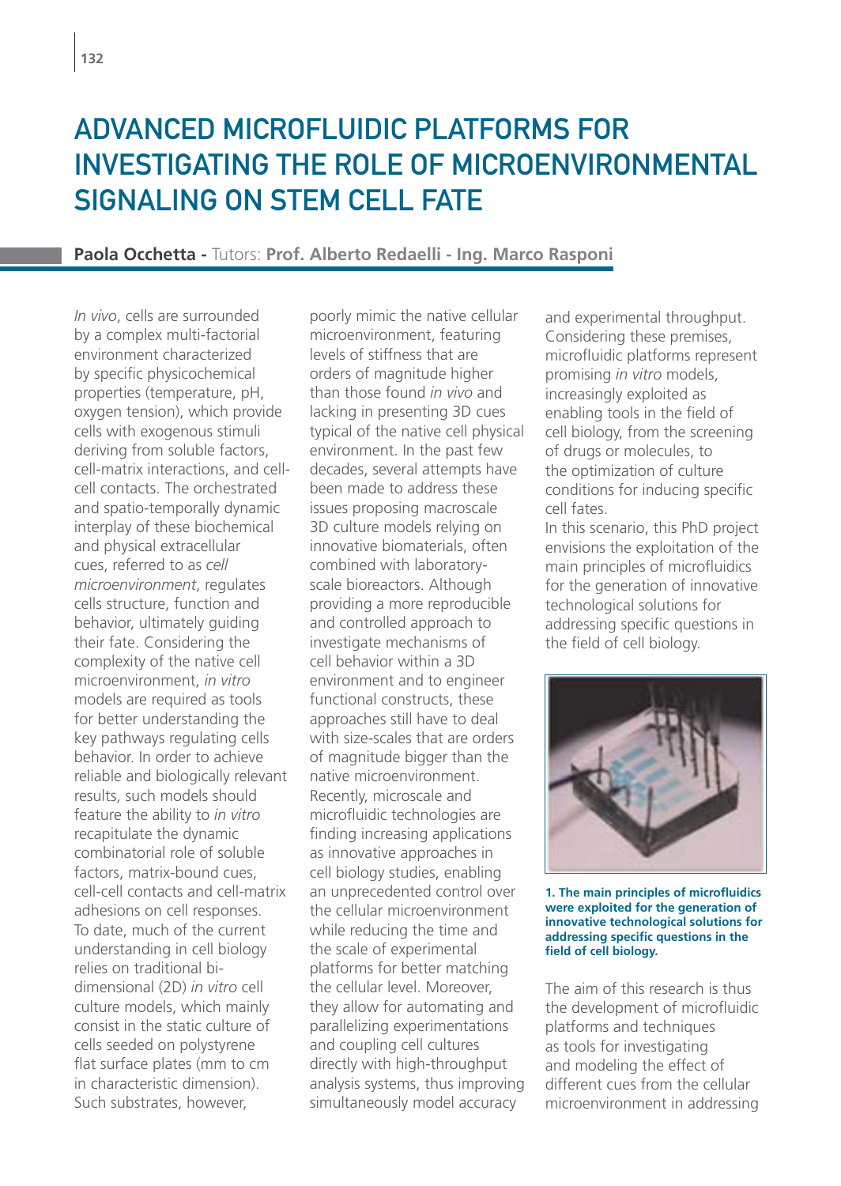# ADVANCED MICROFLUIDIC PLATFORMS FOR INVESTIGATING THE ROLE OF MICROENVIRONMENTAL SIGNALING ON STEM CELL FATE

**Paola Occhetta -** Tutors: **Prof. Alberto Redaelli - Ing. Marco Rasponi**

*In vivo*, cells are surrounded by a complex multi-factorial environment characterized by specific physicochemical properties (temperature, pH, oxygen tension), which provide cells with exogenous stimuli deriving from soluble factors, cell-matrix interactions, and cell-cell contacts. The orchestrated and spatio-temporally dynamic interplay of these biochemical and physical extracellular cues, referred to as *cell microenvironment*, regulates cells structure, function and behavior, ultimately guiding their fate. Considering the complexity of the native cell microenvironment, *in vitro* models are required as tools for better understanding the key pathways regulating cells behavior. In order to achieve reliable and biologically relevant results, such models should feature the ability to *in vitro* recapitulate the dynamic combinatorial role of soluble factors, matrix-bound cues, cell-cell contacts and cell-matrix adhesions on cell responses. To date, much of the current understanding in cell biology relies on traditional bi-dimensional (2D) *in vitro* cell culture models, which mainly consist in the static culture of cells seeded on polystyrene flat surface plates (mm to cm in characteristic dimension). Such substrates, however, poorly mimic the native cellular microenvironment, featuring levels of stiffness that are orders of magnitude higher than those found *in vivo* and lacking in presenting 3D cues typical of the native cell physical environment. In the past few decades, several attempts have been made to address these issues proposing macroscale 3D culture models relying on innovative biomaterials, often combined with laboratory-scale bioreactors. Although providing a more reproducible and controlled approach to investigate mechanisms of cell behavior within a 3D environment and to engineer functional constructs, these approaches still have to deal with size-scales that are orders of magnitude bigger than the native microenvironment. Recently, microscale and microfluidic technologies are finding increasing applications as innovative approaches in cell biology studies, enabling an unprecedented control over the cellular microenvironment while reducing the time and the scale of experimental platforms for better matching the cellular level. Moreover, they allow for automating and parallelizing experimentations and coupling cell cultures directly with high-throughput analysis systems, thus improving simultaneously model accuracy and experimental throughput. Considering these premises, microfluidic platforms represent promising *in vitro* models, increasingly exploited as enabling tools in the field of cell biology, from the screening of drugs or molecules, to the optimization of culture conditions for inducing specific cell fates.

In this scenario, this PhD project envisions the exploitation of the main principles of microfluidics for the generation of innovative technological solutions for addressing specific questions in the field of cell biology.

**1. The main principles of microfluidics were exploited for the generation of innovative technological solutions for addressing specific questions in the field of cell biology.**

The aim of this research is thus the development of microfluidic platforms and techniques as tools for investigating and modeling the effect of different cues from the cellular microenvironment in addressing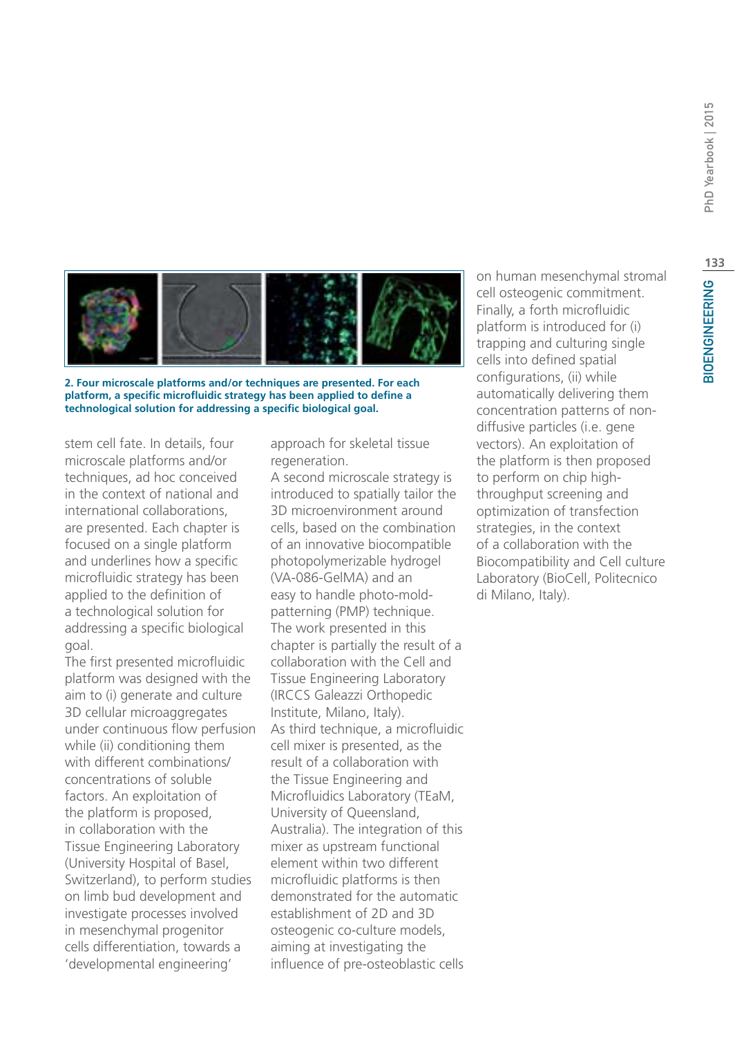2. Four microscale platforms and/or techniques are presented. For each platform, a specific microfluidic strategy has been applied to define a technological solution for addressing a specific biological goal.

stem cell fate. In details, four microscale platforms and/or techniques, ad hoc conceived in the context of national and international collaborations, are presented. Each chapter is focused on a single platform and underlines how a specific microfluidic strategy has been applied to the definition of a technological solution for addressing a specific biological goal.

The first presented microfluidic platform was designed with the aim to (i) generate and culture 3D cellular microaggregates under continuous flow perfusion while (ii) conditioning them with different combinations/concentrations of soluble factors. An exploitation of the platform is proposed, in collaboration with the Tissue Engineering Laboratory (University Hospital of Basel, Switzerland), to perform studies on limb bud development and investigate processes involved in mesenchymal progenitor cells differentiation, towards a 'developmental engineering' approach for skeletal tissue regeneration.

A second microscale strategy is introduced to spatially tailor the 3D microenvironment around cells, based on the combination of an innovative biocompatible photopolymerizable hydrogel (VA-086-GelMA) and an easy to handle photo-mold-patterning (PMP) technique. The work presented in this chapter is partially the result of a collaboration with the Cell and Tissue Engineering Laboratory (IRCCS Galeazzi Orthopedic Institute, Milano, Italy).

As third technique, a microfluidic cell mixer is presented, as the result of a collaboration with the Tissue Engineering and Microfluidics Laboratory (TEaM, University of Queensland, Australia). The integration of this mixer as upstream functional element within two different microfluidic platforms is then demonstrated for the automatic establishment of 2D and 3D osteogenic co-culture models, aiming at investigating the influence of pre-osteoblastic cells on human mesenchymal stromal cell osteogenic commitment.

Finally, a forth microfluidic platform is introduced for (i) trapping and culturing single cells into defined spatial configurations, (ii) while automatically delivering them concentration patterns of non-diffusive particles (i.e. gene vectors). An exploitation of the platform is then proposed to perform on chip high-throughput screening and optimization of transfection strategies, in the context of a collaboration with the Biocompatibility and Cell culture Laboratory (BioCell, Politecnico di Milano, Italy).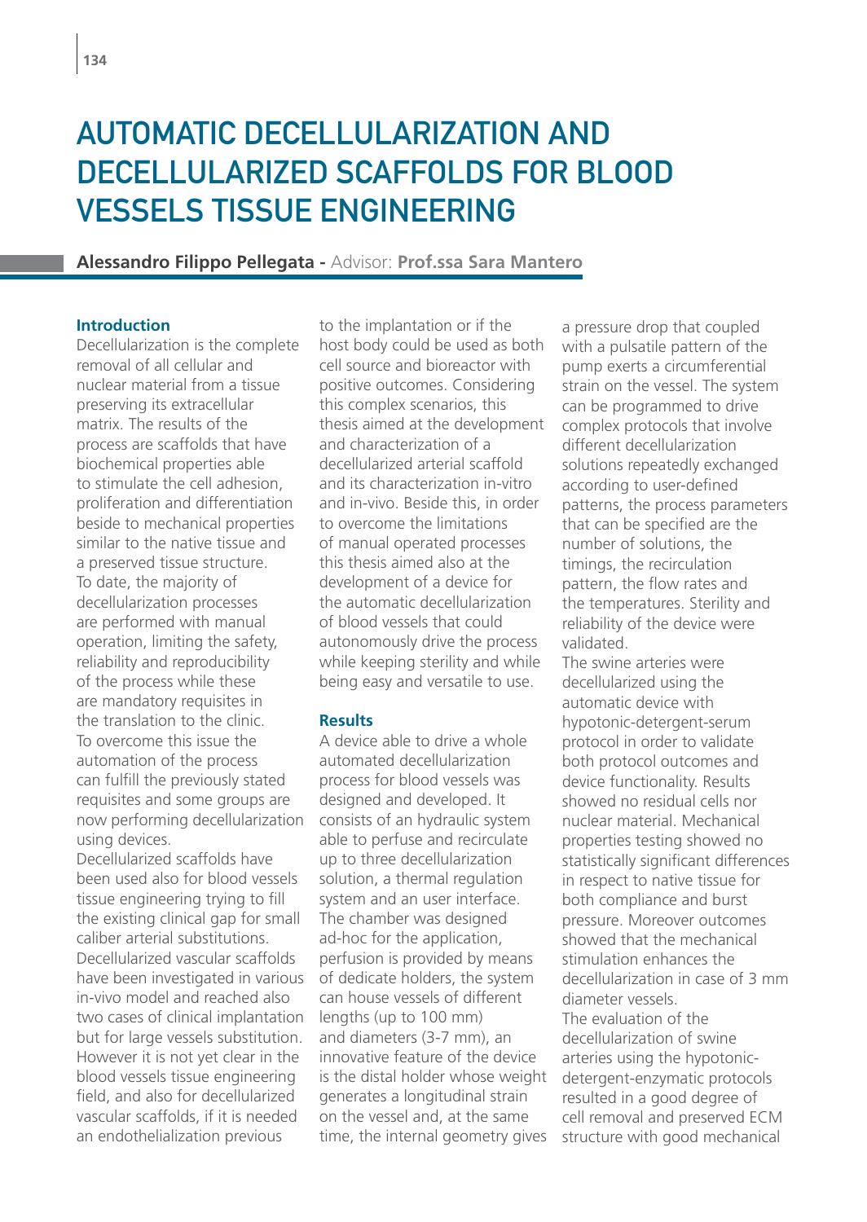# AUTOMATIC DECELLULARIZATION AND DECELLULARIZED SCAFFOLDS FOR BLOOD VESSELS TISSUE ENGINEERING

**Alessandro Filippo Pellegata -** Advisor: **Prof.ssa Sara Mantero**

### Introduction

Decellularization is the complete removal of all cellular and nuclear material from a tissue preserving its extracellular matrix. The results of the process are scaffolds that have biochemical properties able to stimulate the cell adhesion, proliferation and differentiation beside to mechanical properties similar to the native tissue and a preserved tissue structure.
To date, the majority of decellularization processes are performed with manual operation, limiting the safety, reliability and reproducibility of the process while these are mandatory requisites in the translation to the clinic. To overcome this issue the automation of the process can fulfill the previously stated requisites and some groups are now performing decellularization using devices.
Decellularized scaffolds have been used also for blood vessels tissue engineering trying to fill the existing clinical gap for small caliber arterial substitutions. Decellularized vascular scaffolds have been investigated in various in-vivo model and reached also two cases of clinical implantation but for large vessels substitution. However it is not yet clear in the blood vessels tissue engineering field, and also for decellularized vascular scaffolds, if it is needed an endothelialization previous to the implantation or if the host body could be used as both cell source and bioreactor with positive outcomes. Considering this complex scenarios, this thesis aimed at the development and characterization of a decellularized arterial scaffold and its characterization in-vitro and in-vivo. Beside this, in order to overcome the limitations of manual operated processes this thesis aimed also at the development of a device for the automatic decellularization of blood vessels that could autonomously drive the process while keeping sterility and while being easy and versatile to use.

### Results

A device able to drive a whole automated decellularization process for blood vessels was designed and developed. It consists of an hydraulic system able to perfuse and recirculate up to three decellularization solution, a thermal regulation system and an user interface. The chamber was designed ad-hoc for the application, perfusion is provided by means of dedicate holders, the system can house vessels of different lengths (up to 100 mm) and diameters (3-7 mm), an innovative feature of the device is the distal holder whose weight generates a longitudinal strain on the vessel and, at the same time, the internal geometry gives a pressure drop that coupled with a pulsatile pattern of the pump exerts a circumferential strain on the vessel. The system can be programmed to drive complex protocols that involve different decellularization solutions repeatedly exchanged according to user-defined patterns, the process parameters that can be specified are the number of solutions, the timings, the recirculation pattern, the flow rates and the temperatures. Sterility and reliability of the device were validated.
The swine arteries were decellularized using the automatic device with hypotonic-detergent-serum protocol in order to validate both protocol outcomes and device functionality. Results showed no residual cells nor nuclear material. Mechanical properties testing showed no statistically significant differences in respect to native tissue for both compliance and burst pressure. Moreover outcomes showed that the mechanical stimulation enhances the decellularization in case of 3 mm diameter vessels.
The evaluation of the decellularization of swine arteries using the hypotonic-detergent-enzymatic protocols resulted in a good degree of cell removal and preserved ECM structure with good mechanical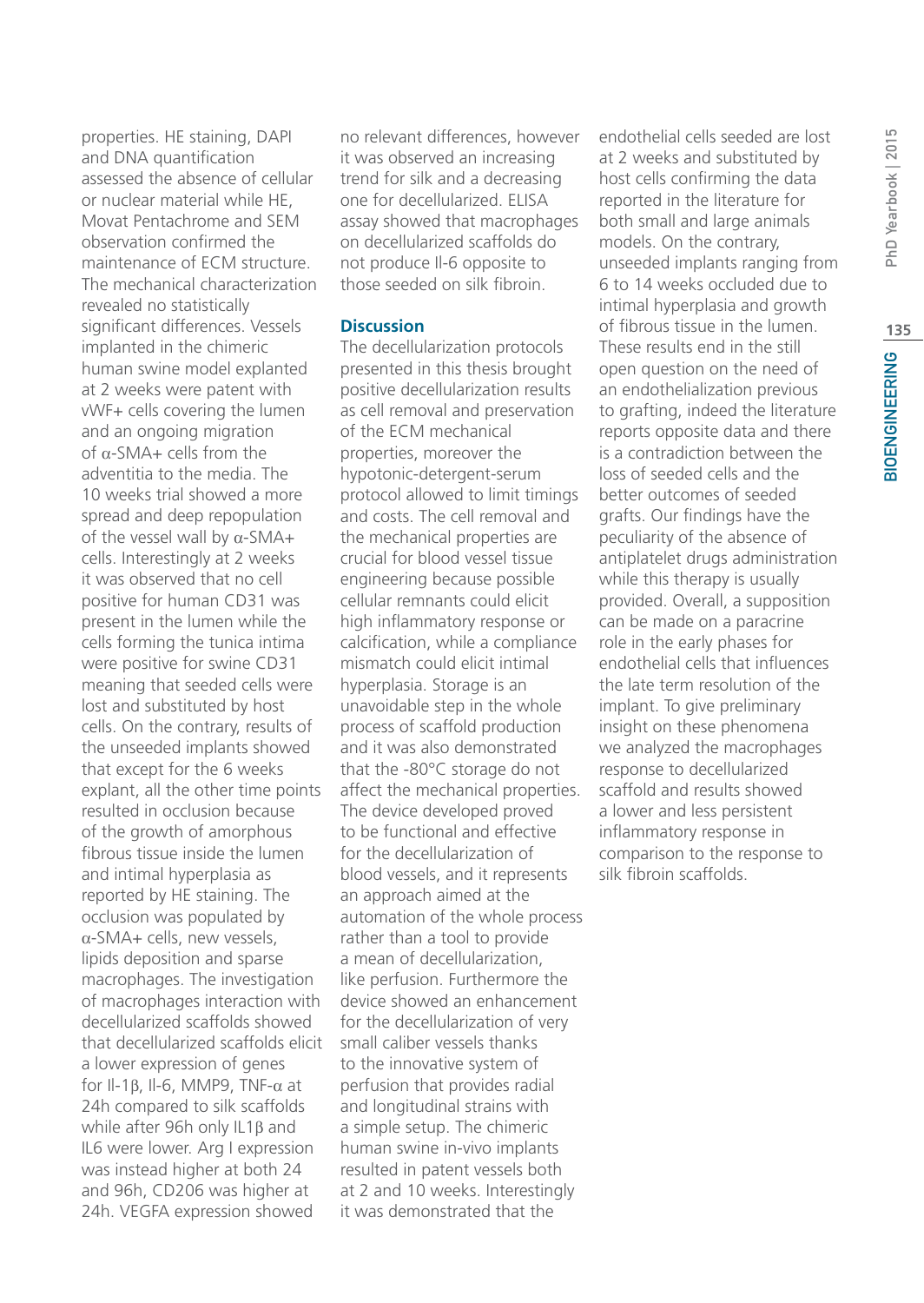properties. HE staining, DAPI and DNA quantification assessed the absence of cellular or nuclear material while HE, Movat Pentachrome and SEM observation confirmed the maintenance of ECM structure. The mechanical characterization revealed no statistically significant differences. Vessels implanted in the chimeric human swine model explanted at 2 weeks were patent with vWF+ cells covering the lumen and an ongoing migration of $\alpha$-SMA+ cells from the adventitia to the media. The 10 weeks trial showed a more spread and deep repopulation of the vessel wall by $\alpha$-SMA+ cells. Interestingly at 2 weeks it was observed that no cell positive for human CD31 was present in the lumen while the cells forming the tunica intima were positive for swine CD31 meaning that seeded cells were lost and substituted by host cells. On the contrary, results of the unseeded implants showed that except for the 6 weeks explant, all the other time points resulted in occlusion because of the growth of amorphous fibrous tissue inside the lumen and intimal hyperplasia as reported by HE staining. The occlusion was populated by $\alpha$-SMA+ cells, new vessels, lipids deposition and sparse macrophages. The investigation of macrophages interaction with decellularized scaffolds showed that decellularized scaffolds elicit a lower expression of genes for Il-1$\beta$, Il-6, MMP9, TNF-$\alpha$ at 24h compared to silk scaffolds while after 96h only IL1$\beta$ and IL6 were lower. Arg I expression was instead higher at both 24 and 96h, CD206 was higher at 24h. VEGFA expression showed no relevant differences, however it was observed an increasing trend for silk and a decreasing one for decellularized. ELISA assay showed that macrophages on decellularized scaffolds do not produce Il-6 opposite to those seeded on silk fibroin.

## Discussion

The decellularization protocols presented in this thesis brought positive decellularization results as cell removal and preservation of the ECM mechanical properties, moreover the hypotonic-detergent-serum protocol allowed to limit timings and costs. The cell removal and the mechanical properties are crucial for blood vessel tissue engineering because possible cellular remnants could elicit high inflammatory response or calcification, while a compliance mismatch could elicit intimal hyperplasia. Storage is an unavoidable step in the whole process of scaffold production and it was also demonstrated that the -80°C storage do not affect the mechanical properties. The device developed proved to be functional and effective for the decellularization of blood vessels, and it represents an approach aimed at the automation of the whole process rather than a tool to provide a mean of decellularization, like perfusion. Furthermore the device showed an enhancement for the decellularization of very small caliber vessels thanks to the innovative system of perfusion that provides radial and longitudinal strains with a simple setup. The chimeric human swine in-vivo implants resulted in patent vessels both at 2 and 10 weeks. Interestingly it was demonstrated that the endothelial cells seeded are lost at 2 weeks and substituted by host cells confirming the data reported in the literature for both small and large animals models. On the contrary, unseeded implants ranging from 6 to 14 weeks occluded due to intimal hyperplasia and growth of fibrous tissue in the lumen. These results end in the still open question on the need of an endothelialization previous to grafting, indeed the literature reports opposite data and there is a contradiction between the loss of seeded cells and the better outcomes of seeded grafts. Our findings have the peculiarity of the absence of antiplatelet drugs administration while this therapy is usually provided. Overall, a supposition can be made on a paracrine role in the early phases for endothelial cells that influences the late term resolution of the implant. To give preliminary insight on these phenomena we analyzed the macrophages response to decellularized scaffold and results showed a lower and less persistent inflammatory response in comparison to the response to silk fibroin scaffolds.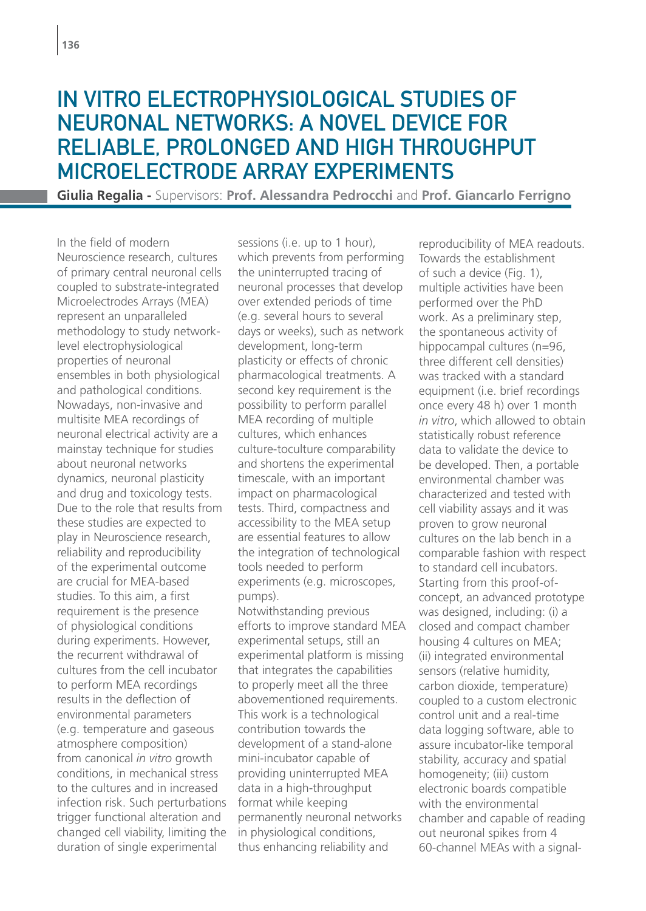# IN VITRO ELECTROPHYSIOLOGICAL STUDIES OF NEURONAL NETWORKS: A NOVEL DEVICE FOR RELIABLE, PROLONGED AND HIGH THROUGHPUT MICROELECTRODE ARRAY EXPERIMENTS

**Giulia Regalia -** Supervisors: **Prof. Alessandra Pedrocchi** and **Prof. Giancarlo Ferrigno**

In the field of modern Neuroscience research, cultures of primary central neuronal cells coupled to substrate-integrated Microelectrodes Arrays (MEA) represent an unparalleled methodology to study network-level electrophysiological properties of neuronal ensembles in both physiological and pathological conditions. Nowadays, non-invasive and multisite MEA recordings of neuronal electrical activity are a mainstay technique for studies about neuronal networks dynamics, neuronal plasticity and drug and toxicology tests. Due to the role that results from these studies are expected to play in Neuroscience research, reliability and reproducibility of the experimental outcome are crucial for MEA-based studies. To this aim, a first requirement is the presence of physiological conditions during experiments. However, the recurrent withdrawal of cultures from the cell incubator to perform MEA recordings results in the deflection of environmental parameters (e.g. temperature and gaseous atmosphere composition) from canonical *in vitro* growth conditions, in mechanical stress to the cultures and in increased infection risk. Such perturbations trigger functional alteration and changed cell viability, limiting the duration of single experimental sessions (i.e. up to 1 hour), which prevents from performing the uninterrupted tracing of neuronal processes that develop over extended periods of time (e.g. several hours to several days or weeks), such as network development, long-term plasticity or effects of chronic pharmacological treatments. A second key requirement is the possibility to perform parallel MEA recording of multiple cultures, which enhances culture-toculture comparability and shortens the experimental timescale, with an important impact on pharmacological tests. Third, compactness and accessibility to the MEA setup are essential features to allow the integration of technological tools needed to perform experiments (e.g. microscopes, pumps).

Notwithstanding previous efforts to improve standard MEA experimental setups, still an experimental platform is missing that integrates the capabilities to properly meet all the three abovementioned requirements. This work is a technological contribution towards the development of a stand-alone mini-incubator capable of providing uninterrupted MEA data in a high-throughput format while keeping permanently neuronal networks in physiological conditions, thus enhancing reliability and reproducibility of MEA readouts. Towards the establishment of such a device (Fig. 1), multiple activities have been performed over the PhD work. As a preliminary step, the spontaneous activity of hippocampal cultures (n=96, three different cell densities) was tracked with a standard equipment (i.e. brief recordings once every 48 h) over 1 month *in vitro*, which allowed to obtain statistically robust reference data to validate the device to be developed. Then, a portable environmental chamber was characterized and tested with cell viability assays and it was proven to grow neuronal cultures on the lab bench in a comparable fashion with respect to standard cell incubators. Starting from this proof-of-concept, an advanced prototype was designed, including: (i) a closed and compact chamber housing 4 cultures on MEA; (ii) integrated environmental sensors (relative humidity, carbon dioxide, temperature) coupled to a custom electronic control unit and a real-time data logging software, able to assure incubator-like temporal stability, accuracy and spatial homogeneity; (iii) custom electronic boards compatible with the environmental chamber and capable of reading out neuronal spikes from 4 60-channel MEAs with a signal-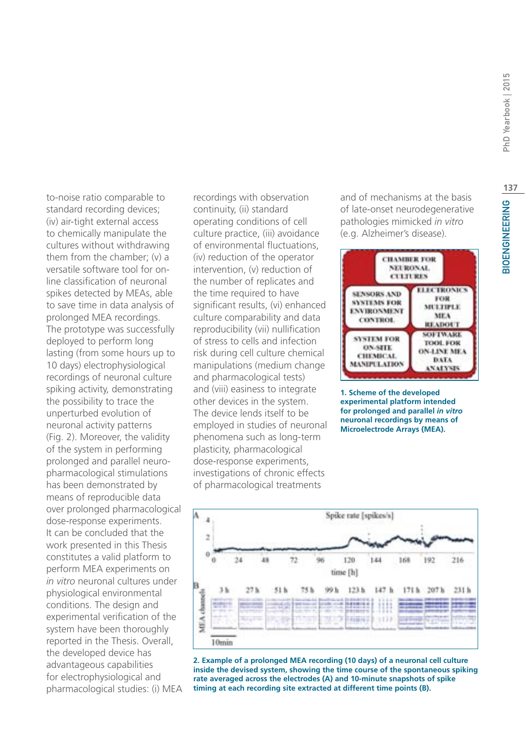to-noise ratio comparable to standard recording devices; (iv) air-tight external access to chemically manipulate the cultures without withdrawing them from the chamber; (v) a versatile software tool for on-line classification of neuronal spikes detected by MEAs, able to save time in data analysis of prolonged MEA recordings.
The prototype was successfully deployed to perform long lasting (from some hours up to 10 days) electrophysiological recordings of neuronal culture spiking activity, demonstrating the possibility to trace the unperturbed evolution of neuronal activity patterns (Fig. 2). Moreover, the validity of the system in performing prolonged and parallel neuro-pharmacological stimulations has been demonstrated by means of reproducible data over prolonged pharmacological dose-response experiments.
It can be concluded that the work presented in this Thesis constitutes a valid platform to perform MEA experiments on *in vitro* neuronal cultures under physiological environmental conditions. The design and experimental verification of the system have been thoroughly reported in the Thesis. Overall, the developed device has advantageous capabilities for electrophysiological and pharmacological studies: (i) MEA recordings with observation continuity, (ii) standard operating conditions of cell culture practice, (iii) avoidance of environmental fluctuations, (iv) reduction of the operator intervention, (v) reduction of the number of replicates and the time required to have significant results, (vi) enhanced culture comparability and data reproducibility (vii) nullification of stress to cells and infection risk during cell culture chemical manipulations (medium change and pharmacological tests) and (viii) easiness to integrate other devices in the system.
The device lends itself to be employed in studies of neuronal phenomena such as long-term plasticity, pharmacological dose-response experiments, investigations of chronic effects of pharmacological treatments and of mechanisms at the basis of late-onset neurodegenerative pathologies mimicked *in vitro* (e.g. Alzheimer's disease).

**1. Scheme of the developed experimental platform intended for prolonged and parallel *in vitro* neuronal recordings by means of Microelectrode Arrays (MEA).**

**2. Example of a prolonged MEA recording (10 days) of a neuronal cell culture inside the devised system, showing the time course of the spontaneous spiking rate averaged across the electrodes (A) and 10-minute snapshots of spike timing at each recording site extracted at different time points (B).**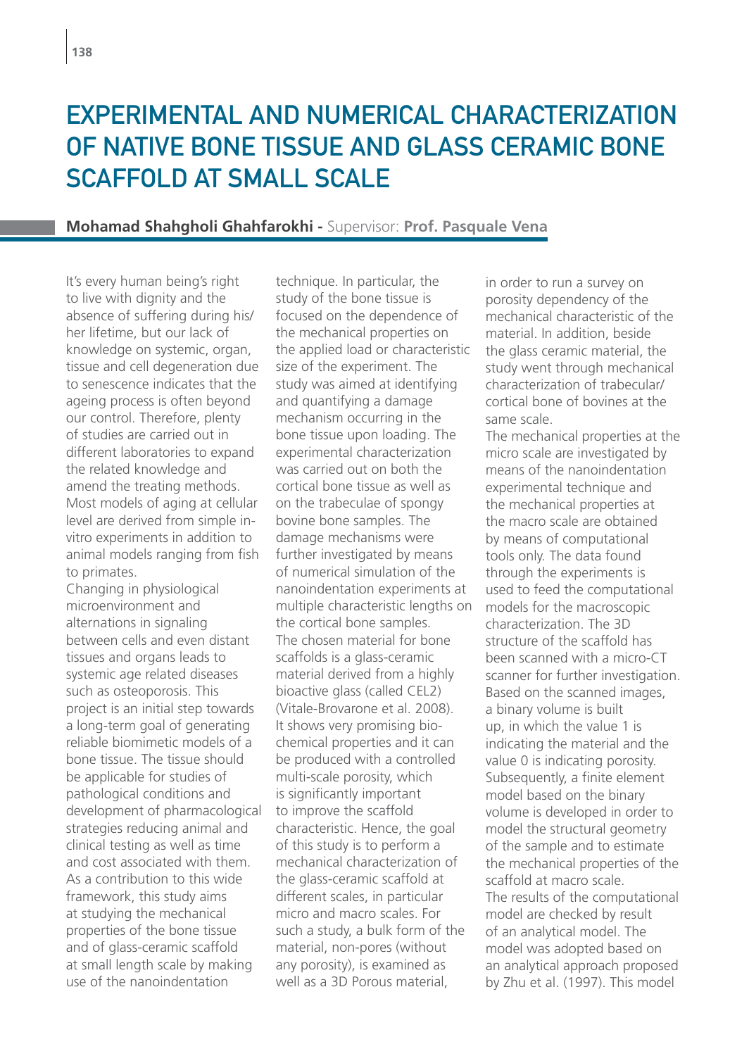# EXPERIMENTAL AND NUMERICAL CHARACTERIZATION OF NATIVE BONE TISSUE AND GLASS CERAMIC BONE SCAFFOLD AT SMALL SCALE

**Mohamad Shahgholi Ghahfarokhi -** Supervisor: **Prof. Pasquale Vena**

It's every human being's right to live with dignity and the absence of suffering during his/her lifetime, but our lack of knowledge on systemic, organ, tissue and cell degeneration due to senescence indicates that the ageing process is often beyond our control. Therefore, plenty of studies are carried out in different laboratories to expand the related knowledge and amend the treating methods. Most models of aging at cellular level are derived from simple in-vitro experiments in addition to animal models ranging from fish to primates.

Changing in physiological microenvironment and alternations in signaling between cells and even distant tissues and organs leads to systemic age related diseases such as osteoporosis. This project is an initial step towards a long-term goal of generating reliable biomimetic models of a bone tissue. The tissue should be applicable for studies of pathological conditions and development of pharmacological strategies reducing animal and clinical testing as well as time and cost associated with them. As a contribution to this wide framework, this study aims at studying the mechanical properties of the bone tissue and of glass-ceramic scaffold at small length scale by making use of the nanoindentation technique. In particular, the study of the bone tissue is focused on the dependence of the mechanical properties on the applied load or characteristic size of the experiment. The study was aimed at identifying and quantifying a damage mechanism occurring in the bone tissue upon loading. The experimental characterization was carried out on both the cortical bone tissue as well as on the trabeculae of spongy bovine bone samples. The damage mechanisms were further investigated by means of numerical simulation of the nanoindentation experiments at multiple characteristic lengths on the cortical bone samples.

The chosen material for bone scaffolds is a glass-ceramic material derived from a highly bioactive glass (called CEL2) (Vitale-Brovarone et al. 2008). It shows very promising bio-chemical properties and it can be produced with a controlled multi-scale porosity, which is significantly important to improve the scaffold characteristic. Hence, the goal of this study is to perform a mechanical characterization of the glass-ceramic scaffold at different scales, in particular micro and macro scales. For such a study, a bulk form of the material, non-pores (without any porosity), is examined as well as a 3D Porous material, in order to run a survey on porosity dependency of the mechanical characteristic of the material. In addition, beside the glass ceramic material, the study went through mechanical characterization of trabecular/cortical bone of bovines at the same scale.

The mechanical properties at the micro scale are investigated by means of the nanoindentation experimental technique and the mechanical properties at the macro scale are obtained by means of computational tools only. The data found through the experiments is used to feed the computational models for the macroscopic characterization. The 3D structure of the scaffold has been scanned with a micro-CT scanner for further investigation. Based on the scanned images, a binary volume is built up, in which the value 1 is indicating the material and the value 0 is indicating porosity. Subsequently, a finite element model based on the binary volume is developed in order to model the structural geometry of the sample and to estimate the mechanical properties of the scaffold at macro scale.

The results of the computational model are checked by result of an analytical model. The model was adopted based on an analytical approach proposed by Zhu et al. (1997). This model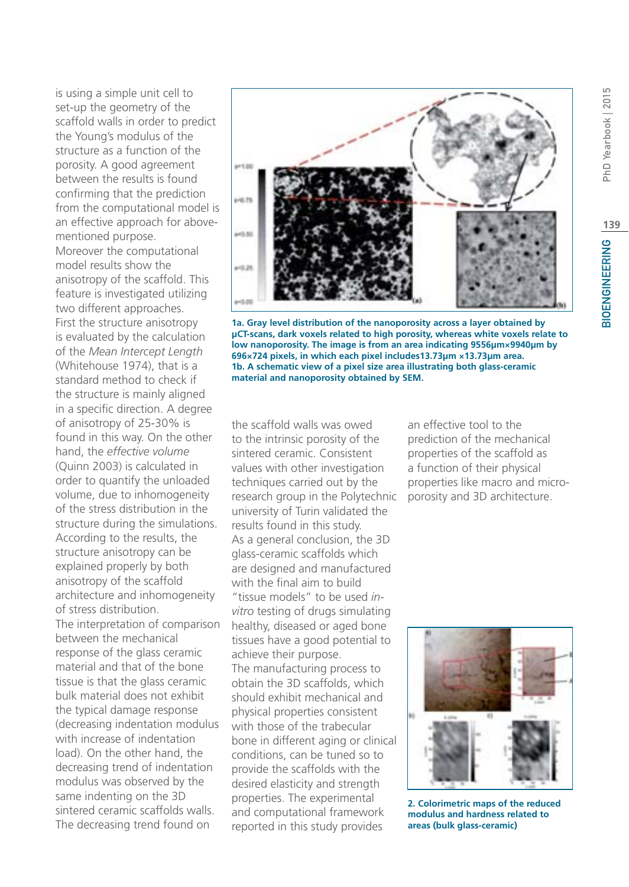is using a simple unit cell to set-up the geometry of the scaffold walls in order to predict the Young's modulus of the structure as a function of the porosity. A good agreement between the results is found confirming that the prediction from the computational model is an effective approach for above-mentioned purpose.
Moreover the computational model results show the anisotropy of the scaffold. This feature is investigated utilizing two different approaches.
First the structure anisotropy is evaluated by the calculation of the *Mean Intercept Length* (Whitehouse 1974), that is a standard method to check if the structure is mainly aligned in a specific direction. A degree of anisotropy of 25-30% is found in this way. On the other hand, the *effective volume* (Quinn 2003) is calculated in order to quantify the unloaded volume, due to inhomogeneity of the stress distribution in the structure during the simulations. According to the results, the structure anisotropy can be explained properly by both anisotropy of the scaffold architecture and inhomogeneity of stress distribution.
The interpretation of comparison between the mechanical response of the glass ceramic material and that of the bone tissue is that the glass ceramic bulk material does not exhibit the typical damage response (decreasing indentation modulus with increase of indentation load). On the other hand, the decreasing trend of indentation modulus was observed by the same indenting on the 3D sintered ceramic scaffolds walls. The decreasing trend found on the scaffold walls was owed to the intrinsic porosity of the sintered ceramic. Consistent values with other investigation techniques carried out by the research group in the Polytechnic university of Turin validated the results found in this study.
As a general conclusion, the 3D glass-ceramic scaffolds which are designed and manufactured with the final aim to build "tissue models" to be used *in-vitro* testing of drugs simulating healthy, diseased or aged bone tissues have a good potential to achieve their purpose.
The manufacturing process to obtain the 3D scaffolds, which should exhibit mechanical and physical properties consistent with those of the trabecular bone in different aging or clinical conditions, can be tuned so to provide the scaffolds with the desired elasticity and strength properties. The experimental and computational framework reported in this study provides an effective tool to the prediction of the mechanical properties of the scaffold as a function of their physical properties like macro and micro-porosity and 3D architecture.

**1a. Gray level distribution of the nanoporosity across a layer obtained by μCT-scans, dark voxels related to high porosity, whereas white voxels relate to low nanoporosity. The image is from an area indicating 9556μm×9940μm by 696×724 pixels, in which each pixel includes13.73μm ×13.73μm area.**
**1b. A schematic view of a pixel size area illustrating both glass-ceramic material and nanoporosity obtained by SEM.**

**2. Colorimetric maps of the reduced modulus and hardness related to areas (bulk glass-ceramic)**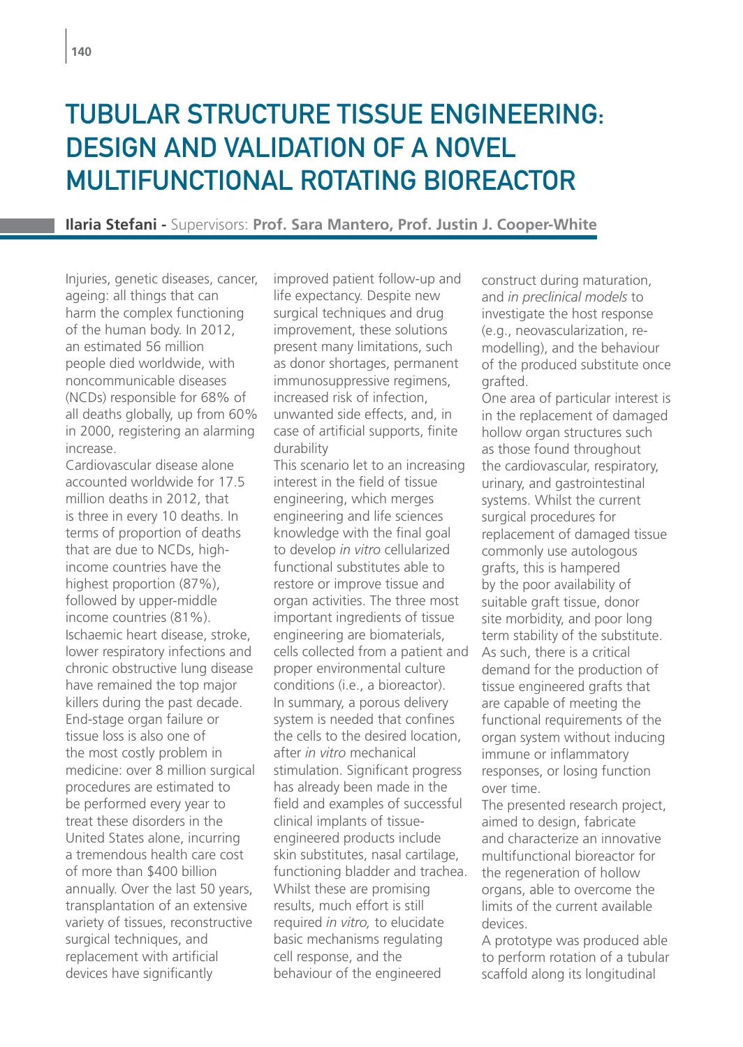# TUBULAR STRUCTURE TISSUE ENGINEERING: DESIGN AND VALIDATION OF A NOVEL MULTIFUNCTIONAL ROTATING BIOREACTOR

**Ilaria Stefani -** Supervisors: **Prof. Sara Mantero, Prof. Justin J. Cooper-White**

Injuries, genetic diseases, cancer, ageing: all things that can harm the complex functioning of the human body. In 2012, an estimated 56 million people died worldwide, with noncommunicable diseases (NCDs) responsible for 68% of all deaths globally, up from 60% in 2000, registering an alarming increase.

Cardiovascular disease alone accounted worldwide for 17.5 million deaths in 2012, that is three in every 10 deaths. In terms of proportion of deaths that are due to NCDs, high-income countries have the highest proportion (87%), followed by upper-middle income countries (81%). Ischaemic heart disease, stroke, lower respiratory infections and chronic obstructive lung disease have remained the top major killers during the past decade. End-stage organ failure or tissue loss is also one of the most costly problem in medicine: over 8 million surgical procedures are estimated to be performed every year to treat these disorders in the United States alone, incurring a tremendous health care cost of more than $400 billion annually. Over the last 50 years, transplantation of an extensive variety of tissues, reconstructive surgical techniques, and replacement with artificial devices have significantly improved patient follow-up and life expectancy. Despite new surgical techniques and drug improvement, these solutions present many limitations, such as donor shortages, permanent immunosuppressive regimens, increased risk of infection, unwanted side effects, and, in case of artificial supports, finite durability

This scenario let to an increasing interest in the field of tissue engineering, which merges engineering and life sciences knowledge with the final goal to develop *in vitro* cellularized functional substitutes able to restore or improve tissue and organ activities. The three most important ingredients of tissue engineering are biomaterials, cells collected from a patient and proper environmental culture conditions (i.e., a bioreactor). In summary, a porous delivery system is needed that confines the cells to the desired location, after *in vitro* mechanical stimulation. Significant progress has already been made in the field and examples of successful clinical implants of tissue-engineered products include skin substitutes, nasal cartilage, functioning bladder and trachea. Whilst these are promising results, much effort is still required *in vitro,* to elucidate basic mechanisms regulating cell response, and the behaviour of the engineered construct during maturation, and *in preclinical models* to investigate the host response (e.g., neovascularization, re-modelling), and the behaviour of the produced substitute once grafted.

One area of particular interest is in the replacement of damaged hollow organ structures such as those found throughout the cardiovascular, respiratory, urinary, and gastrointestinal systems. Whilst the current surgical procedures for replacement of damaged tissue commonly use autologous grafts, this is hampered by the poor availability of suitable graft tissue, donor site morbidity, and poor long term stability of the substitute. As such, there is a critical demand for the production of tissue engineered grafts that are capable of meeting the functional requirements of the organ system without inducing immune or inflammatory responses, or losing function over time.

The presented research project, aimed to design, fabricate and characterize an innovative multifunctional bioreactor for the regeneration of hollow organs, able to overcome the limits of the current available devices.

A prototype was produced able to perform rotation of a tubular scaffold along its longitudinal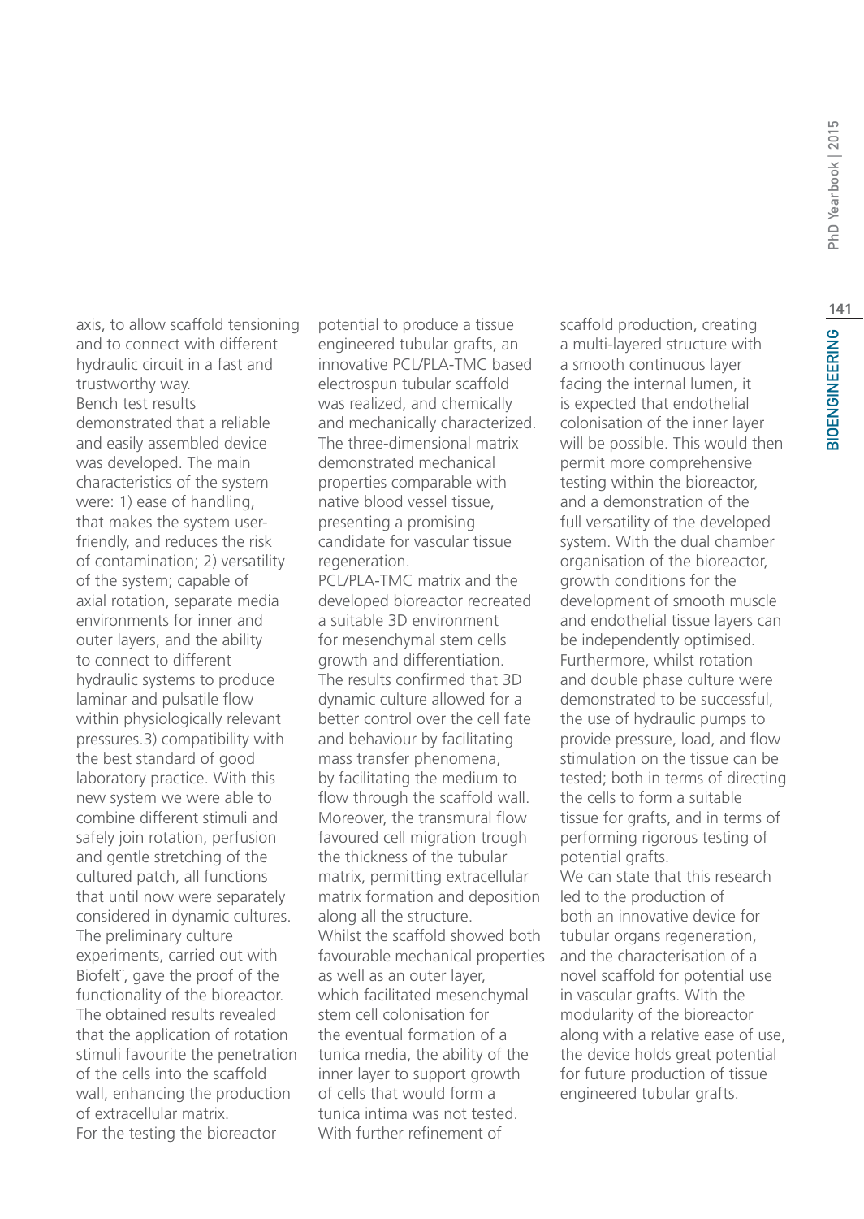axis, to allow scaffold tensioning and to connect with different hydraulic circuit in a fast and trustworthy way.
Bench test results demonstrated that a reliable and easily assembled device was developed. The main characteristics of the system were: 1) ease of handling, that makes the system user-friendly, and reduces the risk of contamination; 2) versatility of the system; capable of axial rotation, separate media environments for inner and outer layers, and the ability to connect to different hydraulic systems to produce laminar and pulsatile flow within physiologically relevant pressures.3) compatibility with the best standard of good laboratory practice. With this new system we were able to combine different stimuli and safely join rotation, perfusion and gentle stretching of the cultured patch, all functions that until now were separately considered in dynamic cultures. The preliminary culture experiments, carried out with Biofelt¨, gave the proof of the functionality of the bioreactor. The obtained results revealed that the application of rotation stimuli favourite the penetration of the cells into the scaffold wall, enhancing the production of extracellular matrix.
For the testing the bioreactor potential to produce a tissue engineered tubular grafts, an innovative PCL/PLA-TMC based electrospun tubular scaffold was realized, and chemically and mechanically characterized. The three-dimensional matrix demonstrated mechanical properties comparable with native blood vessel tissue, presenting a promising candidate for vascular tissue regeneration.
PCL/PLA-TMC matrix and the developed bioreactor recreated a suitable 3D environment for mesenchymal stem cells growth and differentiation. The results confirmed that 3D dynamic culture allowed for a better control over the cell fate and behaviour by facilitating mass transfer phenomena, by facilitating the medium to flow through the scaffold wall. Moreover, the transmural flow favoured cell migration trough the thickness of the tubular matrix, permitting extracellular matrix formation and deposition along all the structure.
Whilst the scaffold showed both favourable mechanical properties as well as an outer layer, which facilitated mesenchymal stem cell colonisation for the eventual formation of a tunica media, the ability of the inner layer to support growth of cells that would form a tunica intima was not tested. With further refinement of scaffold production, creating a multi-layered structure with a smooth continuous layer facing the internal lumen, it is expected that endothelial colonisation of the inner layer will be possible. This would then permit more comprehensive testing within the bioreactor, and a demonstration of the full versatility of the developed system. With the dual chamber organisation of the bioreactor, growth conditions for the development of smooth muscle and endothelial tissue layers can be independently optimised. Furthermore, whilst rotation and double phase culture were demonstrated to be successful, the use of hydraulic pumps to provide pressure, load, and flow stimulation on the tissue can be tested; both in terms of directing the cells to form a suitable tissue for grafts, and in terms of performing rigorous testing of potential grafts.
We can state that this research led to the production of both an innovative device for tubular organs regeneration, and the characterisation of a novel scaffold for potential use in vascular grafts. With the modularity of the bioreactor along with a relative ease of use, the device holds great potential for future production of tissue engineered tubular grafts.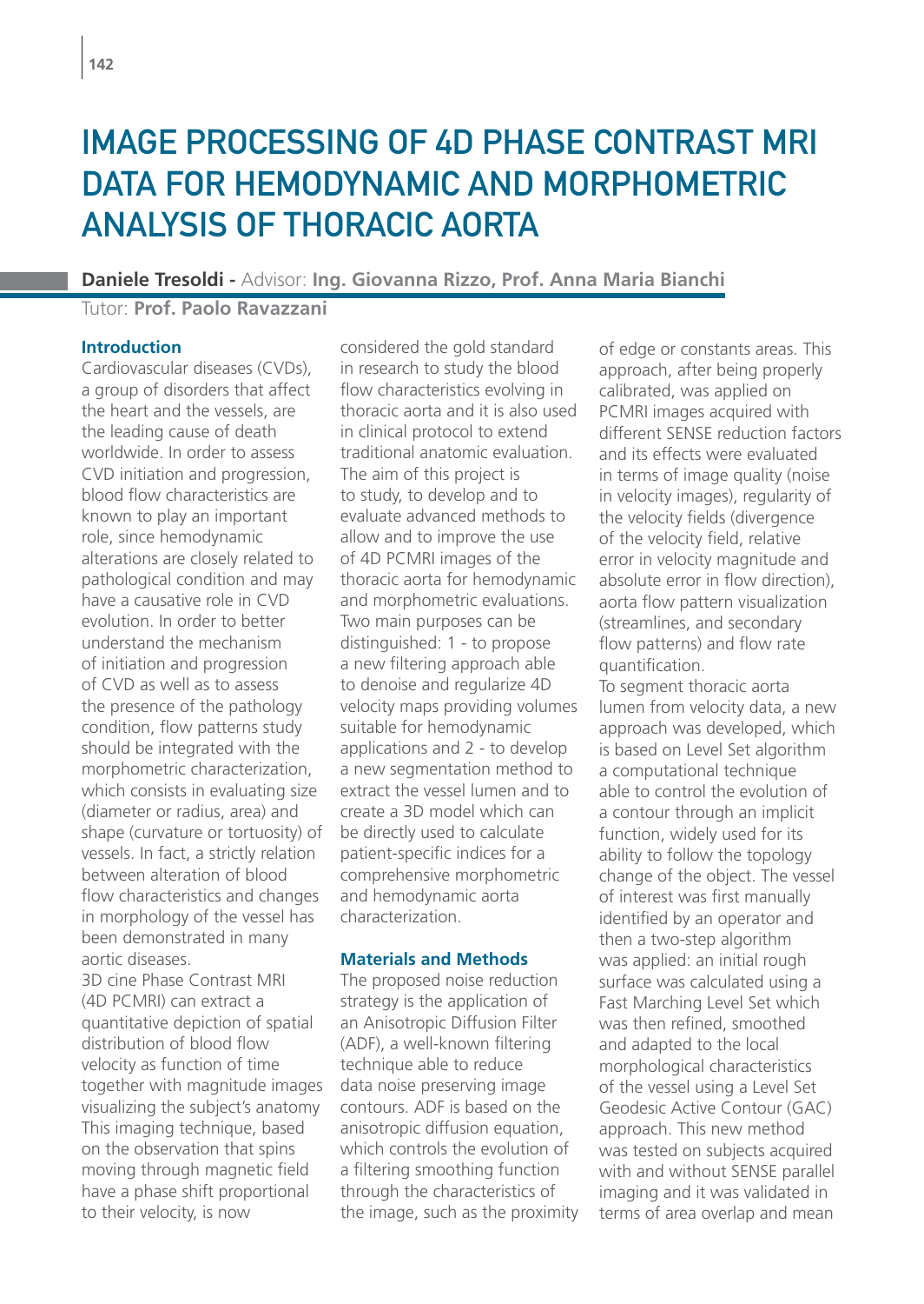# IMAGE PROCESSING OF 4D PHASE CONTRAST MRI DATA FOR HEMODYNAMIC AND MORPHOMETRIC ANALYSIS OF THORACIC AORTA

**Daniele Tresoldi -** Advisor: **Ing. Giovanna Rizzo, Prof. Anna Maria Bianchi**

Tutor: **Prof. Paolo Ravazzani**

## Introduction

Cardiovascular diseases (CVDs), a group of disorders that affect the heart and the vessels, are the leading cause of death worldwide. In order to assess CVD initiation and progression, blood flow characteristics are known to play an important role, since hemodynamic alterations are closely related to pathological condition and may have a causative role in CVD evolution. In order to better understand the mechanism of initiation and progression of CVD as well as to assess the presence of the pathology condition, flow patterns study should be integrated with the morphometric characterization, which consists in evaluating size (diameter or radius, area) and shape (curvature or tortuosity) of vessels. In fact, a strictly relation between alteration of blood flow characteristics and changes in morphology of the vessel has been demonstrated in many aortic diseases.

3D cine Phase Contrast MRI (4D PCMRI) can extract a quantitative depiction of spatial distribution of blood flow velocity as function of time together with magnitude images visualizing the subject's anatomy This imaging technique, based on the observation that spins moving through magnetic field have a phase shift proportional to their velocity, is now considered the gold standard in research to study the blood flow characteristics evolving in thoracic aorta and it is also used in clinical protocol to extend traditional anatomic evaluation.

The aim of this project is to study, to develop and to evaluate advanced methods to allow and to improve the use of 4D PCMRI images of the thoracic aorta for hemodynamic and morphometric evaluations. Two main purposes can be distinguished: 1 - to propose a new filtering approach able to denoise and regularize 4D velocity maps providing volumes suitable for hemodynamic applications and 2 - to develop a new segmentation method to extract the vessel lumen and to create a 3D model which can be directly used to calculate patient-specific indices for a comprehensive morphometric and hemodynamic aorta characterization.

## Materials and Methods

The proposed noise reduction strategy is the application of an Anisotropic Diffusion Filter (ADF), a well-known filtering technique able to reduce data noise preserving image contours. ADF is based on the anisotropic diffusion equation, which controls the evolution of a filtering smoothing function through the characteristics of the image, such as the proximity of edge or constants areas. This approach, after being properly calibrated, was applied on PCMRI images acquired with different SENSE reduction factors and its effects were evaluated in terms of image quality (noise in velocity images), regularity of the velocity fields (divergence of the velocity field, relative error in velocity magnitude and absolute error in flow direction), aorta flow pattern visualization (streamlines, and secondary flow patterns) and flow rate quantification.

To segment thoracic aorta lumen from velocity data, a new approach was developed, which is based on Level Set algorithm a computational technique able to control the evolution of a contour through an implicit function, widely used for its ability to follow the topology change of the object. The vessel of interest was first manually identified by an operator and then a two-step algorithm was applied: an initial rough surface was calculated using a Fast Marching Level Set which was then refined, smoothed and adapted to the local morphological characteristics of the vessel using a Level Set Geodesic Active Contour (GAC) approach. This new method was tested on subjects acquired with and without SENSE parallel imaging and it was validated in terms of area overlap and mean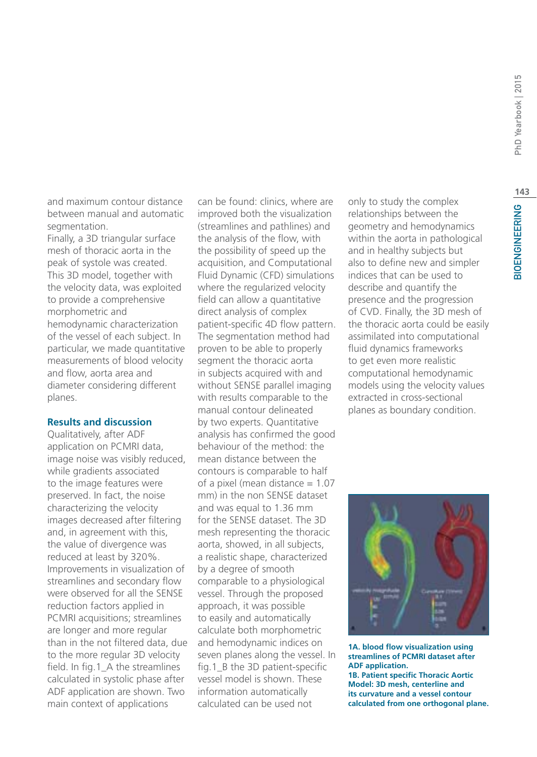and maximum contour distance between manual and automatic segmentation.
Finally, a 3D triangular surface mesh of thoracic aorta in the peak of systole was created. This 3D model, together with the velocity data, was exploited to provide a comprehensive morphometric and hemodynamic characterization of the vessel of each subject. In particular, we made quantitative measurements of blood velocity and flow, aorta area and diameter considering different planes.

### Results and discussion

Qualitatively, after ADF application on PCMRI data, image noise was visibly reduced, while gradients associated to the image features were preserved. In fact, the noise characterizing the velocity images decreased after filtering and, in agreement with this, the value of divergence was reduced at least by 320%. Improvements in visualization of streamlines and secondary flow were observed for all the SENSE reduction factors applied in PCMRI acquisitions; streamlines are longer and more regular than in the not filtered data, due to the more regular 3D velocity field. In fig.1_A the streamlines calculated in systolic phase after ADF application are shown. Two main context of applications can be found: clinics, where are improved both the visualization (streamlines and pathlines) and the analysis of the flow, with the possibility of speed up the acquisition, and Computational Fluid Dynamic (CFD) simulations where the regularized velocity field can allow a quantitative direct analysis of complex patient-specific 4D flow pattern. The segmentation method had proven to be able to properly segment the thoracic aorta in subjects acquired with and without SENSE parallel imaging with results comparable to the manual contour delineated by two experts. Quantitative analysis has confirmed the good behaviour of the method: the mean distance between the contours is comparable to half of a pixel (mean distance = 1.07 mm) in the non SENSE dataset and was equal to 1.36 mm for the SENSE dataset. The 3D mesh representing the thoracic aorta, showed, in all subjects, a realistic shape, characterized by a degree of smooth comparable to a physiological vessel. Through the proposed approach, it was possible to easily and automatically calculate both morphometric and hemodynamic indices on seven planes along the vessel. In fig.1_B the 3D patient-specific vessel model is shown. These information automatically calculated can be used not only to study the complex relationships between the geometry and hemodynamics within the aorta in pathological and in healthy subjects but also to define new and simpler indices that can be used to describe and quantify the presence and the progression of CVD. Finally, the 3D mesh of the thoracic aorta could be easily assimilated into computational fluid dynamics frameworks to get even more realistic computational hemodynamic models using the velocity values extracted in cross-sectional planes as boundary condition.

**1A. blood flow visualization using streamlines of PCMRI dataset after ADF application.**
**1B. Patient specific Thoracic Aortic Model: 3D mesh, centerline and its curvature and a vessel contour calculated from one orthogonal plane.**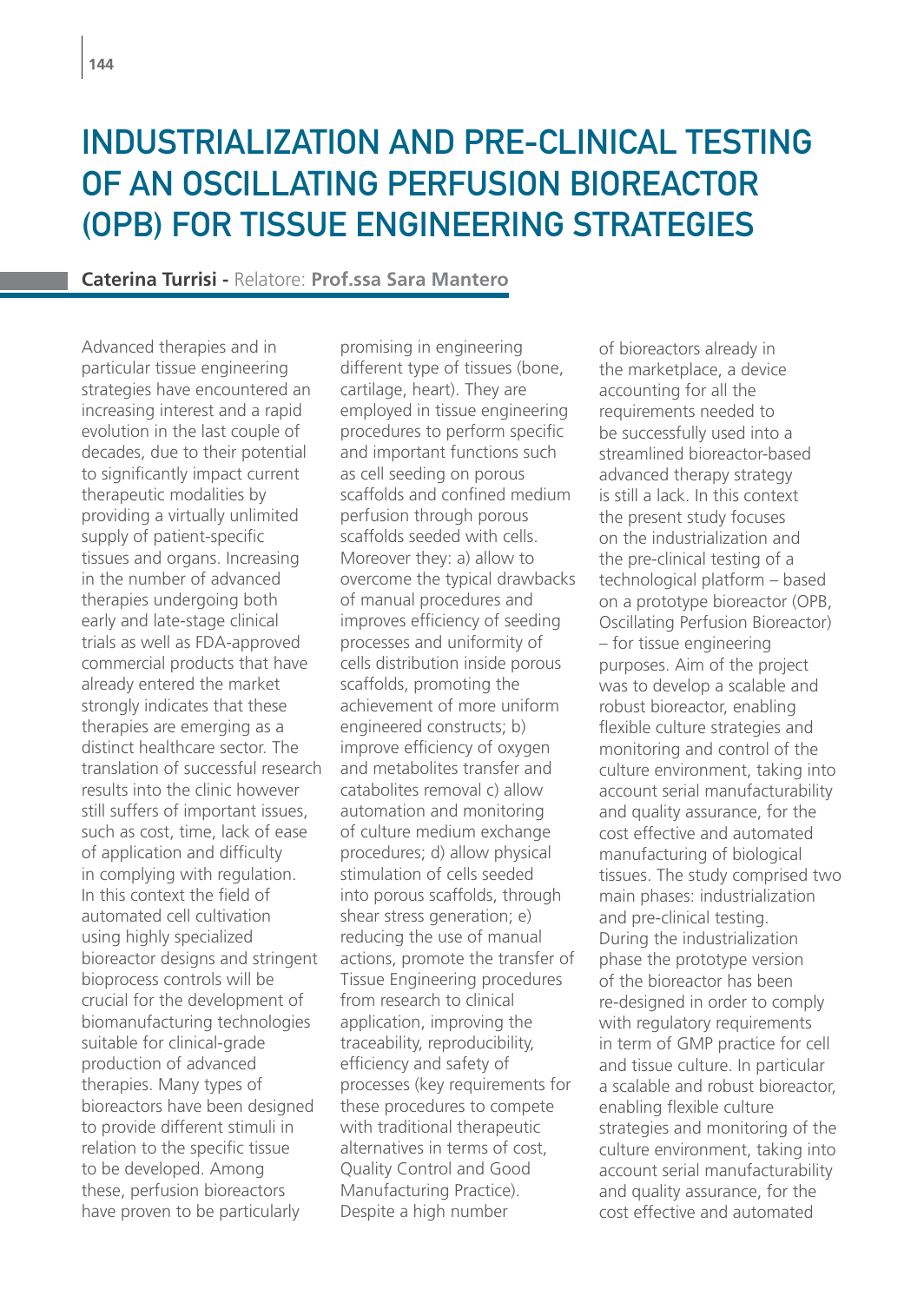# INDUSTRIALIZATION AND PRE-CLINICAL TESTING OF AN OSCILLATING PERFUSION BIOREACTOR (OPB) FOR TISSUE ENGINEERING STRATEGIES

**Caterina Turrisi -** Relatore: **Prof.ssa Sara Mantero**

Advanced therapies and in particular tissue engineering strategies have encountered an increasing interest and a rapid evolution in the last couple of decades, due to their potential to significantly impact current therapeutic modalities by providing a virtually unlimited supply of patient-specific tissues and organs. Increasing in the number of advanced therapies undergoing both early and late-stage clinical trials as well as FDA-approved commercial products that have already entered the market strongly indicates that these therapies are emerging as a distinct healthcare sector. The translation of successful research results into the clinic however still suffers of important issues, such as cost, time, lack of ease of application and difficulty in complying with regulation. In this context the field of automated cell cultivation using highly specialized bioreactor designs and stringent bioprocess controls will be crucial for the development of biomanufacturing technologies suitable for clinical-grade production of advanced therapies. Many types of bioreactors have been designed to provide different stimuli in relation to the specific tissue to be developed. Among these, perfusion bioreactors have proven to be particularly promising in engineering different type of tissues (bone, cartilage, heart). They are employed in tissue engineering procedures to perform specific and important functions such as cell seeding on porous scaffolds and confined medium perfusion through porous scaffolds seeded with cells. Moreover they: a) allow to overcome the typical drawbacks of manual procedures and improves efficiency of seeding processes and uniformity of cells distribution inside porous scaffolds, promoting the achievement of more uniform engineered constructs; b) improve efficiency of oxygen and metabolites transfer and catabolites removal c) allow automation and monitoring of culture medium exchange procedures; d) allow physical stimulation of cells seeded into porous scaffolds, through shear stress generation; e) reducing the use of manual actions, promote the transfer of Tissue Engineering procedures from research to clinical application, improving the traceability, reproducibility, efficiency and safety of processes (key requirements for these procedures to compete with traditional therapeutic alternatives in terms of cost, Quality Control and Good Manufacturing Practice). Despite a high number of bioreactors already in the marketplace, a device accounting for all the requirements needed to be successfully used into a streamlined bioreactor-based advanced therapy strategy is still a lack. In this context the present study focuses on the industrialization and the pre-clinical testing of a technological platform – based on a prototype bioreactor (OPB, Oscillating Perfusion Bioreactor) – for tissue engineering purposes. Aim of the project was to develop a scalable and robust bioreactor, enabling flexible culture strategies and monitoring and control of the culture environment, taking into account serial manufacturability and quality assurance, for the cost effective and automated manufacturing of biological tissues. The study comprised two main phases: industrialization and pre-clinical testing.

During the industrialization phase the prototype version of the bioreactor has been re-designed in order to comply with regulatory requirements in term of GMP practice for cell and tissue culture. In particular a scalable and robust bioreactor, enabling flexible culture strategies and monitoring of the culture environment, taking into account serial manufacturability and quality assurance, for the cost effective and automated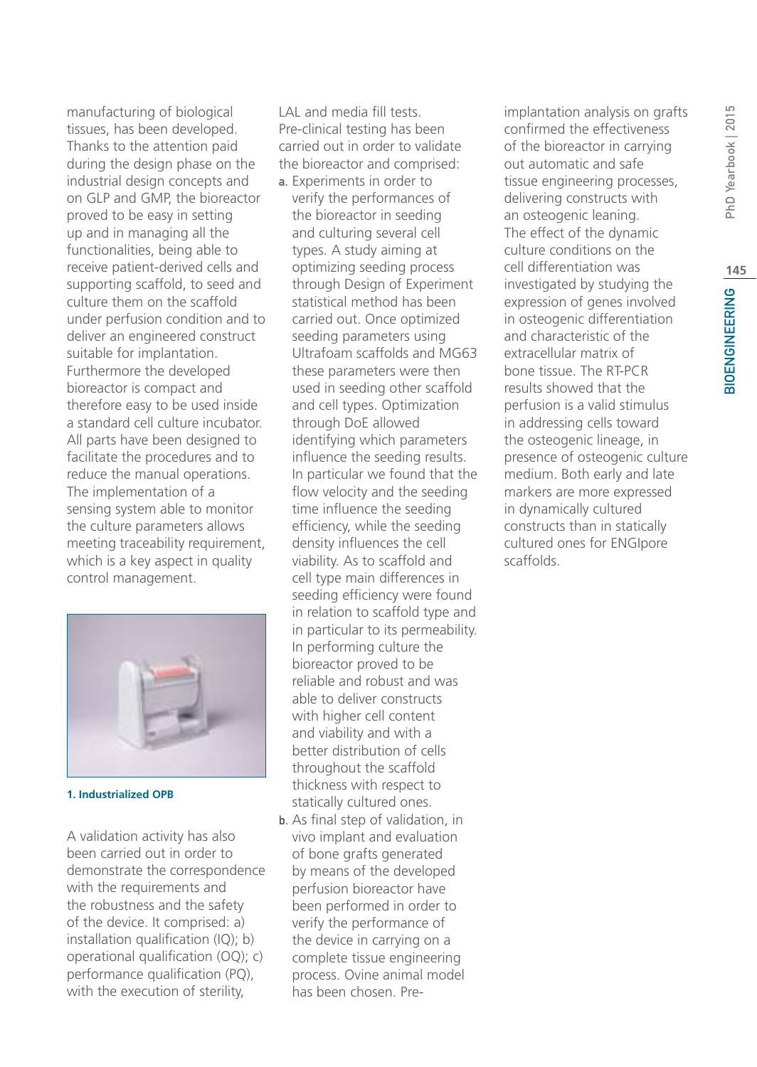manufacturing of biological tissues, has been developed. Thanks to the attention paid during the design phase on the industrial design concepts and on GLP and GMP, the bioreactor proved to be easy in setting up and in managing all the functionalities, being able to receive patient-derived cells and supporting scaffold, to seed and culture them on the scaffold under perfusion condition and to deliver an engineered construct suitable for implantation. Furthermore the developed bioreactor is compact and therefore easy to be used inside a standard cell culture incubator. All parts have been designed to facilitate the procedures and to reduce the manual operations. The implementation of a sensing system able to monitor the culture parameters allows meeting traceability requirement, which is a key aspect in quality control management.

**1. Industrialized OPB**

A validation activity has also been carried out in order to demonstrate the correspondence with the requirements and the robustness and the safety of the device. It comprised: a) installation qualification (IQ); b) operational qualification (OQ); c) performance qualification (PQ), with the execution of sterility, LAL and media fill tests.

Pre-clinical testing has been carried out in order to validate the bioreactor and comprised:

a. Experiments in order to verify the performances of the bioreactor in seeding and culturing several cell types. A study aiming at optimizing seeding process through Design of Experiment statistical method has been carried out. Once optimized seeding parameters using Ultrafoam scaffolds and MG63 these parameters were then used in seeding other scaffold and cell types. Optimization through DoE allowed identifying which parameters influence the seeding results. In particular we found that the flow velocity and the seeding time influence the seeding efficiency, while the seeding density influences the cell viability. As to scaffold and cell type main differences in seeding efficiency were found in relation to scaffold type and in particular to its permeability. In performing culture the bioreactor proved to be reliable and robust and was able to deliver constructs with higher cell content and viability and with a better distribution of cells throughout the scaffold thickness with respect to statically cultured ones.
b. As final step of validation, in vivo implant and evaluation of bone grafts generated by means of the developed perfusion bioreactor have been performed in order to verify the performance of the device in carrying on a complete tissue engineering process. Ovine animal model has been chosen. Pre-implantation analysis on grafts confirmed the effectiveness of the bioreactor in carrying out automatic and safe tissue engineering processes, delivering constructs with an osteogenic leaning. The effect of the dynamic culture conditions on the cell differentiation was investigated by studying the expression of genes involved in osteogenic differentiation and characteristic of the extracellular matrix of bone tissue. The RT-PCR results showed that the perfusion is a valid stimulus in addressing cells toward the osteogenic lineage, in presence of osteogenic culture medium. Both early and late markers are more expressed in dynamically cultured constructs than in statically cultured ones for ENGIpore scaffolds.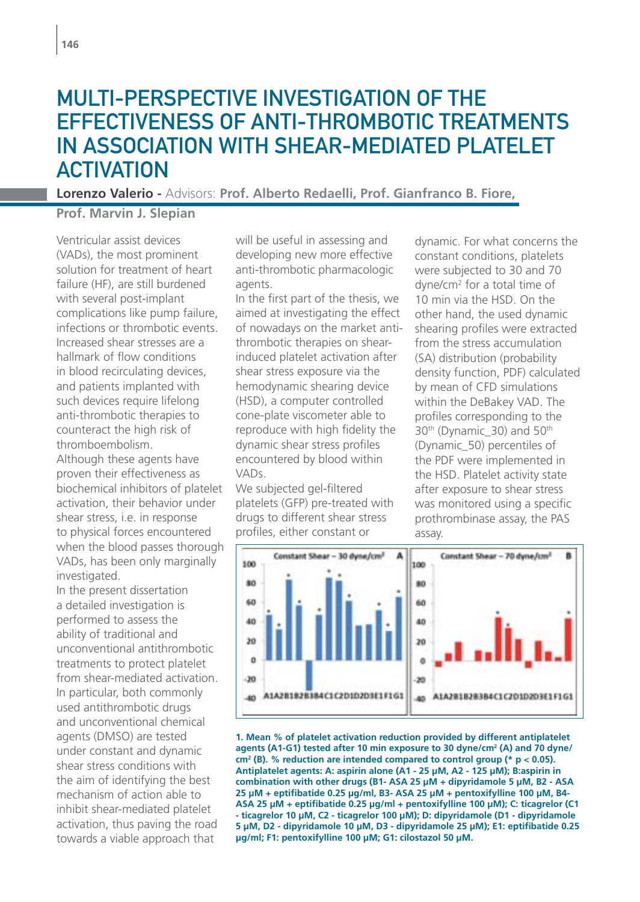# MULTI-PERSPECTIVE INVESTIGATION OF THE EFFECTIVENESS OF ANTI-THROMBOTIC TREATMENTS IN ASSOCIATION WITH SHEAR-MEDIATED PLATELET ACTIVATION

**Lorenzo Valerio -** Advisors: **Prof. Alberto Redaelli, Prof. Gianfranco B. Fiore, Prof. Marvin J. Slepian**

Ventricular assist devices (VADs), the most prominent solution for treatment of heart failure (HF), are still burdened with several post-implant complications like pump failure, infections or thrombotic events. Increased shear stresses are a hallmark of flow conditions in blood recirculating devices, and patients implanted with such devices require lifelong anti-thrombotic therapies to counteract the high risk of thromboembolism.
Although these agents have proven their effectiveness as biochemical inhibitors of platelet activation, their behavior under shear stress, i.e. in response to physical forces encountered when the blood passes thorough VADs, has been only marginally investigated.
In the present dissertation a detailed investigation is performed to assess the ability of traditional and unconventional antithrombotic treatments to protect platelet from shear-mediated activation. In particular, both commonly used antithrombotic drugs and unconventional chemical agents (DMSO) are tested under constant and dynamic shear stress conditions with the aim of identifying the best mechanism of action able to inhibit shear-mediated platelet activation, thus paving the road towards a viable approach that will be useful in assessing and developing new more effective anti-thrombotic pharmacologic agents.
In the first part of the thesis, we aimed at investigating the effect of nowadays on the market anti-thrombotic therapies on shear-induced platelet activation after shear stress exposure via the hemodynamic shearing device (HSD), a computer controlled cone-plate viscometer able to reproduce with high fidelity the dynamic shear stress profiles encountered by blood within VADs.
We subjected gel-filtered platelets (GFP) pre-treated with drugs to different shear stress profiles, either constant or dynamic. For what concerns the constant conditions, platelets were subjected to 30 and 70 dyne/cm$^2$ for a total time of 10 min via the HSD. On the other hand, the used dynamic shearing profiles were extracted from the stress accumulation (SA) distribution (probability density function, PDF) calculated by mean of CFD simulations within the DeBakey VAD. The profiles corresponding to the 30$^{th}$ (Dynamic_30) and 50$^{th}$ (Dynamic_50) percentiles of the PDF were implemented in the HSD. Platelet activity state after exposure to shear stress was monitored using a specific prothrombinase assay, the PAS assay.

**1. Mean % of platelet activation reduction provided by different antiplatelet agents (A1-G1) tested after 10 min exposure to 30 dyne/cm$^2$ (A) and 70 dyne/cm$^2$ (B). % reduction are intended compared to control group (* $p < 0.05$). Antiplatelet agents: A: aspirin alone (A1 - 25 μM, A2 - 125 μM); B:aspirin in combination with other drugs (B1- ASA 25 μM + dipyridamole 5 μM, B2 - ASA 25 μM + eptifibatide 0.25 μg/ml, B3- ASA 25 μM + pentoxifylline 100 μM, B4- ASA 25 μM + eptifibatide 0.25 μg/ml + pentoxifylline 100 μM); C: ticagrelor (C1 - ticagrelor 10 μM, C2 - ticagrelor 100 μM); D: dipyridamole (D1 - dipyridamole 5 μM, D2 - dipyridamole 10 μM, D3 - dipyridamole 25 μM); E1: eptifibatide 0.25 μg/ml; F1: pentoxifylline 100 μM; G1: cilostazol 50 μM.**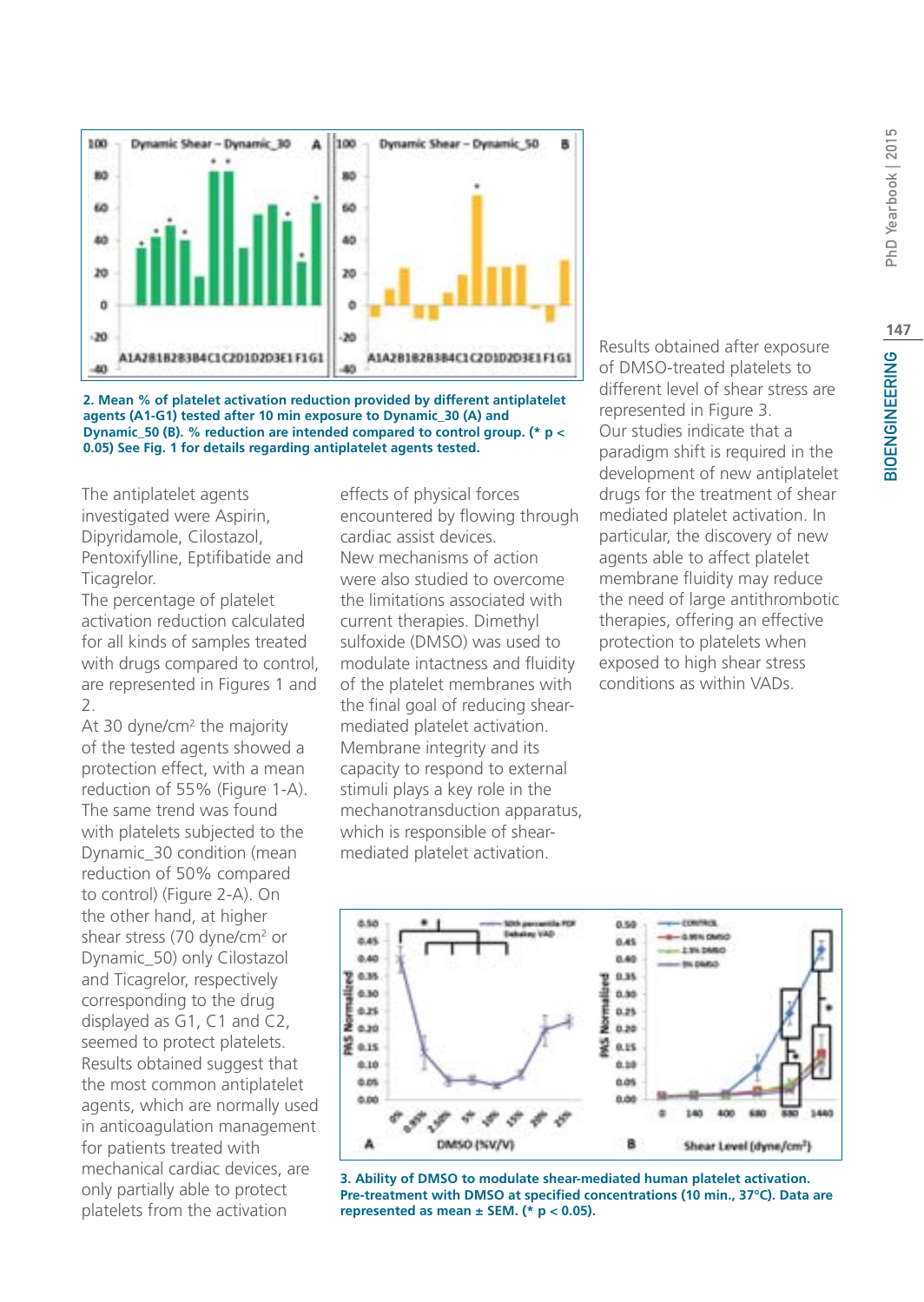Dynamic Shear – Dynamic_30 A

100
80
60
40
20
0
-20
-40

A1 A2 B1 B2 B3 B4 C1 C2 D1 D2 D3 E1 F1 G1

Dynamic Shear – Dynamic_50 B

100
80
60
40
20
0
-20
-40

A1 A2 B1 B2 B3 B4 C1 C2 D1 D2 D3 E1 F1 G1

**2. Mean % of platelet activation reduction provided by different antiplatelet agents (A1-G1) tested after 10 min exposure to Dynamic_30 (A) and Dynamic_50 (B). % reduction are intended compared to control group. (* $p < 0.05$) See Fig. 1 for details regarding antiplatelet agents tested.**

The antiplatelet agents investigated were Aspirin, Dipyridamole, Cilostazol, Pentoxifylline, Eptifibatide and Ticagrelor.

The percentage of platelet activation reduction calculated for all kinds of samples treated with drugs compared to control, are represented in Figures 1 and 2.

At 30 dyne/cm² the majority of the tested agents showed a protection effect, with a mean reduction of 55% (Figure 1-A). The same trend was found with platelets subjected to the Dynamic_30 condition (mean reduction of 50% compared to control) (Figure 2-A). On the other hand, at higher shear stress (70 dyne/cm² or Dynamic_50) only Cilostazol and Ticagrelor, respectively corresponding to the drug displayed as G1, C1 and C2, seemed to protect platelets. Results obtained suggest that the most common antiplatelet agents, which are normally used in anticoagulation management for patients treated with mechanical cardiac devices, are only partially able to protect platelets from the activation effects of physical forces encountered by flowing through cardiac assist devices.

New mechanisms of action were also studied to overcome the limitations associated with current therapies. Dimethyl sulfoxide (DMSO) was used to modulate intactness and fluidity of the platelet membranes with the final goal of reducing shear-mediated platelet activation. Membrane integrity and its capacity to respond to external stimuli plays a key role in the mechanotransduction apparatus, which is responsible of shear-mediated platelet activation.

Results obtained after exposure of DMSO-treated platelets to different level of shear stress are represented in Figure 3.

Our studies indicate that a paradigm shift is required in the development of new antiplatelet drugs for the treatment of shear mediated platelet activation. In particular, the discovery of new agents able to affect platelet membrane fluidity may reduce the need of large antithrombotic therapies, offering an effective protection to platelets when exposed to high shear stress conditions as within VADs.

A

PAS Normalized

0.50
0.45
0.40
0.35
0.30
0.25
0.20
0.15
0.10
0.05
0.00

50th percentile PDF Debakey VAD

DMSO (%V/V)

0% 0.85% 2.5% 5% 7.5% 10% 15% 20% 25%

B

PAS Normalized

CONTROL
0.85% DMSO
2.5% DMSO
5% DMSO

0.50
0.45
0.40
0.35
0.30
0.25
0.20
0.15
0.10
0.05
0.00

0 140 400 680 880 1440

Shear Level (dyne/cm²)

**3. Ability of DMSO to modulate shear-mediated human platelet activation. Pre-treatment with DMSO at specified concentrations (10 min., 37°C). Data are represented as mean ± SEM. (* $p < 0.05$).**